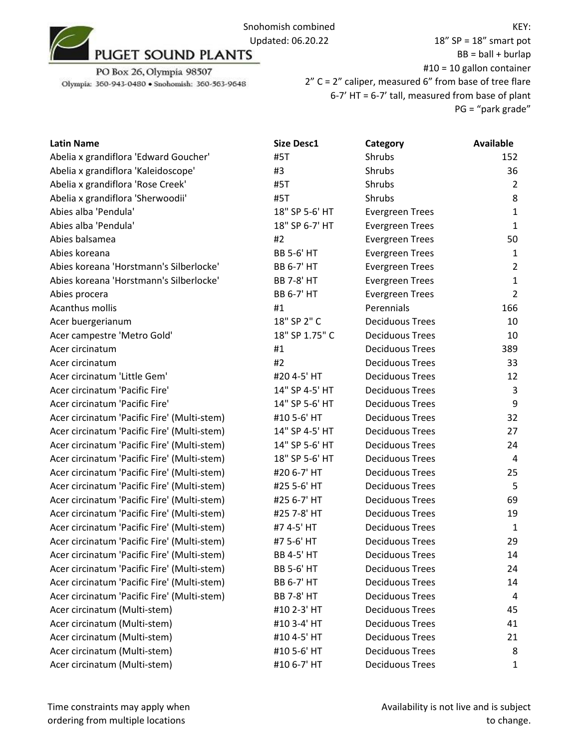PUGET SOUND PLANTS

PO Box 26, Olympia 98507

Olympia: 360-943-0480 • Snohomish: 360-563-9648

Snohomish combined

Updated: 06.20.22

KEY:

18" SP = 18" smart pot

BB = ball + burlap

#10 = 10 gallon container

2" C = 2" caliper, measured 6" from base of tree flare

6-7' HT = 6-7' tall, measured from base of plant

PG = "park grade"

| Latin Name | Size Desc1 | Category | Available |
|---|---|---|---|
| Abelia x grandiflora 'Edward Goucher' | #5T | Shrubs | 152 |
| Abelia x grandiflora 'Kaleidoscope' | #3 | Shrubs | 36 |
| Abelia x grandiflora 'Rose Creek' | #5T | Shrubs | 2 |
| Abelia x grandiflora 'Sherwoodii' | #5T | Shrubs | 8 |
| Abies alba 'Pendula' | 18" SP 5-6' HT | Evergreen Trees | 1 |
| Abies alba 'Pendula' | 18" SP 6-7' HT | Evergreen Trees | 1 |
| Abies balsamea | #2 | Evergreen Trees | 50 |
| Abies koreana | BB 5-6' HT | Evergreen Trees | 1 |
| Abies koreana 'Horstmann's Silberlocke' | BB 6-7' HT | Evergreen Trees | 2 |
| Abies koreana 'Horstmann's Silberlocke' | BB 7-8' HT | Evergreen Trees | 1 |
| Abies procera | BB 6-7' HT | Evergreen Trees | 2 |
| Acanthus mollis | #1 | Perennials | 166 |
| Acer buergerianum | 18" SP 2" C | Deciduous Trees | 10 |
| Acer campestre 'Metro Gold' | 18" SP 1.75" C | Deciduous Trees | 10 |
| Acer circinatum | #1 | Deciduous Trees | 389 |
| Acer circinatum | #2 | Deciduous Trees | 33 |
| Acer circinatum 'Little Gem' | #20 4-5' HT | Deciduous Trees | 12 |
| Acer circinatum 'Pacific Fire' | 14" SP 4-5' HT | Deciduous Trees | 3 |
| Acer circinatum 'Pacific Fire' | 14" SP 5-6' HT | Deciduous Trees | 9 |
| Acer circinatum 'Pacific Fire' (Multi-stem) | #10 5-6' HT | Deciduous Trees | 32 |
| Acer circinatum 'Pacific Fire' (Multi-stem) | 14" SP 4-5' HT | Deciduous Trees | 27 |
| Acer circinatum 'Pacific Fire' (Multi-stem) | 14" SP 5-6' HT | Deciduous Trees | 24 |
| Acer circinatum 'Pacific Fire' (Multi-stem) | 18" SP 5-6' HT | Deciduous Trees | 4 |
| Acer circinatum 'Pacific Fire' (Multi-stem) | #20 6-7' HT | Deciduous Trees | 25 |
| Acer circinatum 'Pacific Fire' (Multi-stem) | #25 5-6' HT | Deciduous Trees | 5 |
| Acer circinatum 'Pacific Fire' (Multi-stem) | #25 6-7' HT | Deciduous Trees | 69 |
| Acer circinatum 'Pacific Fire' (Multi-stem) | #25 7-8' HT | Deciduous Trees | 19 |
| Acer circinatum 'Pacific Fire' (Multi-stem) | #7 4-5' HT | Deciduous Trees | 1 |
| Acer circinatum 'Pacific Fire' (Multi-stem) | #7 5-6' HT | Deciduous Trees | 29 |
| Acer circinatum 'Pacific Fire' (Multi-stem) | BB 4-5' HT | Deciduous Trees | 14 |
| Acer circinatum 'Pacific Fire' (Multi-stem) | BB 5-6' HT | Deciduous Trees | 24 |
| Acer circinatum 'Pacific Fire' (Multi-stem) | BB 6-7' HT | Deciduous Trees | 14 |
| Acer circinatum 'Pacific Fire' (Multi-stem) | BB 7-8' HT | Deciduous Trees | 4 |
| Acer circinatum (Multi-stem) | #10 2-3' HT | Deciduous Trees | 45 |
| Acer circinatum (Multi-stem) | #10 3-4' HT | Deciduous Trees | 41 |
| Acer circinatum (Multi-stem) | #10 4-5' HT | Deciduous Trees | 21 |
| Acer circinatum (Multi-stem) | #10 5-6' HT | Deciduous Trees | 8 |
| Acer circinatum (Multi-stem) | #10 6-7' HT | Deciduous Trees | 1 |

Time constraints may apply when ordering from multiple locations

Availability is not live and is subject to change.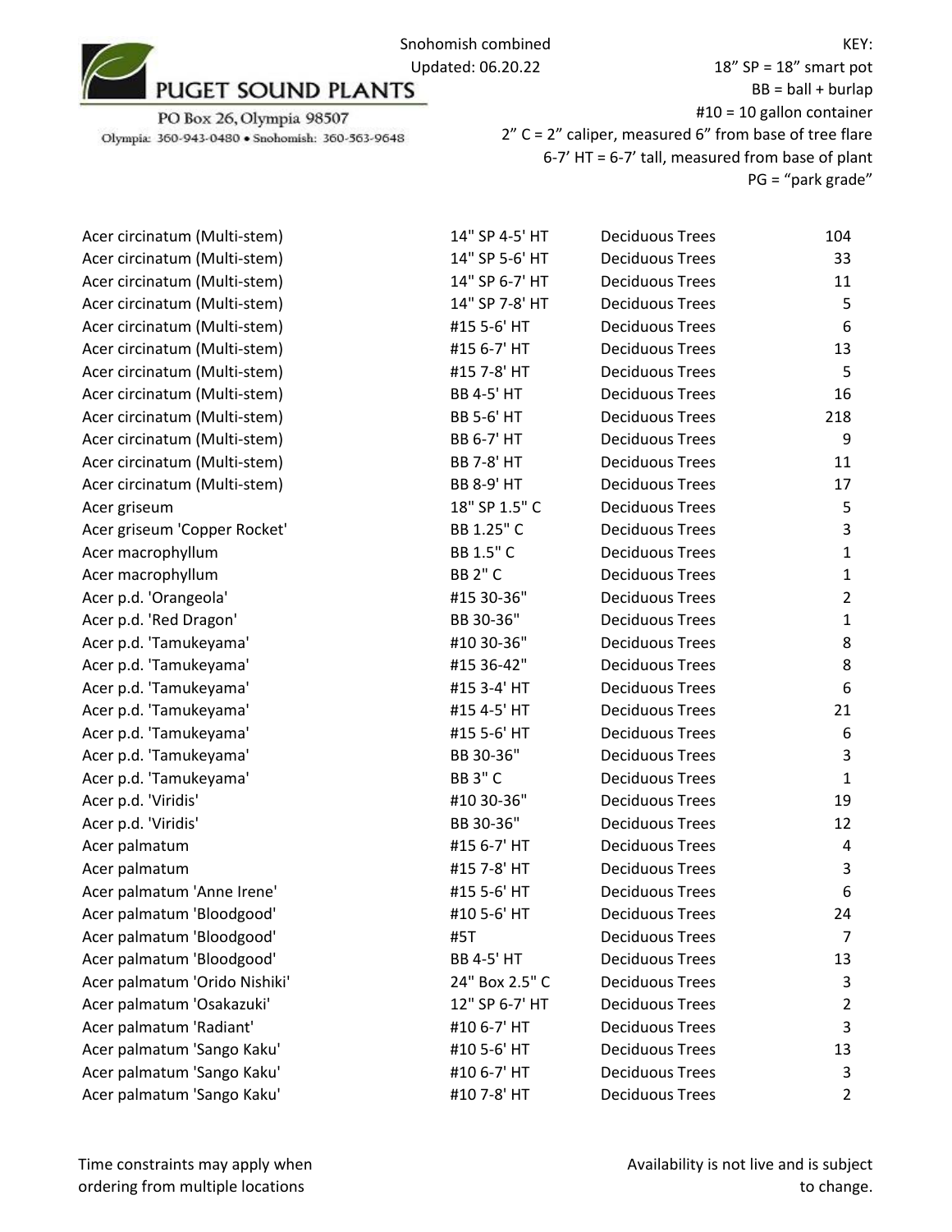PUGET SOUND PLANTS

PO Box 26, Olympia 98507

Olympia: 360-943-0480 • Snohomish: 360-563-9648

Snohomish combined
Updated: 06.20.22

KEY:
18" SP = 18" smart pot
BB = ball + burlap
#10 = 10 gallon container
2" C = 2" caliper, measured 6" from base of tree flare
6-7' HT = 6-7' tall, measured from base of plant
PG = "park grade"

| | | | |
|---|---|---|---|
| Acer circinatum (Multi-stem) | 14" SP 4-5' HT | Deciduous Trees | 104 |
| Acer circinatum (Multi-stem) | 14" SP 5-6' HT | Deciduous Trees | 33 |
| Acer circinatum (Multi-stem) | 14" SP 6-7' HT | Deciduous Trees | 11 |
| Acer circinatum (Multi-stem) | 14" SP 7-8' HT | Deciduous Trees | 5 |
| Acer circinatum (Multi-stem) | #15 5-6' HT | Deciduous Trees | 6 |
| Acer circinatum (Multi-stem) | #15 6-7' HT | Deciduous Trees | 13 |
| Acer circinatum (Multi-stem) | #15 7-8' HT | Deciduous Trees | 5 |
| Acer circinatum (Multi-stem) | BB 4-5' HT | Deciduous Trees | 16 |
| Acer circinatum (Multi-stem) | BB 5-6' HT | Deciduous Trees | 218 |
| Acer circinatum (Multi-stem) | BB 6-7' HT | Deciduous Trees | 9 |
| Acer circinatum (Multi-stem) | BB 7-8' HT | Deciduous Trees | 11 |
| Acer circinatum (Multi-stem) | BB 8-9' HT | Deciduous Trees | 17 |
| Acer griseum | 18" SP 1.5" C | Deciduous Trees | 5 |
| Acer griseum 'Copper Rocket' | BB 1.25" C | Deciduous Trees | 3 |
| Acer macrophyllum | BB 1.5" C | Deciduous Trees | 1 |
| Acer macrophyllum | BB 2" C | Deciduous Trees | 1 |
| Acer p.d. 'Orangeola' | #15 30-36" | Deciduous Trees | 2 |
| Acer p.d. 'Red Dragon' | BB 30-36" | Deciduous Trees | 1 |
| Acer p.d. 'Tamukeyama' | #10 30-36" | Deciduous Trees | 8 |
| Acer p.d. 'Tamukeyama' | #15 36-42" | Deciduous Trees | 8 |
| Acer p.d. 'Tamukeyama' | #15 3-4' HT | Deciduous Trees | 6 |
| Acer p.d. 'Tamukeyama' | #15 4-5' HT | Deciduous Trees | 21 |
| Acer p.d. 'Tamukeyama' | #15 5-6' HT | Deciduous Trees | 6 |
| Acer p.d. 'Tamukeyama' | BB 30-36" | Deciduous Trees | 3 |
| Acer p.d. 'Tamukeyama' | BB 3" C | Deciduous Trees | 1 |
| Acer p.d. 'Viridis' | #10 30-36" | Deciduous Trees | 19 |
| Acer p.d. 'Viridis' | BB 30-36" | Deciduous Trees | 12 |
| Acer palmatum | #15 6-7' HT | Deciduous Trees | 4 |
| Acer palmatum | #15 7-8' HT | Deciduous Trees | 3 |
| Acer palmatum 'Anne Irene' | #15 5-6' HT | Deciduous Trees | 6 |
| Acer palmatum 'Bloodgood' | #10 5-6' HT | Deciduous Trees | 24 |
| Acer palmatum 'Bloodgood' | #5T | Deciduous Trees | 7 |
| Acer palmatum 'Bloodgood' | BB 4-5' HT | Deciduous Trees | 13 |
| Acer palmatum 'Orido Nishiki' | 24" Box 2.5" C | Deciduous Trees | 3 |
| Acer palmatum 'Osakazuki' | 12" SP 6-7' HT | Deciduous Trees | 2 |
| Acer palmatum 'Radiant' | #10 6-7' HT | Deciduous Trees | 3 |
| Acer palmatum 'Sango Kaku' | #10 5-6' HT | Deciduous Trees | 13 |
| Acer palmatum 'Sango Kaku' | #10 6-7' HT | Deciduous Trees | 3 |
| Acer palmatum 'Sango Kaku' | #10 7-8' HT | Deciduous Trees | 2 |

Time constraints may apply when ordering from multiple locations

Availability is not live and is subject to change.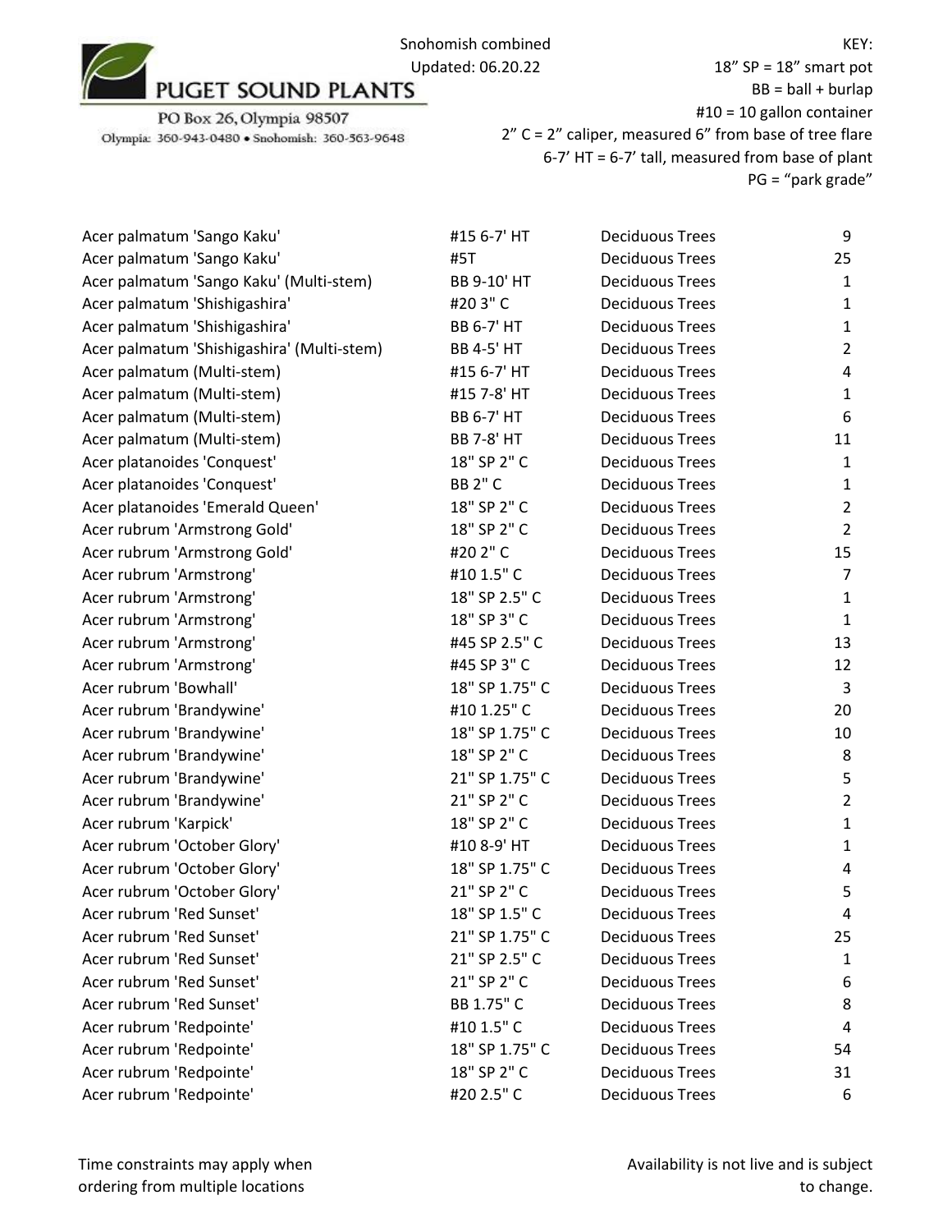PUGET SOUND PLANTS

PO Box 26, Olympia 98507

Olympia: 360-943-0480 • Snohomish: 360-563-9648

Snohomish combined

Updated: 06.20.22

KEY:

18" SP = 18" smart pot

BB = ball + burlap

#10 = 10 gallon container

2" C = 2" caliper, measured 6" from base of tree flare

6-7' HT = 6-7' tall, measured from base of plant

PG = "park grade"

| Plant | Size | Category | Qty |
|---|---|---|---|
| Acer palmatum 'Sango Kaku' | #15 6-7' HT | Deciduous Trees | 9 |
| Acer palmatum 'Sango Kaku' | #5T | Deciduous Trees | 25 |
| Acer palmatum 'Sango Kaku' (Multi-stem) | BB 9-10' HT | Deciduous Trees | 1 |
| Acer palmatum 'Shishigashira' | #20 3" C | Deciduous Trees | 1 |
| Acer palmatum 'Shishigashira' | BB 6-7' HT | Deciduous Trees | 1 |
| Acer palmatum 'Shishigashira' (Multi-stem) | BB 4-5' HT | Deciduous Trees | 2 |
| Acer palmatum (Multi-stem) | #15 6-7' HT | Deciduous Trees | 4 |
| Acer palmatum (Multi-stem) | #15 7-8' HT | Deciduous Trees | 1 |
| Acer palmatum (Multi-stem) | BB 6-7' HT | Deciduous Trees | 6 |
| Acer palmatum (Multi-stem) | BB 7-8' HT | Deciduous Trees | 11 |
| Acer platanoides 'Conquest' | 18" SP 2" C | Deciduous Trees | 1 |
| Acer platanoides 'Conquest' | BB 2" C | Deciduous Trees | 1 |
| Acer platanoides 'Emerald Queen' | 18" SP 2" C | Deciduous Trees | 2 |
| Acer rubrum 'Armstrong Gold' | 18" SP 2" C | Deciduous Trees | 2 |
| Acer rubrum 'Armstrong Gold' | #20 2" C | Deciduous Trees | 15 |
| Acer rubrum 'Armstrong' | #10 1.5" C | Deciduous Trees | 7 |
| Acer rubrum 'Armstrong' | 18" SP 2.5" C | Deciduous Trees | 1 |
| Acer rubrum 'Armstrong' | 18" SP 3" C | Deciduous Trees | 1 |
| Acer rubrum 'Armstrong' | #45 SP 2.5" C | Deciduous Trees | 13 |
| Acer rubrum 'Armstrong' | #45 SP 3" C | Deciduous Trees | 12 |
| Acer rubrum 'Bowhall' | 18" SP 1.75" C | Deciduous Trees | 3 |
| Acer rubrum 'Brandywine' | #10 1.25" C | Deciduous Trees | 20 |
| Acer rubrum 'Brandywine' | 18" SP 1.75" C | Deciduous Trees | 10 |
| Acer rubrum 'Brandywine' | 18" SP 2" C | Deciduous Trees | 8 |
| Acer rubrum 'Brandywine' | 21" SP 1.75" C | Deciduous Trees | 5 |
| Acer rubrum 'Brandywine' | 21" SP 2" C | Deciduous Trees | 2 |
| Acer rubrum 'Karpick' | 18" SP 2" C | Deciduous Trees | 1 |
| Acer rubrum 'October Glory' | #10 8-9' HT | Deciduous Trees | 1 |
| Acer rubrum 'October Glory' | 18" SP 1.75" C | Deciduous Trees | 4 |
| Acer rubrum 'October Glory' | 21" SP 2" C | Deciduous Trees | 5 |
| Acer rubrum 'Red Sunset' | 18" SP 1.5" C | Deciduous Trees | 4 |
| Acer rubrum 'Red Sunset' | 21" SP 1.75" C | Deciduous Trees | 25 |
| Acer rubrum 'Red Sunset' | 21" SP 2.5" C | Deciduous Trees | 1 |
| Acer rubrum 'Red Sunset' | 21" SP 2" C | Deciduous Trees | 6 |
| Acer rubrum 'Red Sunset' | BB 1.75" C | Deciduous Trees | 8 |
| Acer rubrum 'Redpointe' | #10 1.5" C | Deciduous Trees | 4 |
| Acer rubrum 'Redpointe' | 18" SP 1.75" C | Deciduous Trees | 54 |
| Acer rubrum 'Redpointe' | 18" SP 2" C | Deciduous Trees | 31 |
| Acer rubrum 'Redpointe' | #20 2.5" C | Deciduous Trees | 6 |

Time constraints may apply when ordering from multiple locations

Availability is not live and is subject to change.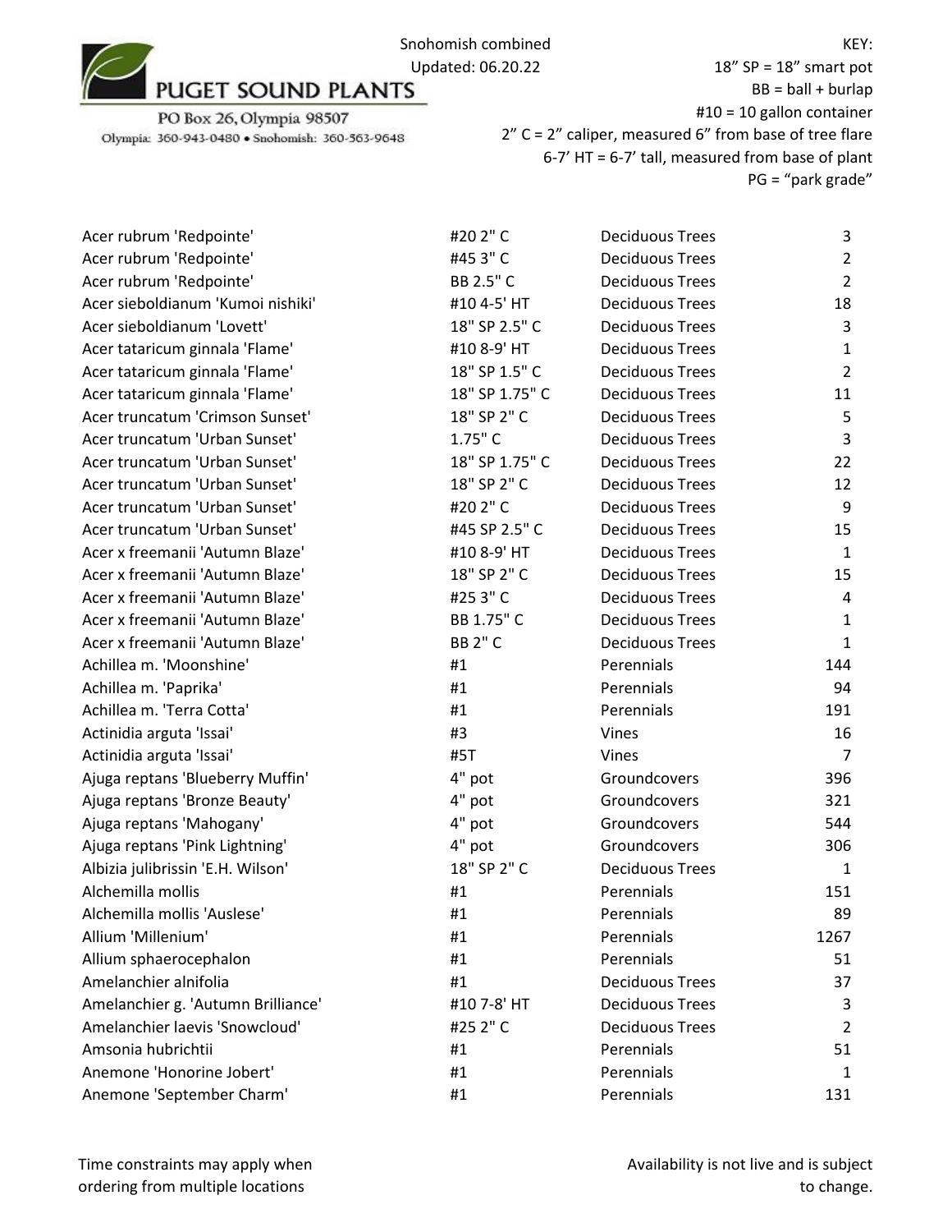PUGET SOUND PLANTS

PO Box 26, Olympia 98507
Olympia: 360-943-0480 • Snohomish: 360-563-9648

Snohomish combined
Updated: 06.20.22

KEY:
18” SP = 18” smart pot
BB = ball + burlap
#10 = 10 gallon container
2” C = 2” caliper, measured 6” from base of tree flare
6-7’ HT = 6-7’ tall, measured from base of plant
PG = “park grade”

| | | | |
|---|---|---|---|
| Acer rubrum 'Redpointe' | #20 2" C | Deciduous Trees | 3 |
| Acer rubrum 'Redpointe' | #45 3" C | Deciduous Trees | 2 |
| Acer rubrum 'Redpointe' | BB 2.5" C | Deciduous Trees | 2 |
| Acer sieboldianum 'Kumoi nishiki' | #10 4-5' HT | Deciduous Trees | 18 |
| Acer sieboldianum 'Lovett' | 18" SP 2.5" C | Deciduous Trees | 3 |
| Acer tataricum ginnala 'Flame' | #10 8-9' HT | Deciduous Trees | 1 |
| Acer tataricum ginnala 'Flame' | 18" SP 1.5" C | Deciduous Trees | 2 |
| Acer tataricum ginnala 'Flame' | 18" SP 1.75" C | Deciduous Trees | 11 |
| Acer truncatum 'Crimson Sunset' | 18" SP 2" C | Deciduous Trees | 5 |
| Acer truncatum 'Urban Sunset' | 1.75" C | Deciduous Trees | 3 |
| Acer truncatum 'Urban Sunset' | 18" SP 1.75" C | Deciduous Trees | 22 |
| Acer truncatum 'Urban Sunset' | 18" SP 2" C | Deciduous Trees | 12 |
| Acer truncatum 'Urban Sunset' | #20 2" C | Deciduous Trees | 9 |
| Acer truncatum 'Urban Sunset' | #45 SP 2.5" C | Deciduous Trees | 15 |
| Acer x freemanii 'Autumn Blaze' | #10 8-9' HT | Deciduous Trees | 1 |
| Acer x freemanii 'Autumn Blaze' | 18" SP 2" C | Deciduous Trees | 15 |
| Acer x freemanii 'Autumn Blaze' | #25 3" C | Deciduous Trees | 4 |
| Acer x freemanii 'Autumn Blaze' | BB 1.75" C | Deciduous Trees | 1 |
| Acer x freemanii 'Autumn Blaze' | BB 2" C | Deciduous Trees | 1 |
| Achillea m. 'Moonshine' | #1 | Perennials | 144 |
| Achillea m. 'Paprika' | #1 | Perennials | 94 |
| Achillea m. 'Terra Cotta' | #1 | Perennials | 191 |
| Actinidia arguta 'Issai' | #3 | Vines | 16 |
| Actinidia arguta 'Issai' | #5T | Vines | 7 |
| Ajuga reptans 'Blueberry Muffin' | 4" pot | Groundcovers | 396 |
| Ajuga reptans 'Bronze Beauty' | 4" pot | Groundcovers | 321 |
| Ajuga reptans 'Mahogany' | 4" pot | Groundcovers | 544 |
| Ajuga reptans 'Pink Lightning' | 4" pot | Groundcovers | 306 |
| Albizia julibrissin 'E.H. Wilson' | 18" SP 2" C | Deciduous Trees | 1 |
| Alchemilla mollis | #1 | Perennials | 151 |
| Alchemilla mollis 'Auslese' | #1 | Perennials | 89 |
| Allium 'Millenium' | #1 | Perennials | 1267 |
| Allium sphaerocephalon | #1 | Perennials | 51 |
| Amelanchier alnifolia | #1 | Deciduous Trees | 37 |
| Amelanchier g. 'Autumn Brilliance' | #10 7-8' HT | Deciduous Trees | 3 |
| Amelanchier laevis 'Snowcloud' | #25 2" C | Deciduous Trees | 2 |
| Amsonia hubrichtii | #1 | Perennials | 51 |
| Anemone 'Honorine Jobert' | #1 | Perennials | 1 |
| Anemone 'September Charm' | #1 | Perennials | 131 |

Time constraints may apply when ordering from multiple locations

Availability is not live and is subject to change.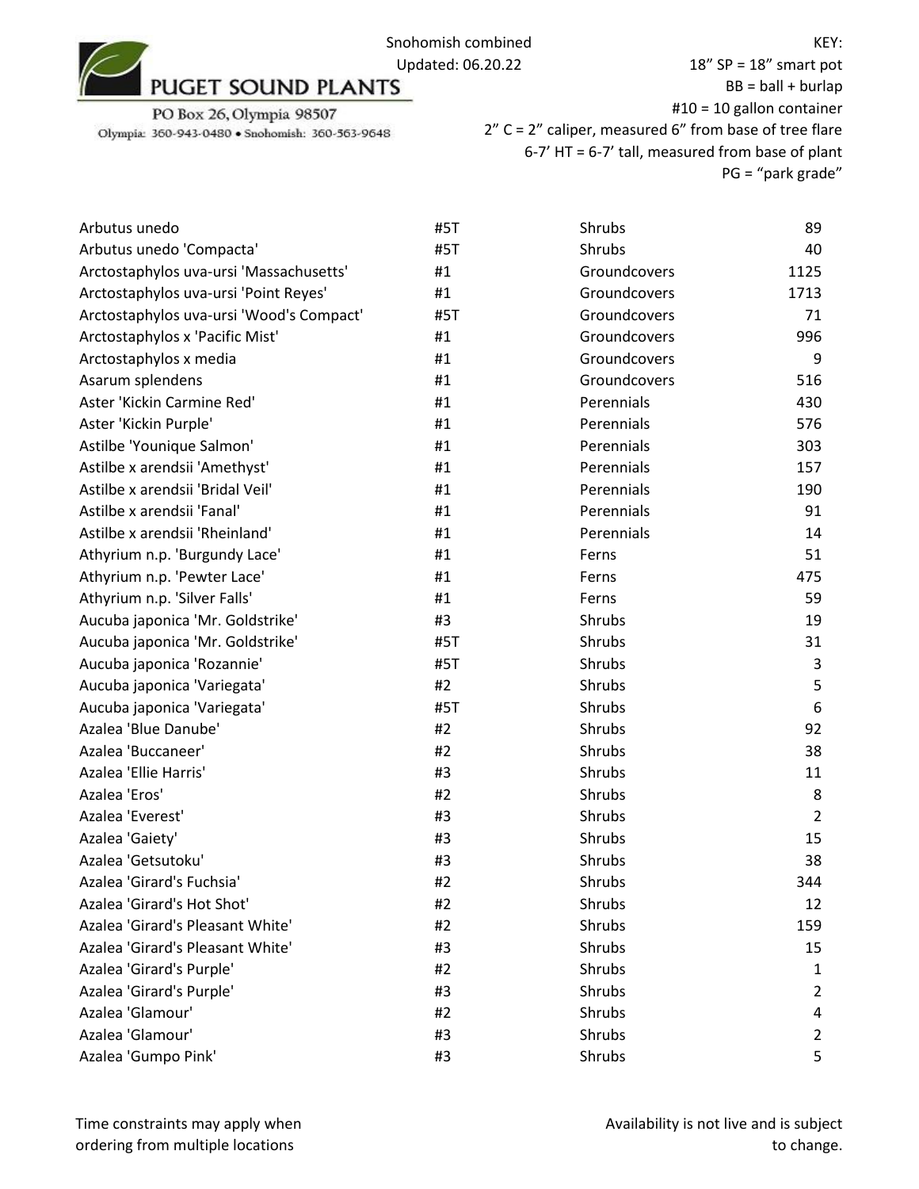PUGET SOUND PLANTS
PO Box 26, Olympia 98507
Olympia: 360-943-0480 • Snohomish: 360-563-9648

Snohomish combined
Updated: 06.20.22

KEY:
18" SP = 18" smart pot
BB = ball + burlap
#10 = 10 gallon container
2" C = 2" caliper, measured 6" from base of tree flare
6-7' HT = 6-7' tall, measured from base of plant
PG = "park grade"

| | | | |
|---|---|---|---|
| Arbutus unedo | #5T | Shrubs | 89 |
| Arbutus unedo 'Compacta' | #5T | Shrubs | 40 |
| Arctostaphylos uva-ursi 'Massachusetts' | #1 | Groundcovers | 1125 |
| Arctostaphylos uva-ursi 'Point Reyes' | #1 | Groundcovers | 1713 |
| Arctostaphylos uva-ursi 'Wood's Compact' | #5T | Groundcovers | 71 |
| Arctostaphylos x 'Pacific Mist' | #1 | Groundcovers | 996 |
| Arctostaphylos x media | #1 | Groundcovers | 9 |
| Asarum splendens | #1 | Groundcovers | 516 |
| Aster 'Kickin Carmine Red' | #1 | Perennials | 430 |
| Aster 'Kickin Purple' | #1 | Perennials | 576 |
| Astilbe 'Younique Salmon' | #1 | Perennials | 303 |
| Astilbe x arendsii 'Amethyst' | #1 | Perennials | 157 |
| Astilbe x arendsii 'Bridal Veil' | #1 | Perennials | 190 |
| Astilbe x arendsii 'Fanal' | #1 | Perennials | 91 |
| Astilbe x arendsii 'Rheinland' | #1 | Perennials | 14 |
| Athyrium n.p. 'Burgundy Lace' | #1 | Ferns | 51 |
| Athyrium n.p. 'Pewter Lace' | #1 | Ferns | 475 |
| Athyrium n.p. 'Silver Falls' | #1 | Ferns | 59 |
| Aucuba japonica 'Mr. Goldstrike' | #3 | Shrubs | 19 |
| Aucuba japonica 'Mr. Goldstrike' | #5T | Shrubs | 31 |
| Aucuba japonica 'Rozannie' | #5T | Shrubs | 3 |
| Aucuba japonica 'Variegata' | #2 | Shrubs | 5 |
| Aucuba japonica 'Variegata' | #5T | Shrubs | 6 |
| Azalea 'Blue Danube' | #2 | Shrubs | 92 |
| Azalea 'Buccaneer' | #2 | Shrubs | 38 |
| Azalea 'Ellie Harris' | #3 | Shrubs | 11 |
| Azalea 'Eros' | #2 | Shrubs | 8 |
| Azalea 'Everest' | #3 | Shrubs | 2 |
| Azalea 'Gaiety' | #3 | Shrubs | 15 |
| Azalea 'Getsutoku' | #3 | Shrubs | 38 |
| Azalea 'Girard's Fuchsia' | #2 | Shrubs | 344 |
| Azalea 'Girard's Hot Shot' | #2 | Shrubs | 12 |
| Azalea 'Girard's Pleasant White' | #2 | Shrubs | 159 |
| Azalea 'Girard's Pleasant White' | #3 | Shrubs | 15 |
| Azalea 'Girard's Purple' | #2 | Shrubs | 1 |
| Azalea 'Girard's Purple' | #3 | Shrubs | 2 |
| Azalea 'Glamour' | #2 | Shrubs | 4 |
| Azalea 'Glamour' | #3 | Shrubs | 2 |
| Azalea 'Gumpo Pink' | #3 | Shrubs | 5 |

Time constraints may apply when ordering from multiple locations

Availability is not live and is subject to change.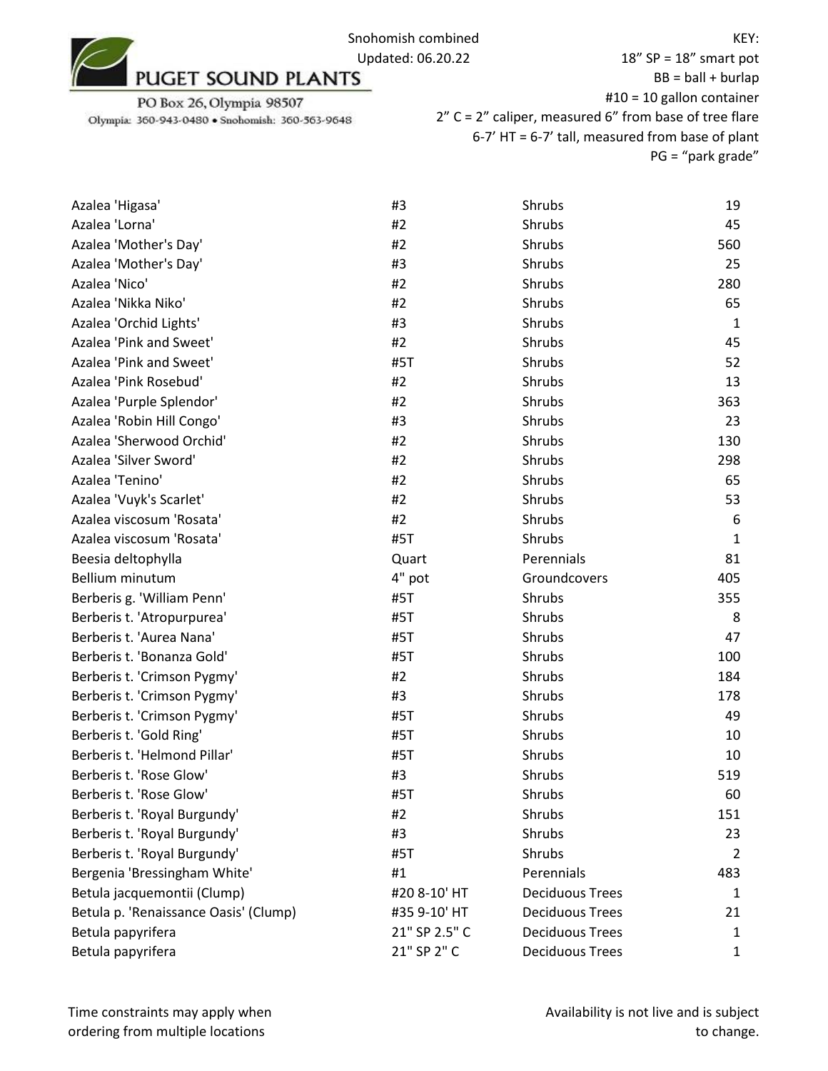PUGET SOUND PLANTS

PO Box 26, Olympia 98507

Olympia: 360-943-0480 • Snohomish: 360-563-9648

Snohomish combined
Updated: 06.20.22

KEY:
18” SP = 18” smart pot
BB = ball + burlap
#10 = 10 gallon container
2” C = 2” caliper, measured 6” from base of tree flare
6-7’ HT = 6-7’ tall, measured from base of plant
PG = “park grade”

| | | | |
|---|---|---|---|
| Azalea 'Higasa' | #3 | Shrubs | 19 |
| Azalea 'Lorna' | #2 | Shrubs | 45 |
| Azalea 'Mother's Day' | #2 | Shrubs | 560 |
| Azalea 'Mother's Day' | #3 | Shrubs | 25 |
| Azalea 'Nico' | #2 | Shrubs | 280 |
| Azalea 'Nikka Niko' | #2 | Shrubs | 65 |
| Azalea 'Orchid Lights' | #3 | Shrubs | 1 |
| Azalea 'Pink and Sweet' | #2 | Shrubs | 45 |
| Azalea 'Pink and Sweet' | #5T | Shrubs | 52 |
| Azalea 'Pink Rosebud' | #2 | Shrubs | 13 |
| Azalea 'Purple Splendor' | #2 | Shrubs | 363 |
| Azalea 'Robin Hill Congo' | #3 | Shrubs | 23 |
| Azalea 'Sherwood Orchid' | #2 | Shrubs | 130 |
| Azalea 'Silver Sword' | #2 | Shrubs | 298 |
| Azalea 'Tenino' | #2 | Shrubs | 65 |
| Azalea 'Vuyk's Scarlet' | #2 | Shrubs | 53 |
| Azalea viscosum 'Rosata' | #2 | Shrubs | 6 |
| Azalea viscosum 'Rosata' | #5T | Shrubs | 1 |
| Beesia deltophylla | Quart | Perennials | 81 |
| Bellium minutum | 4" pot | Groundcovers | 405 |
| Berberis g. 'William Penn' | #5T | Shrubs | 355 |
| Berberis t. 'Atropurpurea' | #5T | Shrubs | 8 |
| Berberis t. 'Aurea Nana' | #5T | Shrubs | 47 |
| Berberis t. 'Bonanza Gold' | #5T | Shrubs | 100 |
| Berberis t. 'Crimson Pygmy' | #2 | Shrubs | 184 |
| Berberis t. 'Crimson Pygmy' | #3 | Shrubs | 178 |
| Berberis t. 'Crimson Pygmy' | #5T | Shrubs | 49 |
| Berberis t. 'Gold Ring' | #5T | Shrubs | 10 |
| Berberis t. 'Helmond Pillar' | #5T | Shrubs | 10 |
| Berberis t. 'Rose Glow' | #3 | Shrubs | 519 |
| Berberis t. 'Rose Glow' | #5T | Shrubs | 60 |
| Berberis t. 'Royal Burgundy' | #2 | Shrubs | 151 |
| Berberis t. 'Royal Burgundy' | #3 | Shrubs | 23 |
| Berberis t. 'Royal Burgundy' | #5T | Shrubs | 2 |
| Bergenia 'Bressingham White' | #1 | Perennials | 483 |
| Betula jacquemontii (Clump) | #20 8-10' HT | Deciduous Trees | 1 |
| Betula p. 'Renaissance Oasis' (Clump) | #35 9-10' HT | Deciduous Trees | 21 |
| Betula papyrifera | 21" SP 2.5" C | Deciduous Trees | 1 |
| Betula papyrifera | 21" SP 2" C | Deciduous Trees | 1 |

Time constraints may apply when ordering from multiple locations

Availability is not live and is subject to change.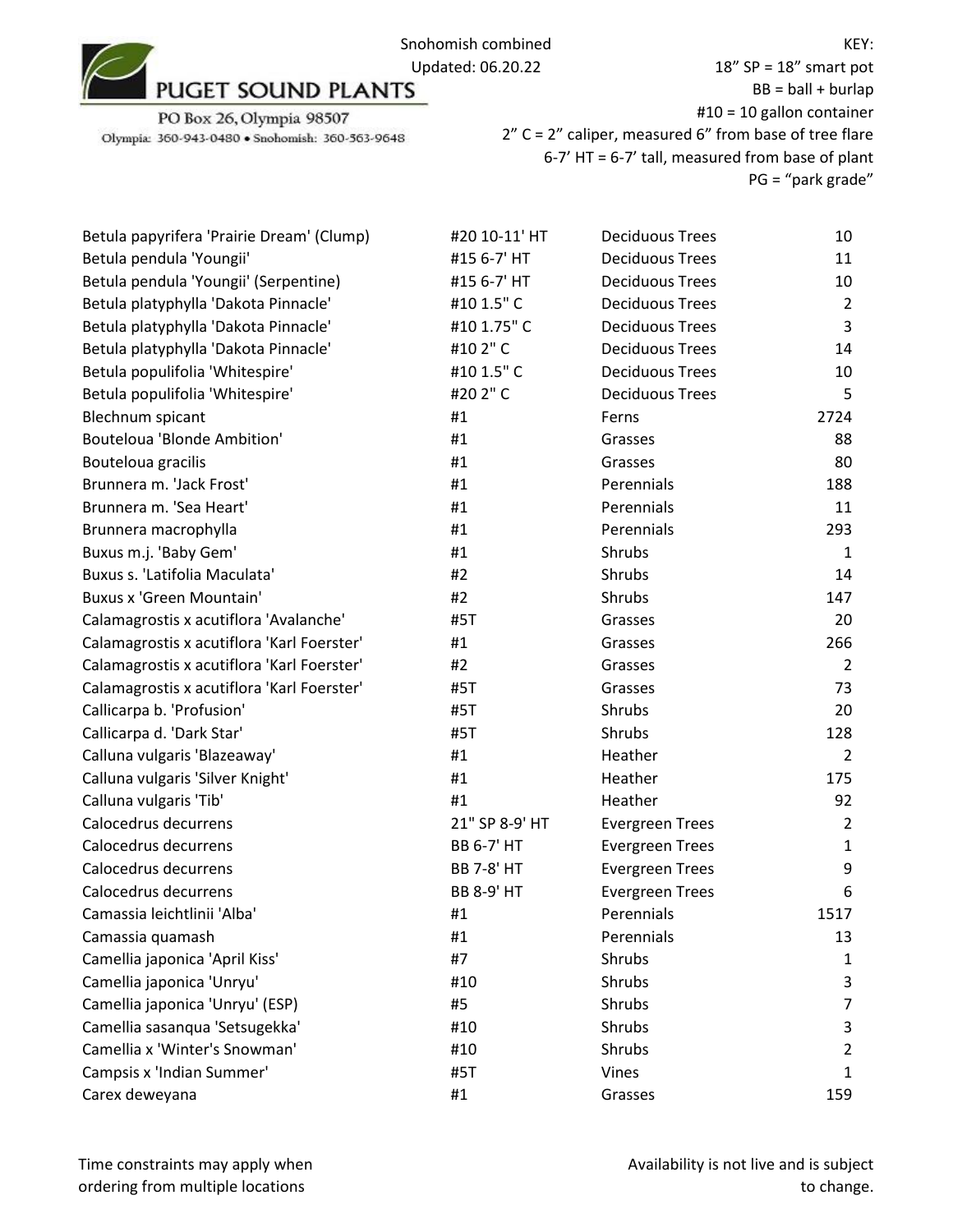PUGET SOUND PLANTS

PO Box 26, Olympia 98507

Olympia: 360-943-0480 • Snohomish: 360-563-9648

Snohomish combined
Updated: 06.20.22

KEY:
18" SP = 18" smart pot
BB = ball + burlap
#10 = 10 gallon container
2" C = 2" caliper, measured 6" from base of tree flare
6-7' HT = 6-7' tall, measured from base of plant
PG = "park grade"

| | | | |
|---|---|---|---|
| Betula papyrifera 'Prairie Dream' (Clump) | #20 10-11' HT | Deciduous Trees | 10 |
| Betula pendula 'Youngii' | #15 6-7' HT | Deciduous Trees | 11 |
| Betula pendula 'Youngii' (Serpentine) | #15 6-7' HT | Deciduous Trees | 10 |
| Betula platyphylla 'Dakota Pinnacle' | #10 1.5" C | Deciduous Trees | 2 |
| Betula platyphylla 'Dakota Pinnacle' | #10 1.75" C | Deciduous Trees | 3 |
| Betula platyphylla 'Dakota Pinnacle' | #10 2" C | Deciduous Trees | 14 |
| Betula populifolia 'Whitespire' | #10 1.5" C | Deciduous Trees | 10 |
| Betula populifolia 'Whitespire' | #20 2" C | Deciduous Trees | 5 |
| Blechnum spicant | #1 | Ferns | 2724 |
| Bouteloua 'Blonde Ambition' | #1 | Grasses | 88 |
| Bouteloua gracilis | #1 | Grasses | 80 |
| Brunnera m. 'Jack Frost' | #1 | Perennials | 188 |
| Brunnera m. 'Sea Heart' | #1 | Perennials | 11 |
| Brunnera macrophylla | #1 | Perennials | 293 |
| Buxus m.j. 'Baby Gem' | #1 | Shrubs | 1 |
| Buxus s. 'Latifolia Maculata' | #2 | Shrubs | 14 |
| Buxus x 'Green Mountain' | #2 | Shrubs | 147 |
| Calamagrostis x acutiflora 'Avalanche' | #5T | Grasses | 20 |
| Calamagrostis x acutiflora 'Karl Foerster' | #1 | Grasses | 266 |
| Calamagrostis x acutiflora 'Karl Foerster' | #2 | Grasses | 2 |
| Calamagrostis x acutiflora 'Karl Foerster' | #5T | Grasses | 73 |
| Callicarpa b. 'Profusion' | #5T | Shrubs | 20 |
| Callicarpa d. 'Dark Star' | #5T | Shrubs | 128 |
| Calluna vulgaris 'Blazeaway' | #1 | Heather | 2 |
| Calluna vulgaris 'Silver Knight' | #1 | Heather | 175 |
| Calluna vulgaris 'Tib' | #1 | Heather | 92 |
| Calocedrus decurrens | 21" SP 8-9' HT | Evergreen Trees | 2 |
| Calocedrus decurrens | BB 6-7' HT | Evergreen Trees | 1 |
| Calocedrus decurrens | BB 7-8' HT | Evergreen Trees | 9 |
| Calocedrus decurrens | BB 8-9' HT | Evergreen Trees | 6 |
| Camassia leichtlinii 'Alba' | #1 | Perennials | 1517 |
| Camassia quamash | #1 | Perennials | 13 |
| Camellia japonica 'April Kiss' | #7 | Shrubs | 1 |
| Camellia japonica 'Unryu' | #10 | Shrubs | 3 |
| Camellia japonica 'Unryu' (ESP) | #5 | Shrubs | 7 |
| Camellia sasanqua 'Setsugekka' | #10 | Shrubs | 3 |
| Camellia x 'Winter's Snowman' | #10 | Shrubs | 2 |
| Campsis x 'Indian Summer' | #5T | Vines | 1 |
| Carex deweyana | #1 | Grasses | 159 |

Time constraints may apply when ordering from multiple locations

Availability is not live and is subject to change.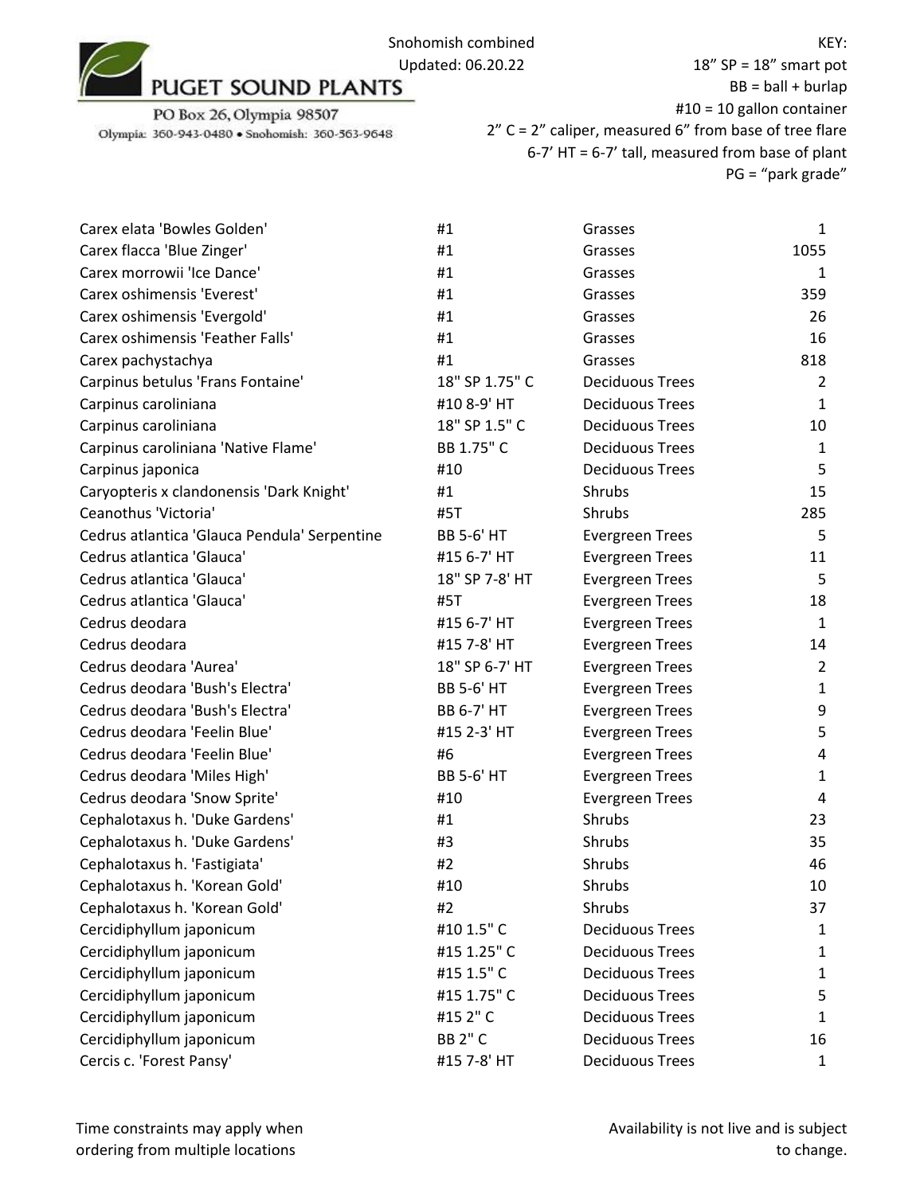PUGET SOUND PLANTS

PO Box 26, Olympia 98507

Olympia: 360-943-0480 • Snohomish: 360-563-9648

Snohomish combined
Updated: 06.20.22

KEY:
18" SP = 18" smart pot
BB = ball + burlap
#10 = 10 gallon container
2" C = 2" caliper, measured 6" from base of tree flare
6-7' HT = 6-7' tall, measured from base of plant
PG = "park grade"

| | | | |
|---|---|---|---|
| Carex elata 'Bowles Golden' | #1 | Grasses | 1 |
| Carex flacca 'Blue Zinger' | #1 | Grasses | 1055 |
| Carex morrowii 'Ice Dance' | #1 | Grasses | 1 |
| Carex oshimensis 'Everest' | #1 | Grasses | 359 |
| Carex oshimensis 'Evergold' | #1 | Grasses | 26 |
| Carex oshimensis 'Feather Falls' | #1 | Grasses | 16 |
| Carex pachystachya | #1 | Grasses | 818 |
| Carpinus betulus 'Frans Fontaine' | 18" SP 1.75" C | Deciduous Trees | 2 |
| Carpinus caroliniana | #10 8-9' HT | Deciduous Trees | 1 |
| Carpinus caroliniana | 18" SP 1.5" C | Deciduous Trees | 10 |
| Carpinus caroliniana 'Native Flame' | BB 1.75" C | Deciduous Trees | 1 |
| Carpinus japonica | #10 | Deciduous Trees | 5 |
| Caryopteris x clandonensis 'Dark Knight' | #1 | Shrubs | 15 |
| Ceanothus 'Victoria' | #5T | Shrubs | 285 |
| Cedrus atlantica 'Glauca Pendula' Serpentine | BB 5-6' HT | Evergreen Trees | 5 |
| Cedrus atlantica 'Glauca' | #15 6-7' HT | Evergreen Trees | 11 |
| Cedrus atlantica 'Glauca' | 18" SP 7-8' HT | Evergreen Trees | 5 |
| Cedrus atlantica 'Glauca' | #5T | Evergreen Trees | 18 |
| Cedrus deodara | #15 6-7' HT | Evergreen Trees | 1 |
| Cedrus deodara | #15 7-8' HT | Evergreen Trees | 14 |
| Cedrus deodara 'Aurea' | 18" SP 6-7' HT | Evergreen Trees | 2 |
| Cedrus deodara 'Bush's Electra' | BB 5-6' HT | Evergreen Trees | 1 |
| Cedrus deodara 'Bush's Electra' | BB 6-7' HT | Evergreen Trees | 9 |
| Cedrus deodara 'Feelin Blue' | #15 2-3' HT | Evergreen Trees | 5 |
| Cedrus deodara 'Feelin Blue' | #6 | Evergreen Trees | 4 |
| Cedrus deodara 'Miles High' | BB 5-6' HT | Evergreen Trees | 1 |
| Cedrus deodara 'Snow Sprite' | #10 | Evergreen Trees | 4 |
| Cephalotaxus h. 'Duke Gardens' | #1 | Shrubs | 23 |
| Cephalotaxus h. 'Duke Gardens' | #3 | Shrubs | 35 |
| Cephalotaxus h. 'Fastigiata' | #2 | Shrubs | 46 |
| Cephalotaxus h. 'Korean Gold' | #10 | Shrubs | 10 |
| Cephalotaxus h. 'Korean Gold' | #2 | Shrubs | 37 |
| Cercidiphyllum japonicum | #10 1.5" C | Deciduous Trees | 1 |
| Cercidiphyllum japonicum | #15 1.25" C | Deciduous Trees | 1 |
| Cercidiphyllum japonicum | #15 1.5" C | Deciduous Trees | 1 |
| Cercidiphyllum japonicum | #15 1.75" C | Deciduous Trees | 5 |
| Cercidiphyllum japonicum | #15 2" C | Deciduous Trees | 1 |
| Cercidiphyllum japonicum | BB 2" C | Deciduous Trees | 16 |
| Cercis c. 'Forest Pansy' | #15 7-8' HT | Deciduous Trees | 1 |

Time constraints may apply when ordering from multiple locations

Availability is not live and is subject to change.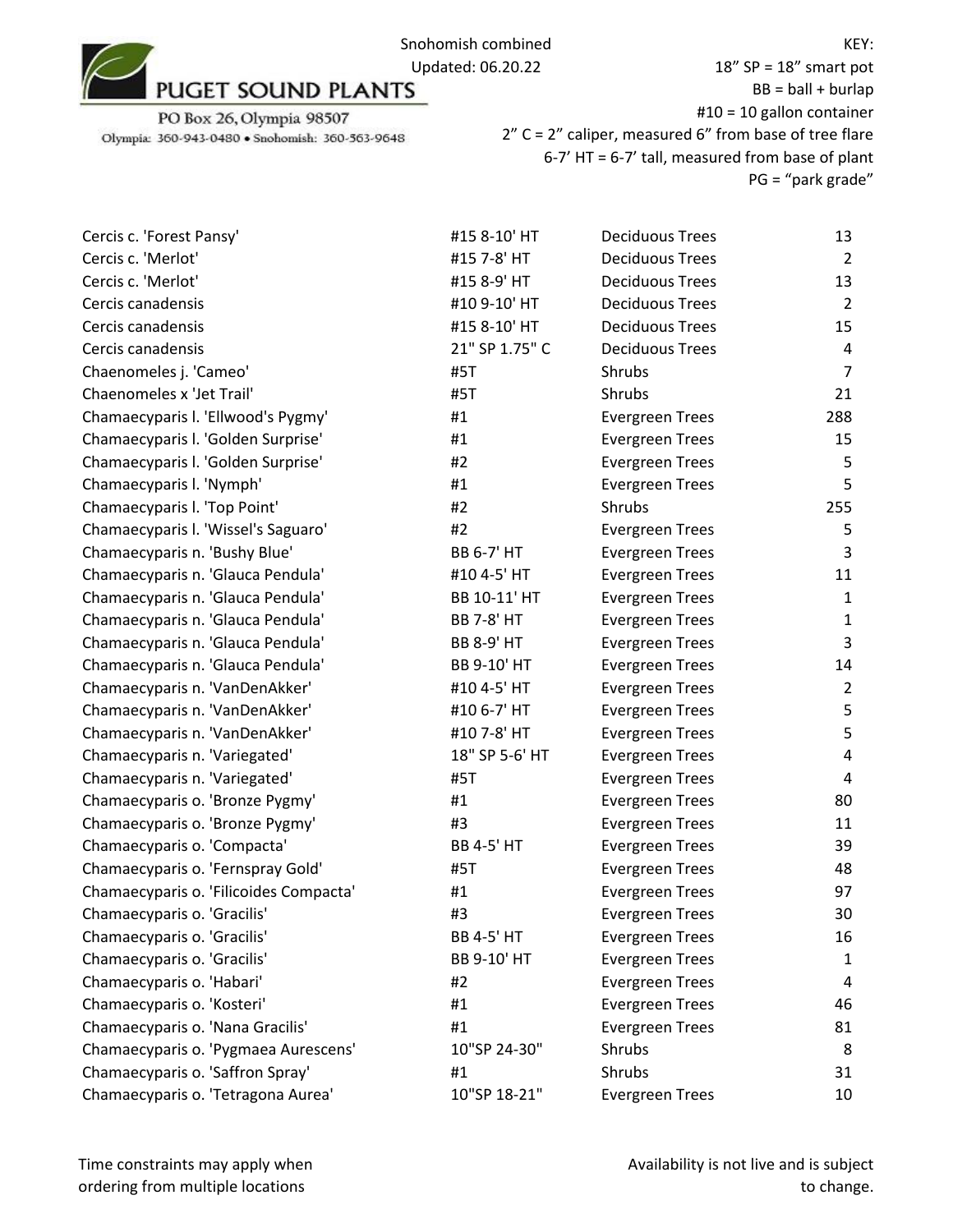PUGET SOUND PLANTS

PO Box 26, Olympia 98507

Olympia: 360-943-0480 • Snohomish: 360-563-9648

Snohomish combined
Updated: 06.20.22

KEY:
18” SP = 18” smart pot
BB = ball + burlap
#10 = 10 gallon container
2” C = 2” caliper, measured 6” from base of tree flare
6-7’ HT = 6-7’ tall, measured from base of plant
PG = “park grade”

| | | | |
|---|---|---|---|
| Cercis c. 'Forest Pansy' | #15 8-10' HT | Deciduous Trees | 13 |
| Cercis c. 'Merlot' | #15 7-8' HT | Deciduous Trees | 2 |
| Cercis c. 'Merlot' | #15 8-9' HT | Deciduous Trees | 13 |
| Cercis canadensis | #10 9-10' HT | Deciduous Trees | 2 |
| Cercis canadensis | #15 8-10' HT | Deciduous Trees | 15 |
| Cercis canadensis | 21" SP 1.75" C | Deciduous Trees | 4 |
| Chaenomeles j. 'Cameo' | #5T | Shrubs | 7 |
| Chaenomeles x 'Jet Trail' | #5T | Shrubs | 21 |
| Chamaecyparis l. 'Ellwood's Pygmy' | #1 | Evergreen Trees | 288 |
| Chamaecyparis l. 'Golden Surprise' | #1 | Evergreen Trees | 15 |
| Chamaecyparis l. 'Golden Surprise' | #2 | Evergreen Trees | 5 |
| Chamaecyparis l. 'Nymph' | #1 | Evergreen Trees | 5 |
| Chamaecyparis l. 'Top Point' | #2 | Shrubs | 255 |
| Chamaecyparis l. 'Wissel's Saguaro' | #2 | Evergreen Trees | 5 |
| Chamaecyparis n. 'Bushy Blue' | BB 6-7' HT | Evergreen Trees | 3 |
| Chamaecyparis n. 'Glauca Pendula' | #10 4-5' HT | Evergreen Trees | 11 |
| Chamaecyparis n. 'Glauca Pendula' | BB 10-11' HT | Evergreen Trees | 1 |
| Chamaecyparis n. 'Glauca Pendula' | BB 7-8' HT | Evergreen Trees | 1 |
| Chamaecyparis n. 'Glauca Pendula' | BB 8-9' HT | Evergreen Trees | 3 |
| Chamaecyparis n. 'Glauca Pendula' | BB 9-10' HT | Evergreen Trees | 14 |
| Chamaecyparis n. 'VanDenAkker' | #10 4-5' HT | Evergreen Trees | 2 |
| Chamaecyparis n. 'VanDenAkker' | #10 6-7' HT | Evergreen Trees | 5 |
| Chamaecyparis n. 'VanDenAkker' | #10 7-8' HT | Evergreen Trees | 5 |
| Chamaecyparis n. 'Variegated' | 18" SP 5-6' HT | Evergreen Trees | 4 |
| Chamaecyparis n. 'Variegated' | #5T | Evergreen Trees | 4 |
| Chamaecyparis o. 'Bronze Pygmy' | #1 | Evergreen Trees | 80 |
| Chamaecyparis o. 'Bronze Pygmy' | #3 | Evergreen Trees | 11 |
| Chamaecyparis o. 'Compacta' | BB 4-5' HT | Evergreen Trees | 39 |
| Chamaecyparis o. 'Fernspray Gold' | #5T | Evergreen Trees | 48 |
| Chamaecyparis o. 'Filicoides Compacta' | #1 | Evergreen Trees | 97 |
| Chamaecyparis o. 'Gracilis' | #3 | Evergreen Trees | 30 |
| Chamaecyparis o. 'Gracilis' | BB 4-5' HT | Evergreen Trees | 16 |
| Chamaecyparis o. 'Gracilis' | BB 9-10' HT | Evergreen Trees | 1 |
| Chamaecyparis o. 'Habari' | #2 | Evergreen Trees | 4 |
| Chamaecyparis o. 'Kosteri' | #1 | Evergreen Trees | 46 |
| Chamaecyparis o. 'Nana Gracilis' | #1 | Evergreen Trees | 81 |
| Chamaecyparis o. 'Pygmaea Aurescens' | 10"SP 24-30" | Shrubs | 8 |
| Chamaecyparis o. 'Saffron Spray' | #1 | Shrubs | 31 |
| Chamaecyparis o. 'Tetragona Aurea' | 10"SP 18-21" | Evergreen Trees | 10 |

Time constraints may apply when ordering from multiple locations

Availability is not live and is subject to change.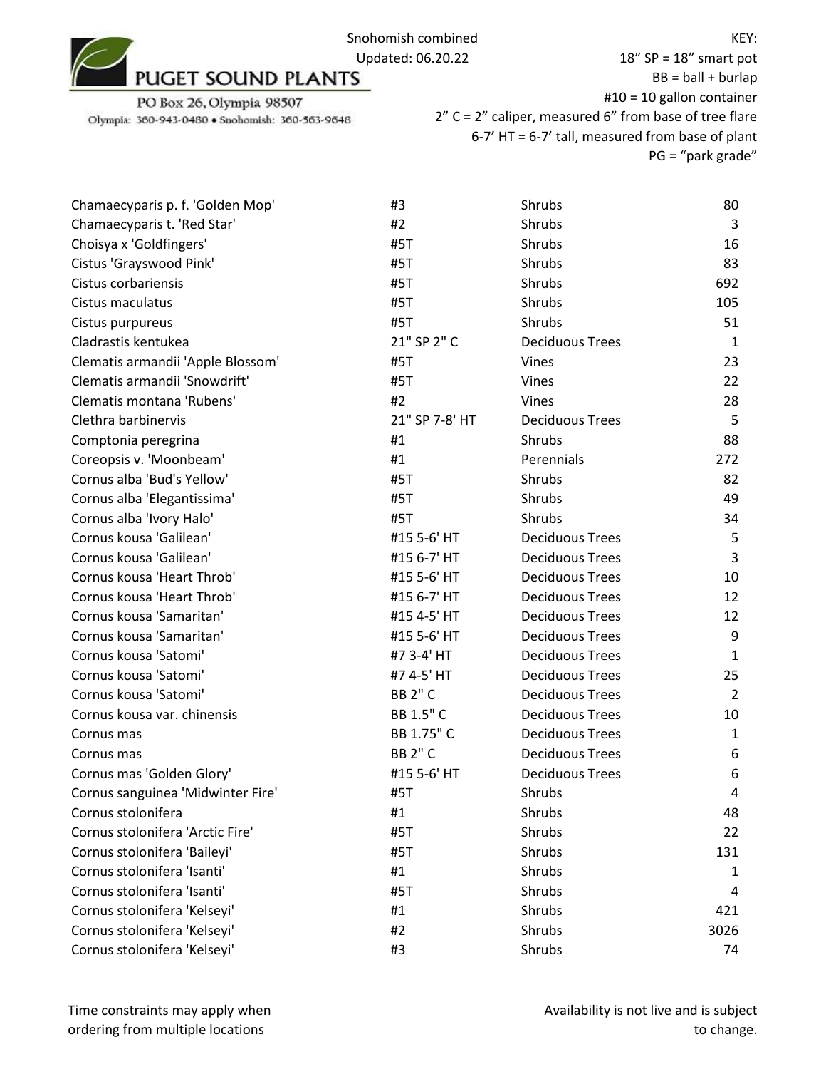PUGET SOUND PLANTS

PO Box 26, Olympia 98507

Olympia: 360-943-0480 • Snohomish: 360-563-9648

Snohomish combined

Updated: 06.20.22

KEY:

18” SP = 18” smart pot

BB = ball + burlap

#10 = 10 gallon container

2” C = 2” caliper, measured 6” from base of tree flare

6-7’ HT = 6-7’ tall, measured from base of plant

PG = “park grade”

| | | | |
|---|---|---|---|
| Chamaecyparis p. f. 'Golden Mop' | #3 | Shrubs | 80 |
| Chamaecyparis t. 'Red Star' | #2 | Shrubs | 3 |
| Choisya x 'Goldfingers' | #5T | Shrubs | 16 |
| Cistus 'Grayswood Pink' | #5T | Shrubs | 83 |
| Cistus corbariensis | #5T | Shrubs | 692 |
| Cistus maculatus | #5T | Shrubs | 105 |
| Cistus purpureus | #5T | Shrubs | 51 |
| Cladrastis kentukea | 21" SP 2" C | Deciduous Trees | 1 |
| Clematis armandii 'Apple Blossom' | #5T | Vines | 23 |
| Clematis armandii 'Snowdrift' | #5T | Vines | 22 |
| Clematis montana 'Rubens' | #2 | Vines | 28 |
| Clethra barbinervis | 21" SP 7-8' HT | Deciduous Trees | 5 |
| Comptonia peregrina | #1 | Shrubs | 88 |
| Coreopsis v. 'Moonbeam' | #1 | Perennials | 272 |
| Cornus alba 'Bud's Yellow' | #5T | Shrubs | 82 |
| Cornus alba 'Elegantissima' | #5T | Shrubs | 49 |
| Cornus alba 'Ivory Halo' | #5T | Shrubs | 34 |
| Cornus kousa 'Galilean' | #15 5-6' HT | Deciduous Trees | 5 |
| Cornus kousa 'Galilean' | #15 6-7' HT | Deciduous Trees | 3 |
| Cornus kousa 'Heart Throb' | #15 5-6' HT | Deciduous Trees | 10 |
| Cornus kousa 'Heart Throb' | #15 6-7' HT | Deciduous Trees | 12 |
| Cornus kousa 'Samaritan' | #15 4-5' HT | Deciduous Trees | 12 |
| Cornus kousa 'Samaritan' | #15 5-6' HT | Deciduous Trees | 9 |
| Cornus kousa 'Satomi' | #7 3-4' HT | Deciduous Trees | 1 |
| Cornus kousa 'Satomi' | #7 4-5' HT | Deciduous Trees | 25 |
| Cornus kousa 'Satomi' | BB 2" C | Deciduous Trees | 2 |
| Cornus kousa var. chinensis | BB 1.5" C | Deciduous Trees | 10 |
| Cornus mas | BB 1.75" C | Deciduous Trees | 1 |
| Cornus mas | BB 2" C | Deciduous Trees | 6 |
| Cornus mas 'Golden Glory' | #15 5-6' HT | Deciduous Trees | 6 |
| Cornus sanguinea 'Midwinter Fire' | #5T | Shrubs | 4 |
| Cornus stolonifera | #1 | Shrubs | 48 |
| Cornus stolonifera 'Arctic Fire' | #5T | Shrubs | 22 |
| Cornus stolonifera 'Baileyi' | #5T | Shrubs | 131 |
| Cornus stolonifera 'Isanti' | #1 | Shrubs | 1 |
| Cornus stolonifera 'Isanti' | #5T | Shrubs | 4 |
| Cornus stolonifera 'Kelseyi' | #1 | Shrubs | 421 |
| Cornus stolonifera 'Kelseyi' | #2 | Shrubs | 3026 |
| Cornus stolonifera 'Kelseyi' | #3 | Shrubs | 74 |

Time constraints may apply when ordering from multiple locations

Availability is not live and is subject to change.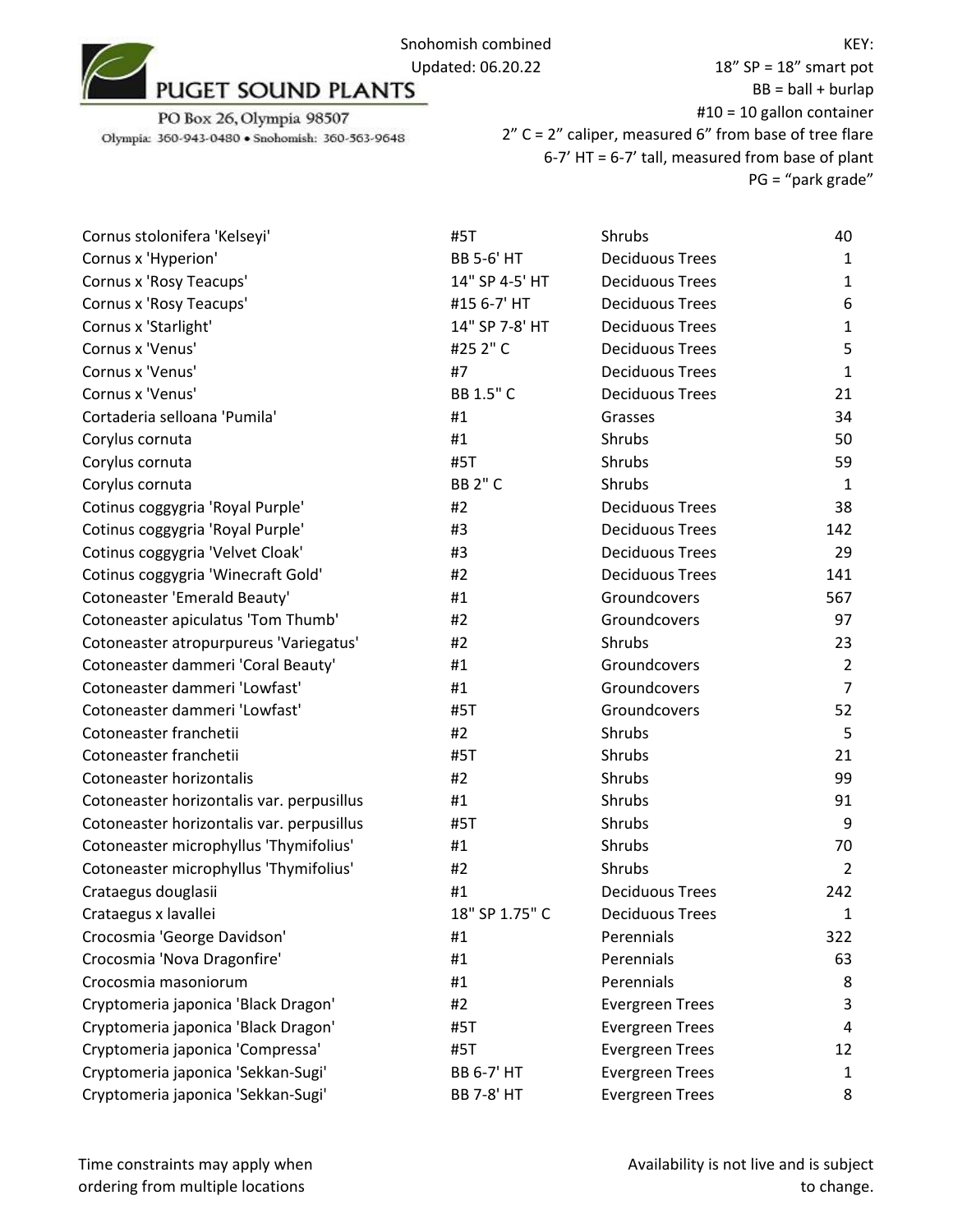PUGET SOUND PLANTS

PO Box 26, Olympia 98507

Olympia: 360-943-0480 • Snohomish: 360-563-9648

Snohomish combined
Updated: 06.20.22

KEY:
18" SP = 18" smart pot
BB = ball + burlap
#10 = 10 gallon container
2" C = 2" caliper, measured 6" from base of tree flare
6-7' HT = 6-7' tall, measured from base of plant
PG = "park grade"

| | | | |
|---|---|---|---|
| Cornus stolonifera 'Kelseyi' | #5T | Shrubs | 40 |
| Cornus x 'Hyperion' | BB 5-6' HT | Deciduous Trees | 1 |
| Cornus x 'Rosy Teacups' | 14" SP 4-5' HT | Deciduous Trees | 1 |
| Cornus x 'Rosy Teacups' | #15 6-7' HT | Deciduous Trees | 6 |
| Cornus x 'Starlight' | 14" SP 7-8' HT | Deciduous Trees | 1 |
| Cornus x 'Venus' | #25 2" C | Deciduous Trees | 5 |
| Cornus x 'Venus' | #7 | Deciduous Trees | 1 |
| Cornus x 'Venus' | BB 1.5" C | Deciduous Trees | 21 |
| Cortaderia selloana 'Pumila' | #1 | Grasses | 34 |
| Corylus cornuta | #1 | Shrubs | 50 |
| Corylus cornuta | #5T | Shrubs | 59 |
| Corylus cornuta | BB 2" C | Shrubs | 1 |
| Cotinus coggygria 'Royal Purple' | #2 | Deciduous Trees | 38 |
| Cotinus coggygria 'Royal Purple' | #3 | Deciduous Trees | 142 |
| Cotinus coggygria 'Velvet Cloak' | #3 | Deciduous Trees | 29 |
| Cotinus coggygria 'Winecraft Gold' | #2 | Deciduous Trees | 141 |
| Cotoneaster 'Emerald Beauty' | #1 | Groundcovers | 567 |
| Cotoneaster apiculatus 'Tom Thumb' | #2 | Groundcovers | 97 |
| Cotoneaster atropurpureus 'Variegatus' | #2 | Shrubs | 23 |
| Cotoneaster dammeri 'Coral Beauty' | #1 | Groundcovers | 2 |
| Cotoneaster dammeri 'Lowfast' | #1 | Groundcovers | 7 |
| Cotoneaster dammeri 'Lowfast' | #5T | Groundcovers | 52 |
| Cotoneaster franchetii | #2 | Shrubs | 5 |
| Cotoneaster franchetii | #5T | Shrubs | 21 |
| Cotoneaster horizontalis | #2 | Shrubs | 99 |
| Cotoneaster horizontalis var. perpusillus | #1 | Shrubs | 91 |
| Cotoneaster horizontalis var. perpusillus | #5T | Shrubs | 9 |
| Cotoneaster microphyllus 'Thymifolius' | #1 | Shrubs | 70 |
| Cotoneaster microphyllus 'Thymifolius' | #2 | Shrubs | 2 |
| Crataegus douglasii | #1 | Deciduous Trees | 242 |
| Crataegus x lavallei | 18" SP 1.75" C | Deciduous Trees | 1 |
| Crocosmia 'George Davidson' | #1 | Perennials | 322 |
| Crocosmia 'Nova Dragonfire' | #1 | Perennials | 63 |
| Crocosmia masoniorum | #1 | Perennials | 8 |
| Cryptomeria japonica 'Black Dragon' | #2 | Evergreen Trees | 3 |
| Cryptomeria japonica 'Black Dragon' | #5T | Evergreen Trees | 4 |
| Cryptomeria japonica 'Compressa' | #5T | Evergreen Trees | 12 |
| Cryptomeria japonica 'Sekkan-Sugi' | BB 6-7' HT | Evergreen Trees | 1 |
| Cryptomeria japonica 'Sekkan-Sugi' | BB 7-8' HT | Evergreen Trees | 8 |

Time constraints may apply when ordering from multiple locations

Availability is not live and is subject to change.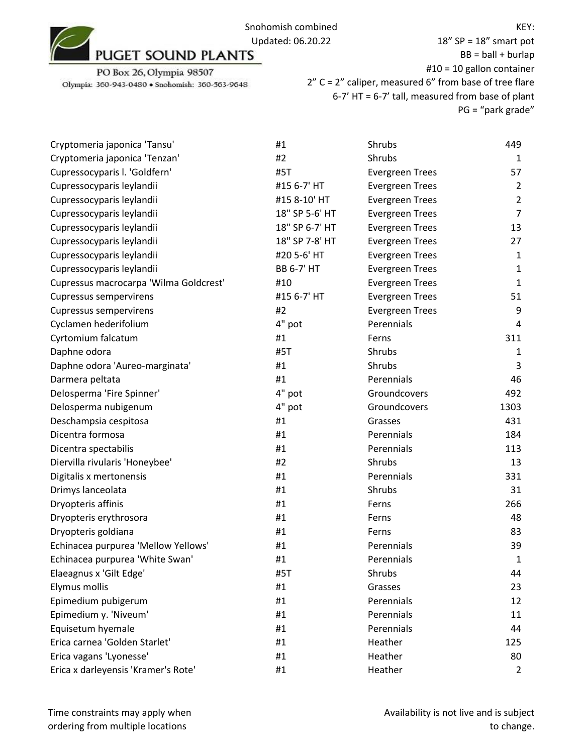PUGET SOUND PLANTS

PO Box 26, Olympia 98507

Olympia: 360-943-0480 • Snohomish: 360-563-9648

Snohomish combined
Updated: 06.20.22

KEY:
18" SP = 18" smart pot
BB = ball + burlap
#10 = 10 gallon container
2" C = 2" caliper, measured 6" from base of tree flare
6-7' HT = 6-7' tall, measured from base of plant
PG = "park grade"

| | | | |
|---|---|---|---|
| Cryptomeria japonica 'Tansu' | #1 | Shrubs | 449 |
| Cryptomeria japonica 'Tenzan' | #2 | Shrubs | 1 |
| Cupressocyparis l. 'Goldfern' | #5T | Evergreen Trees | 57 |
| Cupressocyparis leylandii | #15 6-7' HT | Evergreen Trees | 2 |
| Cupressocyparis leylandii | #15 8-10' HT | Evergreen Trees | 2 |
| Cupressocyparis leylandii | 18" SP 5-6' HT | Evergreen Trees | 7 |
| Cupressocyparis leylandii | 18" SP 6-7' HT | Evergreen Trees | 13 |
| Cupressocyparis leylandii | 18" SP 7-8' HT | Evergreen Trees | 27 |
| Cupressocyparis leylandii | #20 5-6' HT | Evergreen Trees | 1 |
| Cupressocyparis leylandii | BB 6-7' HT | Evergreen Trees | 1 |
| Cupressus macrocarpa 'Wilma Goldcrest' | #10 | Evergreen Trees | 1 |
| Cupressus sempervirens | #15 6-7' HT | Evergreen Trees | 51 |
| Cupressus sempervirens | #2 | Evergreen Trees | 9 |
| Cyclamen hederifolium | 4" pot | Perennials | 4 |
| Cyrtomium falcatum | #1 | Ferns | 311 |
| Daphne odora | #5T | Shrubs | 1 |
| Daphne odora 'Aureo-marginata' | #1 | Shrubs | 3 |
| Darmera peltata | #1 | Perennials | 46 |
| Delosperma 'Fire Spinner' | 4" pot | Groundcovers | 492 |
| Delosperma nubigenum | 4" pot | Groundcovers | 1303 |
| Deschampsia cespitosa | #1 | Grasses | 431 |
| Dicentra formosa | #1 | Perennials | 184 |
| Dicentra spectabilis | #1 | Perennials | 113 |
| Diervilla rivularis 'Honeybee' | #2 | Shrubs | 13 |
| Digitalis x mertonensis | #1 | Perennials | 331 |
| Drimys lanceolata | #1 | Shrubs | 31 |
| Dryopteris affinis | #1 | Ferns | 266 |
| Dryopteris erythrosora | #1 | Ferns | 48 |
| Dryopteris goldiana | #1 | Ferns | 83 |
| Echinacea purpurea 'Mellow Yellows' | #1 | Perennials | 39 |
| Echinacea purpurea 'White Swan' | #1 | Perennials | 1 |
| Elaeagnus x 'Gilt Edge' | #5T | Shrubs | 44 |
| Elymus mollis | #1 | Grasses | 23 |
| Epimedium pubigerum | #1 | Perennials | 12 |
| Epimedium y. 'Niveum' | #1 | Perennials | 11 |
| Equisetum hyemale | #1 | Perennials | 44 |
| Erica carnea 'Golden Starlet' | #1 | Heather | 125 |
| Erica vagans 'Lyonesse' | #1 | Heather | 80 |
| Erica x darleyensis 'Kramer's Rote' | #1 | Heather | 2 |

Time constraints may apply when ordering from multiple locations

Availability is not live and is subject to change.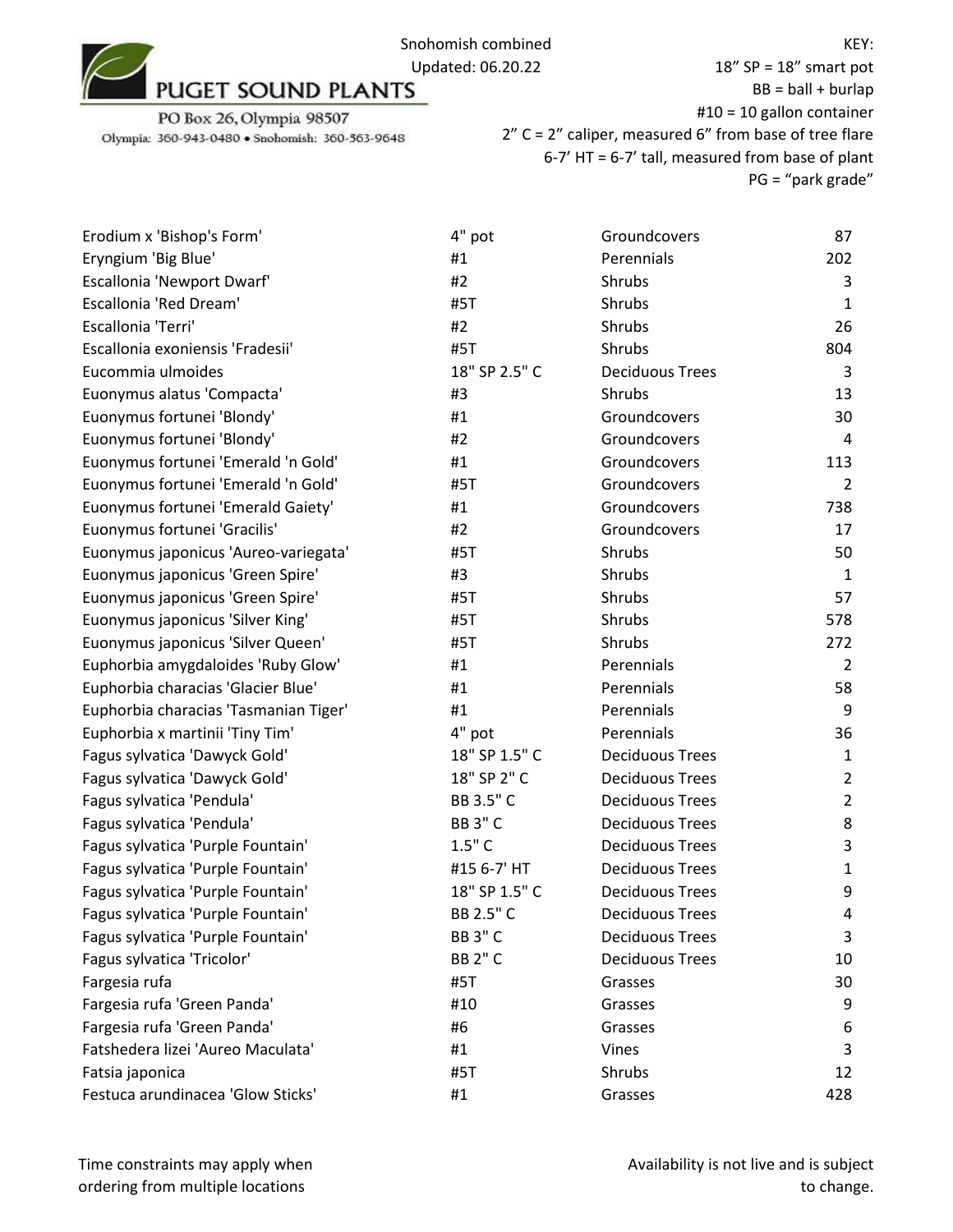PUGET SOUND PLANTS

PO Box 26, Olympia 98507

Olympia: 360-943-0480 • Snohomish: 360-563-9648

Snohomish combined

Updated: 06.20.22

KEY:

18" SP = 18" smart pot

BB = ball + burlap

#10 = 10 gallon container

2" C = 2" caliper, measured 6" from base of tree flare

6-7' HT = 6-7' tall, measured from base of plant

PG = "park grade"

| | | | |
|---|---|---|---|
| Erodium x 'Bishop's Form' | 4" pot | Groundcovers | 87 |
| Eryngium 'Big Blue' | #1 | Perennials | 202 |
| Escallonia 'Newport Dwarf' | #2 | Shrubs | 3 |
| Escallonia 'Red Dream' | #5T | Shrubs | 1 |
| Escallonia 'Terri' | #2 | Shrubs | 26 |
| Escallonia exoniensis 'Fradesii' | #5T | Shrubs | 804 |
| Eucommia ulmoides | 18" SP 2.5" C | Deciduous Trees | 3 |
| Euonymus alatus 'Compacta' | #3 | Shrubs | 13 |
| Euonymus fortunei 'Blondy' | #1 | Groundcovers | 30 |
| Euonymus fortunei 'Blondy' | #2 | Groundcovers | 4 |
| Euonymus fortunei 'Emerald 'n Gold' | #1 | Groundcovers | 113 |
| Euonymus fortunei 'Emerald 'n Gold' | #5T | Groundcovers | 2 |
| Euonymus fortunei 'Emerald Gaiety' | #1 | Groundcovers | 738 |
| Euonymus fortunei 'Gracilis' | #2 | Groundcovers | 17 |
| Euonymus japonicus 'Aureo-variegata' | #5T | Shrubs | 50 |
| Euonymus japonicus 'Green Spire' | #3 | Shrubs | 1 |
| Euonymus japonicus 'Green Spire' | #5T | Shrubs | 57 |
| Euonymus japonicus 'Silver King' | #5T | Shrubs | 578 |
| Euonymus japonicus 'Silver Queen' | #5T | Shrubs | 272 |
| Euphorbia amygdaloides 'Ruby Glow' | #1 | Perennials | 2 |
| Euphorbia characias 'Glacier Blue' | #1 | Perennials | 58 |
| Euphorbia characias 'Tasmanian Tiger' | #1 | Perennials | 9 |
| Euphorbia x martinii 'Tiny Tim' | 4" pot | Perennials | 36 |
| Fagus sylvatica 'Dawyck Gold' | 18" SP 1.5" C | Deciduous Trees | 1 |
| Fagus sylvatica 'Dawyck Gold' | 18" SP 2" C | Deciduous Trees | 2 |
| Fagus sylvatica 'Pendula' | BB 3.5" C | Deciduous Trees | 2 |
| Fagus sylvatica 'Pendula' | BB 3" C | Deciduous Trees | 8 |
| Fagus sylvatica 'Purple Fountain' | 1.5" C | Deciduous Trees | 3 |
| Fagus sylvatica 'Purple Fountain' | #15 6-7' HT | Deciduous Trees | 1 |
| Fagus sylvatica 'Purple Fountain' | 18" SP 1.5" C | Deciduous Trees | 9 |
| Fagus sylvatica 'Purple Fountain' | BB 2.5" C | Deciduous Trees | 4 |
| Fagus sylvatica 'Purple Fountain' | BB 3" C | Deciduous Trees | 3 |
| Fagus sylvatica 'Tricolor' | BB 2" C | Deciduous Trees | 10 |
| Fargesia rufa | #5T | Grasses | 30 |
| Fargesia rufa 'Green Panda' | #10 | Grasses | 9 |
| Fargesia rufa 'Green Panda' | #6 | Grasses | 6 |
| Fatshedera lizei 'Aureo Maculata' | #1 | Vines | 3 |
| Fatsia japonica | #5T | Shrubs | 12 |
| Festuca arundinacea 'Glow Sticks' | #1 | Grasses | 428 |

Time constraints may apply when ordering from multiple locations

Availability is not live and is subject to change.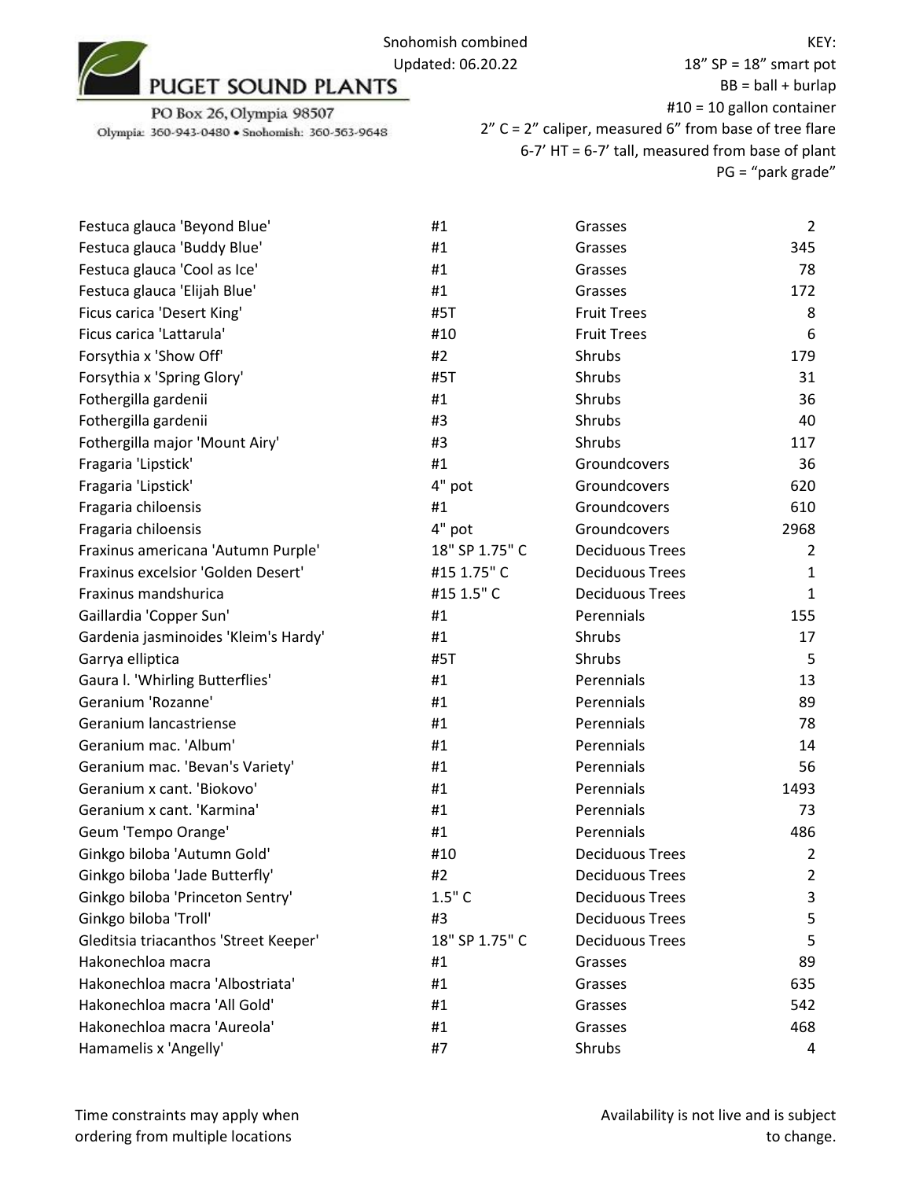PUGET SOUND PLANTS

PO Box 26, Olympia 98507

Olympia: 360-943-0480 • Snohomish: 360-563-9648

Snohomish combined
Updated: 06.20.22

KEY:
18" SP = 18" smart pot
BB = ball + burlap
#10 = 10 gallon container
2" C = 2" caliper, measured 6" from base of tree flare
6-7' HT = 6-7' tall, measured from base of plant
PG = "park grade"

| | | | |
|---|---|---|---|
| Festuca glauca 'Beyond Blue' | #1 | Grasses | 2 |
| Festuca glauca 'Buddy Blue' | #1 | Grasses | 345 |
| Festuca glauca 'Cool as Ice' | #1 | Grasses | 78 |
| Festuca glauca 'Elijah Blue' | #1 | Grasses | 172 |
| Ficus carica 'Desert King' | #5T | Fruit Trees | 8 |
| Ficus carica 'Lattarula' | #10 | Fruit Trees | 6 |
| Forsythia x 'Show Off' | #2 | Shrubs | 179 |
| Forsythia x 'Spring Glory' | #5T | Shrubs | 31 |
| Fothergilla gardenii | #1 | Shrubs | 36 |
| Fothergilla gardenii | #3 | Shrubs | 40 |
| Fothergilla major 'Mount Airy' | #3 | Shrubs | 117 |
| Fragaria 'Lipstick' | #1 | Groundcovers | 36 |
| Fragaria 'Lipstick' | 4" pot | Groundcovers | 620 |
| Fragaria chiloensis | #1 | Groundcovers | 610 |
| Fragaria chiloensis | 4" pot | Groundcovers | 2968 |
| Fraxinus americana 'Autumn Purple' | 18" SP 1.75" C | Deciduous Trees | 2 |
| Fraxinus excelsior 'Golden Desert' | #15 1.75" C | Deciduous Trees | 1 |
| Fraxinus mandshurica | #15 1.5" C | Deciduous Trees | 1 |
| Gaillardia 'Copper Sun' | #1 | Perennials | 155 |
| Gardenia jasminoides 'Kleim's Hardy' | #1 | Shrubs | 17 |
| Garrya elliptica | #5T | Shrubs | 5 |
| Gaura l. 'Whirling Butterflies' | #1 | Perennials | 13 |
| Geranium 'Rozanne' | #1 | Perennials | 89 |
| Geranium lancastriense | #1 | Perennials | 78 |
| Geranium mac. 'Album' | #1 | Perennials | 14 |
| Geranium mac. 'Bevan's Variety' | #1 | Perennials | 56 |
| Geranium x cant. 'Biokovo' | #1 | Perennials | 1493 |
| Geranium x cant. 'Karmina' | #1 | Perennials | 73 |
| Geum 'Tempo Orange' | #1 | Perennials | 486 |
| Ginkgo biloba 'Autumn Gold' | #10 | Deciduous Trees | 2 |
| Ginkgo biloba 'Jade Butterfly' | #2 | Deciduous Trees | 2 |
| Ginkgo biloba 'Princeton Sentry' | 1.5" C | Deciduous Trees | 3 |
| Ginkgo biloba 'Troll' | #3 | Deciduous Trees | 5 |
| Gleditsia triacanthos 'Street Keeper' | 18" SP 1.75" C | Deciduous Trees | 5 |
| Hakonechloa macra | #1 | Grasses | 89 |
| Hakonechloa macra 'Albostriata' | #1 | Grasses | 635 |
| Hakonechloa macra 'All Gold' | #1 | Grasses | 542 |
| Hakonechloa macra 'Aureola' | #1 | Grasses | 468 |
| Hamamelis x 'Angelly' | #7 | Shrubs | 4 |

Time constraints may apply when ordering from multiple locations

Availability is not live and is subject to change.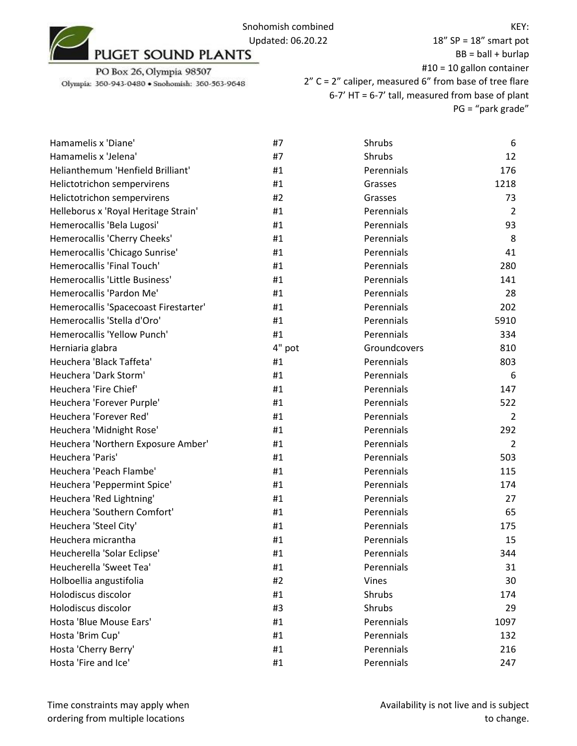PUGET SOUND PLANTS

PO Box 26, Olympia 98507

Olympia: 360-943-0480 • Snohomish: 360-563-9648

Snohomish combined
Updated: 06.20.22

KEY:
18" SP = 18" smart pot
BB = ball + burlap
#10 = 10 gallon container
2" C = 2" caliper, measured 6" from base of tree flare
6-7' HT = 6-7' tall, measured from base of plant
PG = "park grade"

| | | | |
|---|---|---|---|
| Hamamelis x 'Diane' | #7 | Shrubs | 6 |
| Hamamelis x 'Jelena' | #7 | Shrubs | 12 |
| Helianthemum 'Henfield Brilliant' | #1 | Perennials | 176 |
| Helictotrichon sempervirens | #1 | Grasses | 1218 |
| Helictotrichon sempervirens | #2 | Grasses | 73 |
| Helleborus x 'Royal Heritage Strain' | #1 | Perennials | 2 |
| Hemerocallis 'Bela Lugosi' | #1 | Perennials | 93 |
| Hemerocallis 'Cherry Cheeks' | #1 | Perennials | 8 |
| Hemerocallis 'Chicago Sunrise' | #1 | Perennials | 41 |
| Hemerocallis 'Final Touch' | #1 | Perennials | 280 |
| Hemerocallis 'Little Business' | #1 | Perennials | 141 |
| Hemerocallis 'Pardon Me' | #1 | Perennials | 28 |
| Hemerocallis 'Spacecoast Firestarter' | #1 | Perennials | 202 |
| Hemerocallis 'Stella d'Oro' | #1 | Perennials | 5910 |
| Hemerocallis 'Yellow Punch' | #1 | Perennials | 334 |
| Herniaria glabra | 4" pot | Groundcovers | 810 |
| Heuchera 'Black Taffeta' | #1 | Perennials | 803 |
| Heuchera 'Dark Storm' | #1 | Perennials | 6 |
| Heuchera 'Fire Chief' | #1 | Perennials | 147 |
| Heuchera 'Forever Purple' | #1 | Perennials | 522 |
| Heuchera 'Forever Red' | #1 | Perennials | 2 |
| Heuchera 'Midnight Rose' | #1 | Perennials | 292 |
| Heuchera 'Northern Exposure Amber' | #1 | Perennials | 2 |
| Heuchera 'Paris' | #1 | Perennials | 503 |
| Heuchera 'Peach Flambe' | #1 | Perennials | 115 |
| Heuchera 'Peppermint Spice' | #1 | Perennials | 174 |
| Heuchera 'Red Lightning' | #1 | Perennials | 27 |
| Heuchera 'Southern Comfort' | #1 | Perennials | 65 |
| Heuchera 'Steel City' | #1 | Perennials | 175 |
| Heuchera micrantha | #1 | Perennials | 15 |
| Heucherella 'Solar Eclipse' | #1 | Perennials | 344 |
| Heucherella 'Sweet Tea' | #1 | Perennials | 31 |
| Holboellia angustifolia | #2 | Vines | 30 |
| Holodiscus discolor | #1 | Shrubs | 174 |
| Holodiscus discolor | #3 | Shrubs | 29 |
| Hosta 'Blue Mouse Ears' | #1 | Perennials | 1097 |
| Hosta 'Brim Cup' | #1 | Perennials | 132 |
| Hosta 'Cherry Berry' | #1 | Perennials | 216 |
| Hosta 'Fire and Ice' | #1 | Perennials | 247 |

Time constraints may apply when ordering from multiple locations

Availability is not live and is subject to change.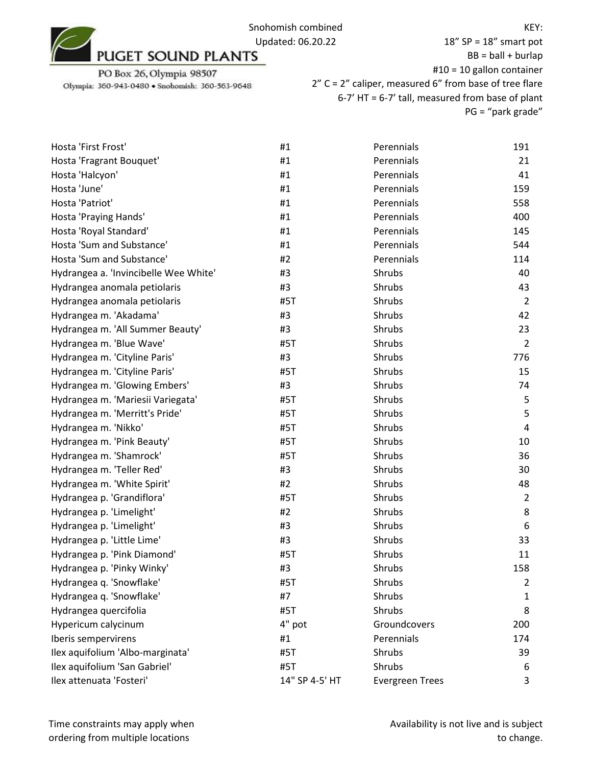PUGET SOUND PLANTS

PO Box 26, Olympia 98507

Olympia: 360-943-0480 • Snohomish: 360-563-9648

Snohomish combined

Updated: 06.20.22

KEY:

18" SP = 18" smart pot

BB = ball + burlap

#10 = 10 gallon container

2" C = 2" caliper, measured 6" from base of tree flare

6-7' HT = 6-7' tall, measured from base of plant

PG = "park grade"

| | | | |
|---|---|---|---|
| Hosta 'First Frost' | #1 | Perennials | 191 |
| Hosta 'Fragrant Bouquet' | #1 | Perennials | 21 |
| Hosta 'Halcyon' | #1 | Perennials | 41 |
| Hosta 'June' | #1 | Perennials | 159 |
| Hosta 'Patriot' | #1 | Perennials | 558 |
| Hosta 'Praying Hands' | #1 | Perennials | 400 |
| Hosta 'Royal Standard' | #1 | Perennials | 145 |
| Hosta 'Sum and Substance' | #1 | Perennials | 544 |
| Hosta 'Sum and Substance' | #2 | Perennials | 114 |
| Hydrangea a. 'Invincibelle Wee White' | #3 | Shrubs | 40 |
| Hydrangea anomala petiolaris | #3 | Shrubs | 43 |
| Hydrangea anomala petiolaris | #5T | Shrubs | 2 |
| Hydrangea m. 'Akadama' | #3 | Shrubs | 42 |
| Hydrangea m. 'All Summer Beauty' | #3 | Shrubs | 23 |
| Hydrangea m. 'Blue Wave' | #5T | Shrubs | 2 |
| Hydrangea m. 'Cityline Paris' | #3 | Shrubs | 776 |
| Hydrangea m. 'Cityline Paris' | #5T | Shrubs | 15 |
| Hydrangea m. 'Glowing Embers' | #3 | Shrubs | 74 |
| Hydrangea m. 'Mariesii Variegata' | #5T | Shrubs | 5 |
| Hydrangea m. 'Merritt's Pride' | #5T | Shrubs | 5 |
| Hydrangea m. 'Nikko' | #5T | Shrubs | 4 |
| Hydrangea m. 'Pink Beauty' | #5T | Shrubs | 10 |
| Hydrangea m. 'Shamrock' | #5T | Shrubs | 36 |
| Hydrangea m. 'Teller Red' | #3 | Shrubs | 30 |
| Hydrangea m. 'White Spirit' | #2 | Shrubs | 48 |
| Hydrangea p. 'Grandiflora' | #5T | Shrubs | 2 |
| Hydrangea p. 'Limelight' | #2 | Shrubs | 8 |
| Hydrangea p. 'Limelight' | #3 | Shrubs | 6 |
| Hydrangea p. 'Little Lime' | #3 | Shrubs | 33 |
| Hydrangea p. 'Pink Diamond' | #5T | Shrubs | 11 |
| Hydrangea p. 'Pinky Winky' | #3 | Shrubs | 158 |
| Hydrangea q. 'Snowflake' | #5T | Shrubs | 2 |
| Hydrangea q. 'Snowflake' | #7 | Shrubs | 1 |
| Hydrangea quercifolia | #5T | Shrubs | 8 |
| Hypericum calycinum | 4" pot | Groundcovers | 200 |
| Iberis sempervirens | #1 | Perennials | 174 |
| Ilex aquifolium 'Albo-marginata' | #5T | Shrubs | 39 |
| Ilex aquifolium 'San Gabriel' | #5T | Shrubs | 6 |
| Ilex attenuata 'Fosteri' | 14" SP 4-5' HT | Evergreen Trees | 3 |

Time constraints may apply when ordering from multiple locations

Availability is not live and is subject to change.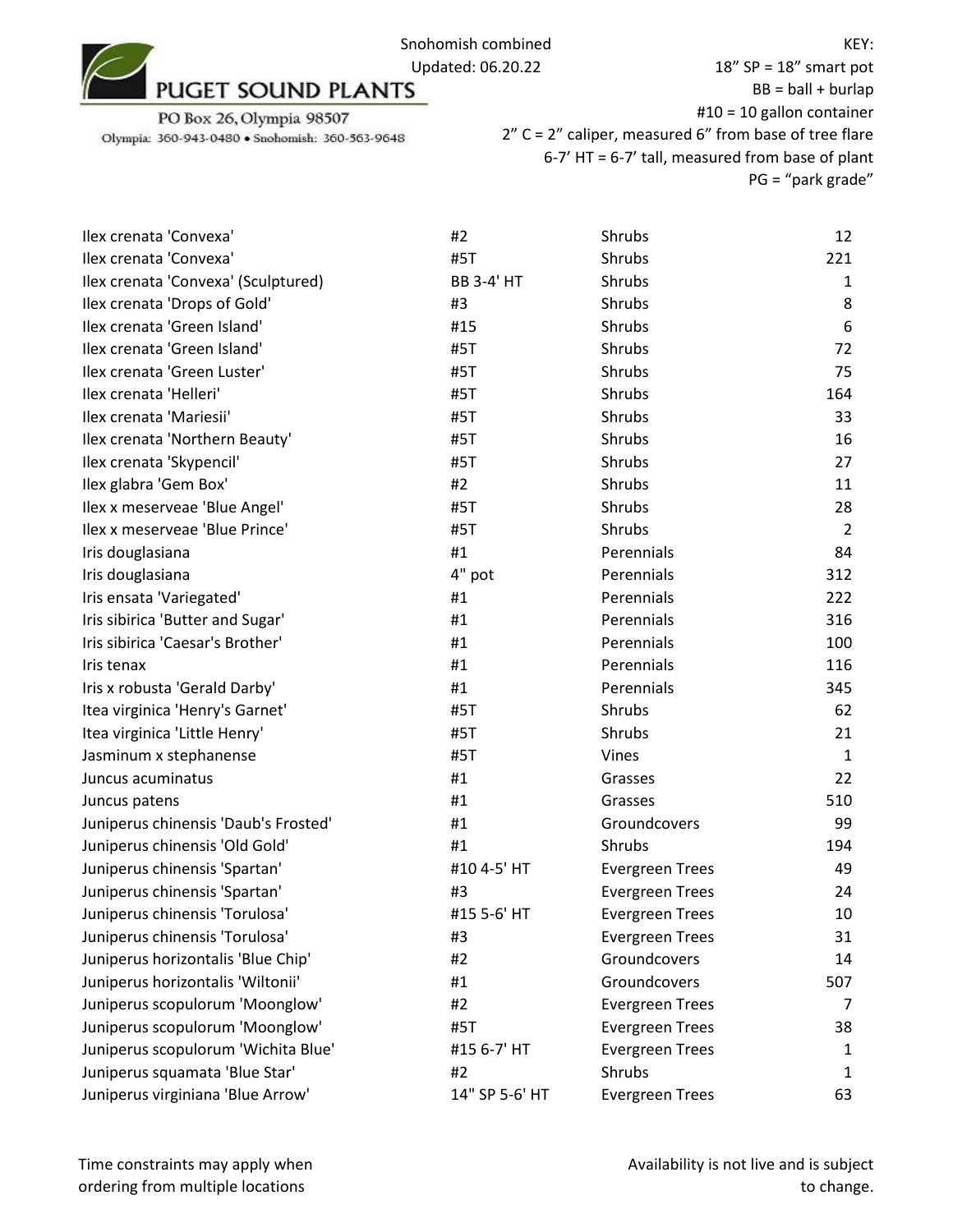PUGET SOUND PLANTS

PO Box 26, Olympia 98507

Olympia: 360-943-0480 • Snohomish: 360-563-9648

Snohomish combined
Updated: 06.20.22

KEY:
18" SP = 18" smart pot
BB = ball + burlap
#10 = 10 gallon container
2" C = 2" caliper, measured 6" from base of tree flare
6-7' HT = 6-7' tall, measured from base of plant
PG = "park grade"

| | | | |
|---|---|---|---|
| Ilex crenata 'Convexa' | #2 | Shrubs | 12 |
| Ilex crenata 'Convexa' | #5T | Shrubs | 221 |
| Ilex crenata 'Convexa' (Sculptured) | BB 3-4' HT | Shrubs | 1 |
| Ilex crenata 'Drops of Gold' | #3 | Shrubs | 8 |
| Ilex crenata 'Green Island' | #15 | Shrubs | 6 |
| Ilex crenata 'Green Island' | #5T | Shrubs | 72 |
| Ilex crenata 'Green Luster' | #5T | Shrubs | 75 |
| Ilex crenata 'Helleri' | #5T | Shrubs | 164 |
| Ilex crenata 'Mariesii' | #5T | Shrubs | 33 |
| Ilex crenata 'Northern Beauty' | #5T | Shrubs | 16 |
| Ilex crenata 'Skypencil' | #5T | Shrubs | 27 |
| Ilex glabra 'Gem Box' | #2 | Shrubs | 11 |
| Ilex x meserveae 'Blue Angel' | #5T | Shrubs | 28 |
| Ilex x meserveae 'Blue Prince' | #5T | Shrubs | 2 |
| Iris douglasiana | #1 | Perennials | 84 |
| Iris douglasiana | 4" pot | Perennials | 312 |
| Iris ensata 'Variegated' | #1 | Perennials | 222 |
| Iris sibirica 'Butter and Sugar' | #1 | Perennials | 316 |
| Iris sibirica 'Caesar's Brother' | #1 | Perennials | 100 |
| Iris tenax | #1 | Perennials | 116 |
| Iris x robusta 'Gerald Darby' | #1 | Perennials | 345 |
| Itea virginica 'Henry's Garnet' | #5T | Shrubs | 62 |
| Itea virginica 'Little Henry' | #5T | Shrubs | 21 |
| Jasminum x stephanense | #5T | Vines | 1 |
| Juncus acuminatus | #1 | Grasses | 22 |
| Juncus patens | #1 | Grasses | 510 |
| Juniperus chinensis 'Daub's Frosted' | #1 | Groundcovers | 99 |
| Juniperus chinensis 'Old Gold' | #1 | Shrubs | 194 |
| Juniperus chinensis 'Spartan' | #10 4-5' HT | Evergreen Trees | 49 |
| Juniperus chinensis 'Spartan' | #3 | Evergreen Trees | 24 |
| Juniperus chinensis 'Torulosa' | #15 5-6' HT | Evergreen Trees | 10 |
| Juniperus chinensis 'Torulosa' | #3 | Evergreen Trees | 31 |
| Juniperus horizontalis 'Blue Chip' | #2 | Groundcovers | 14 |
| Juniperus horizontalis 'Wiltonii' | #1 | Groundcovers | 507 |
| Juniperus scopulorum 'Moonglow' | #2 | Evergreen Trees | 7 |
| Juniperus scopulorum 'Moonglow' | #5T | Evergreen Trees | 38 |
| Juniperus scopulorum 'Wichita Blue' | #15 6-7' HT | Evergreen Trees | 1 |
| Juniperus squamata 'Blue Star' | #2 | Shrubs | 1 |
| Juniperus virginiana 'Blue Arrow' | 14" SP 5-6' HT | Evergreen Trees | 63 |

Time constraints may apply when ordering from multiple locations

Availability is not live and is subject to change.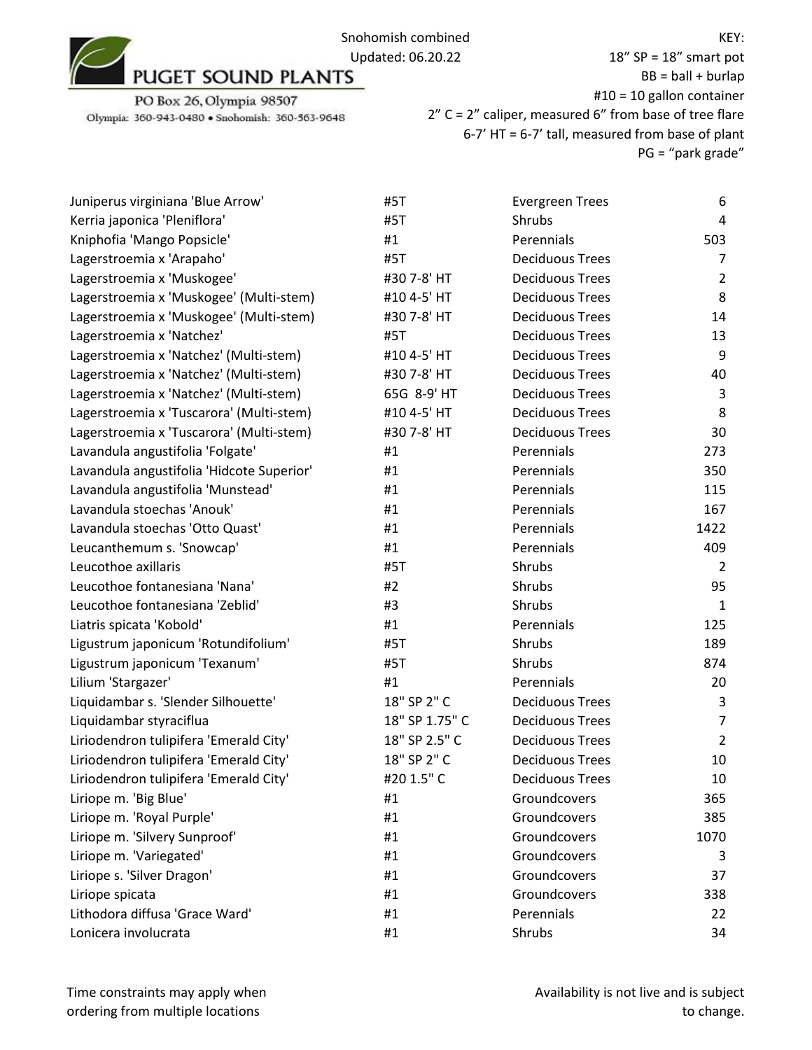Puget Sound Plants

PO Box 26, Olympia 98507

Olympia: 360-943-0480 • Snohomish: 360-563-9648

Snohomish combined

Updated: 06.20.22

KEY:

18” SP = 18” smart pot

BB = ball + burlap

#10 = 10 gallon container

2” C = 2” caliper, measured 6” from base of tree flare

6-7’ HT = 6-7’ tall, measured from base of plant

PG = “park grade”

| | | | |
|---|---|---|---|
| Juniperus virginiana 'Blue Arrow' | #5T | Evergreen Trees | 6 |
| Kerria japonica 'Pleniflora' | #5T | Shrubs | 4 |
| Kniphofia 'Mango Popsicle' | #1 | Perennials | 503 |
| Lagerstroemia x 'Arapaho' | #5T | Deciduous Trees | 7 |
| Lagerstroemia x 'Muskogee' | #30 7-8' HT | Deciduous Trees | 2 |
| Lagerstroemia x 'Muskogee' (Multi-stem) | #10 4-5' HT | Deciduous Trees | 8 |
| Lagerstroemia x 'Muskogee' (Multi-stem) | #30 7-8' HT | Deciduous Trees | 14 |
| Lagerstroemia x 'Natchez' | #5T | Deciduous Trees | 13 |
| Lagerstroemia x 'Natchez' (Multi-stem) | #10 4-5' HT | Deciduous Trees | 9 |
| Lagerstroemia x 'Natchez' (Multi-stem) | #30 7-8' HT | Deciduous Trees | 40 |
| Lagerstroemia x 'Natchez' (Multi-stem) | 65G 8-9' HT | Deciduous Trees | 3 |
| Lagerstroemia x 'Tuscarora' (Multi-stem) | #10 4-5' HT | Deciduous Trees | 8 |
| Lagerstroemia x 'Tuscarora' (Multi-stem) | #30 7-8' HT | Deciduous Trees | 30 |
| Lavandula angustifolia 'Folgate' | #1 | Perennials | 273 |
| Lavandula angustifolia 'Hidcote Superior' | #1 | Perennials | 350 |
| Lavandula angustifolia 'Munstead' | #1 | Perennials | 115 |
| Lavandula stoechas 'Anouk' | #1 | Perennials | 167 |
| Lavandula stoechas 'Otto Quast' | #1 | Perennials | 1422 |
| Leucanthemum s. 'Snowcap' | #1 | Perennials | 409 |
| Leucothoe axillaris | #5T | Shrubs | 2 |
| Leucothoe fontanesiana 'Nana' | #2 | Shrubs | 95 |
| Leucothoe fontanesiana 'Zeblid' | #3 | Shrubs | 1 |
| Liatris spicata 'Kobold' | #1 | Perennials | 125 |
| Ligustrum japonicum 'Rotundifolium' | #5T | Shrubs | 189 |
| Ligustrum japonicum 'Texanum' | #5T | Shrubs | 874 |
| Lilium 'Stargazer' | #1 | Perennials | 20 |
| Liquidambar s. 'Slender Silhouette' | 18" SP 2" C | Deciduous Trees | 3 |
| Liquidambar styraciflua | 18" SP 1.75" C | Deciduous Trees | 7 |
| Liriodendron tulipifera 'Emerald City' | 18" SP 2.5" C | Deciduous Trees | 2 |
| Liriodendron tulipifera 'Emerald City' | 18" SP 2" C | Deciduous Trees | 10 |
| Liriodendron tulipifera 'Emerald City' | #20 1.5" C | Deciduous Trees | 10 |
| Liriope m. 'Big Blue' | #1 | Groundcovers | 365 |
| Liriope m. 'Royal Purple' | #1 | Groundcovers | 385 |
| Liriope m. 'Silvery Sunproof' | #1 | Groundcovers | 1070 |
| Liriope m. 'Variegated' | #1 | Groundcovers | 3 |
| Liriope s. 'Silver Dragon' | #1 | Groundcovers | 37 |
| Liriope spicata | #1 | Groundcovers | 338 |
| Lithodora diffusa 'Grace Ward' | #1 | Perennials | 22 |
| Lonicera involucrata | #1 | Shrubs | 34 |

Time constraints may apply when ordering from multiple locations

Availability is not live and is subject to change.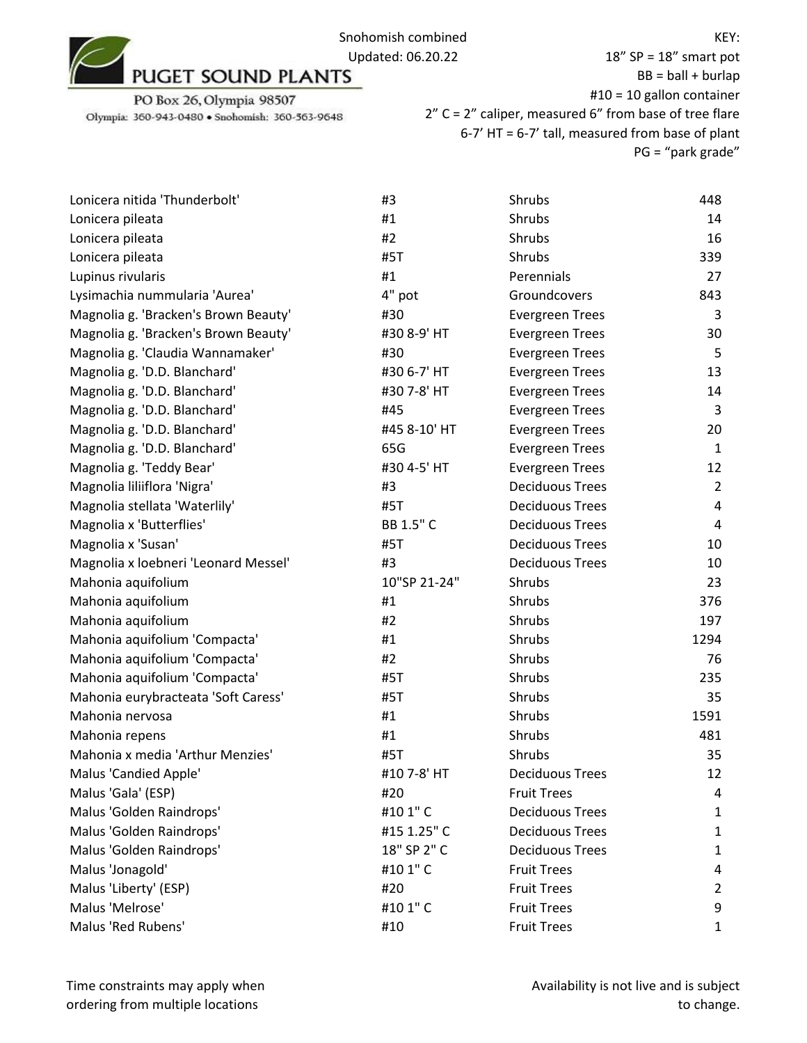PUGET SOUND PLANTS

PO Box 26, Olympia 98507

Olympia: 360-943-0480 • Snohomish: 360-563-9648

Snohomish combined
Updated: 06.20.22

KEY:
18” SP = 18” smart pot
BB = ball + burlap
#10 = 10 gallon container
2” C = 2” caliper, measured 6” from base of tree flare
6-7’ HT = 6-7’ tall, measured from base of plant
PG = “park grade”

| Plant | Size | Category | Qty |
|---|---|---|---|
| Lonicera nitida 'Thunderbolt' | #3 | Shrubs | 448 |
| Lonicera pileata | #1 | Shrubs | 14 |
| Lonicera pileata | #2 | Shrubs | 16 |
| Lonicera pileata | #5T | Shrubs | 339 |
| Lupinus rivularis | #1 | Perennials | 27 |
| Lysimachia nummularia 'Aurea' | 4" pot | Groundcovers | 843 |
| Magnolia g. 'Bracken's Brown Beauty' | #30 | Evergreen Trees | 3 |
| Magnolia g. 'Bracken's Brown Beauty' | #30 8-9' HT | Evergreen Trees | 30 |
| Magnolia g. 'Claudia Wannamaker' | #30 | Evergreen Trees | 5 |
| Magnolia g. 'D.D. Blanchard' | #30 6-7' HT | Evergreen Trees | 13 |
| Magnolia g. 'D.D. Blanchard' | #30 7-8' HT | Evergreen Trees | 14 |
| Magnolia g. 'D.D. Blanchard' | #45 | Evergreen Trees | 3 |
| Magnolia g. 'D.D. Blanchard' | #45 8-10' HT | Evergreen Trees | 20 |
| Magnolia g. 'D.D. Blanchard' | 65G | Evergreen Trees | 1 |
| Magnolia g. 'Teddy Bear' | #30 4-5' HT | Evergreen Trees | 12 |
| Magnolia liliiflora 'Nigra' | #3 | Deciduous Trees | 2 |
| Magnolia stellata 'Waterlily' | #5T | Deciduous Trees | 4 |
| Magnolia x 'Butterflies' | BB 1.5" C | Deciduous Trees | 4 |
| Magnolia x 'Susan' | #5T | Deciduous Trees | 10 |
| Magnolia x loebneri 'Leonard Messel' | #3 | Deciduous Trees | 10 |
| Mahonia aquifolium | 10"SP 21-24" | Shrubs | 23 |
| Mahonia aquifolium | #1 | Shrubs | 376 |
| Mahonia aquifolium | #2 | Shrubs | 197 |
| Mahonia aquifolium 'Compacta' | #1 | Shrubs | 1294 |
| Mahonia aquifolium 'Compacta' | #2 | Shrubs | 76 |
| Mahonia aquifolium 'Compacta' | #5T | Shrubs | 235 |
| Mahonia eurybracteata 'Soft Caress' | #5T | Shrubs | 35 |
| Mahonia nervosa | #1 | Shrubs | 1591 |
| Mahonia repens | #1 | Shrubs | 481 |
| Mahonia x media 'Arthur Menzies' | #5T | Shrubs | 35 |
| Malus 'Candied Apple' | #10 7-8' HT | Deciduous Trees | 12 |
| Malus 'Gala' (ESP) | #20 | Fruit Trees | 4 |
| Malus 'Golden Raindrops' | #10 1" C | Deciduous Trees | 1 |
| Malus 'Golden Raindrops' | #15 1.25" C | Deciduous Trees | 1 |
| Malus 'Golden Raindrops' | 18" SP 2" C | Deciduous Trees | 1 |
| Malus 'Jonagold' | #10 1" C | Fruit Trees | 4 |
| Malus 'Liberty' (ESP) | #20 | Fruit Trees | 2 |
| Malus 'Melrose' | #10 1" C | Fruit Trees | 9 |
| Malus 'Red Rubens' | #10 | Fruit Trees | 1 |

Time constraints may apply when ordering from multiple locations

Availability is not live and is subject to change.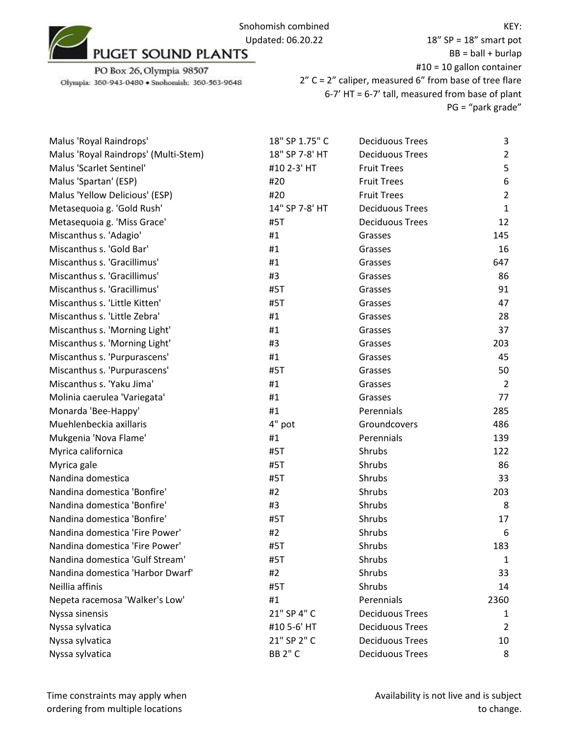PUGET SOUND PLANTS

PO Box 26, Olympia 98507

Olympia: 360-943-0480 • Snohomish: 360-563-9648

Snohomish combined
Updated: 06.20.22

KEY:
18" SP = 18" smart pot
BB = ball + burlap
#10 = 10 gallon container
2" C = 2" caliper, measured 6" from base of tree flare
6-7' HT = 6-7' tall, measured from base of plant
PG = "park grade"

| Plant | Size | Category | Qty |
|---|---|---|---|
| Malus 'Royal Raindrops' | 18" SP 1.75" C | Deciduous Trees | 3 |
| Malus 'Royal Raindrops' (Multi-Stem) | 18" SP 7-8' HT | Deciduous Trees | 2 |
| Malus 'Scarlet Sentinel' | #10 2-3' HT | Fruit Trees | 5 |
| Malus 'Spartan' (ESP) | #20 | Fruit Trees | 6 |
| Malus 'Yellow Delicious' (ESP) | #20 | Fruit Trees | 2 |
| Metasequoia g. 'Gold Rush' | 14" SP 7-8' HT | Deciduous Trees | 1 |
| Metasequoia g. 'Miss Grace' | #5T | Deciduous Trees | 12 |
| Miscanthus s. 'Adagio' | #1 | Grasses | 145 |
| Miscanthus s. 'Gold Bar' | #1 | Grasses | 16 |
| Miscanthus s. 'Gracillimus' | #1 | Grasses | 647 |
| Miscanthus s. 'Gracillimus' | #3 | Grasses | 86 |
| Miscanthus s. 'Gracillimus' | #5T | Grasses | 91 |
| Miscanthus s. 'Little Kitten' | #5T | Grasses | 47 |
| Miscanthus s. 'Little Zebra' | #1 | Grasses | 28 |
| Miscanthus s. 'Morning Light' | #1 | Grasses | 37 |
| Miscanthus s. 'Morning Light' | #3 | Grasses | 203 |
| Miscanthus s. 'Purpurascens' | #1 | Grasses | 45 |
| Miscanthus s. 'Purpurascens' | #5T | Grasses | 50 |
| Miscanthus s. 'Yaku Jima' | #1 | Grasses | 2 |
| Molinia caerulea 'Variegata' | #1 | Grasses | 77 |
| Monarda 'Bee-Happy' | #1 | Perennials | 285 |
| Muehlenbeckia axillaris | 4" pot | Groundcovers | 486 |
| Mukgenia 'Nova Flame' | #1 | Perennials | 139 |
| Myrica californica | #5T | Shrubs | 122 |
| Myrica gale | #5T | Shrubs | 86 |
| Nandina domestica | #5T | Shrubs | 33 |
| Nandina domestica 'Bonfire' | #2 | Shrubs | 203 |
| Nandina domestica 'Bonfire' | #3 | Shrubs | 8 |
| Nandina domestica 'Bonfire' | #5T | Shrubs | 17 |
| Nandina domestica 'Fire Power' | #2 | Shrubs | 6 |
| Nandina domestica 'Fire Power' | #5T | Shrubs | 183 |
| Nandina domestica 'Gulf Stream' | #5T | Shrubs | 1 |
| Nandina domestica 'Harbor Dwarf' | #2 | Shrubs | 33 |
| Neillia affinis | #5T | Shrubs | 14 |
| Nepeta racemosa 'Walker's Low' | #1 | Perennials | 2360 |
| Nyssa sinensis | 21" SP 4" C | Deciduous Trees | 1 |
| Nyssa sylvatica | #10 5-6' HT | Deciduous Trees | 2 |
| Nyssa sylvatica | 21" SP 2" C | Deciduous Trees | 10 |
| Nyssa sylvatica | BB 2" C | Deciduous Trees | 8 |

Time constraints may apply when ordering from multiple locations

Availability is not live and is subject to change.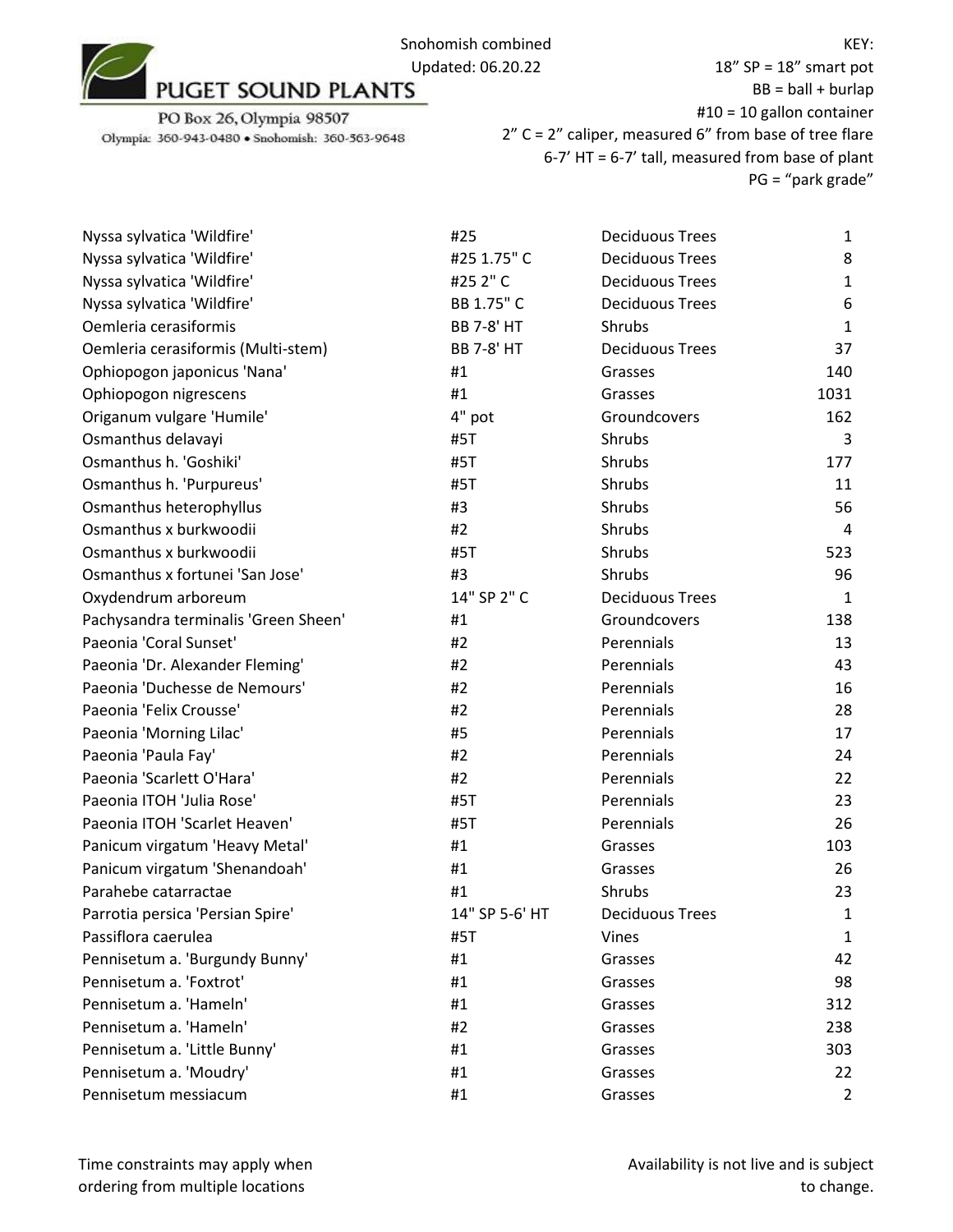PUGET SOUND PLANTS

PO Box 26, Olympia 98507

Olympia: 360-943-0480 • Snohomish: 360-563-9648

Snohomish combined
Updated: 06.20.22

KEY:
18" SP = 18" smart pot
BB = ball + burlap
#10 = 10 gallon container
2" C = 2" caliper, measured 6" from base of tree flare
6-7' HT = 6-7' tall, measured from base of plant
PG = "park grade"

| | | | |
|---|---|---|---|
| Nyssa sylvatica 'Wildfire' | #25 | Deciduous Trees | 1 |
| Nyssa sylvatica 'Wildfire' | #25 1.75" C | Deciduous Trees | 8 |
| Nyssa sylvatica 'Wildfire' | #25 2" C | Deciduous Trees | 1 |
| Nyssa sylvatica 'Wildfire' | BB 1.75" C | Deciduous Trees | 6 |
| Oemleria cerasiformis | BB 7-8' HT | Shrubs | 1 |
| Oemleria cerasiformis (Multi-stem) | BB 7-8' HT | Deciduous Trees | 37 |
| Ophiopogon japonicus 'Nana' | #1 | Grasses | 140 |
| Ophiopogon nigrescens | #1 | Grasses | 1031 |
| Origanum vulgare 'Humile' | 4" pot | Groundcovers | 162 |
| Osmanthus delavayi | #5T | Shrubs | 3 |
| Osmanthus h. 'Goshiki' | #5T | Shrubs | 177 |
| Osmanthus h. 'Purpureus' | #5T | Shrubs | 11 |
| Osmanthus heterophyllus | #3 | Shrubs | 56 |
| Osmanthus x burkwoodii | #2 | Shrubs | 4 |
| Osmanthus x burkwoodii | #5T | Shrubs | 523 |
| Osmanthus x fortunei 'San Jose' | #3 | Shrubs | 96 |
| Oxydendrum arboreum | 14" SP 2" C | Deciduous Trees | 1 |
| Pachysandra terminalis 'Green Sheen' | #1 | Groundcovers | 138 |
| Paeonia 'Coral Sunset' | #2 | Perennials | 13 |
| Paeonia 'Dr. Alexander Fleming' | #2 | Perennials | 43 |
| Paeonia 'Duchesse de Nemours' | #2 | Perennials | 16 |
| Paeonia 'Felix Crousse' | #2 | Perennials | 28 |
| Paeonia 'Morning Lilac' | #5 | Perennials | 17 |
| Paeonia 'Paula Fay' | #2 | Perennials | 24 |
| Paeonia 'Scarlett O'Hara' | #2 | Perennials | 22 |
| Paeonia ITOH 'Julia Rose' | #5T | Perennials | 23 |
| Paeonia ITOH 'Scarlet Heaven' | #5T | Perennials | 26 |
| Panicum virgatum 'Heavy Metal' | #1 | Grasses | 103 |
| Panicum virgatum 'Shenandoah' | #1 | Grasses | 26 |
| Parahebe catarractae | #1 | Shrubs | 23 |
| Parrotia persica 'Persian Spire' | 14" SP 5-6' HT | Deciduous Trees | 1 |
| Passiflora caerulea | #5T | Vines | 1 |
| Pennisetum a. 'Burgundy Bunny' | #1 | Grasses | 42 |
| Pennisetum a. 'Foxtrot' | #1 | Grasses | 98 |
| Pennisetum a. 'Hameln' | #1 | Grasses | 312 |
| Pennisetum a. 'Hameln' | #2 | Grasses | 238 |
| Pennisetum a. 'Little Bunny' | #1 | Grasses | 303 |
| Pennisetum a. 'Moudry' | #1 | Grasses | 22 |
| Pennisetum messiacum | #1 | Grasses | 2 |

Time constraints may apply when ordering from multiple locations

Availability is not live and is subject to change.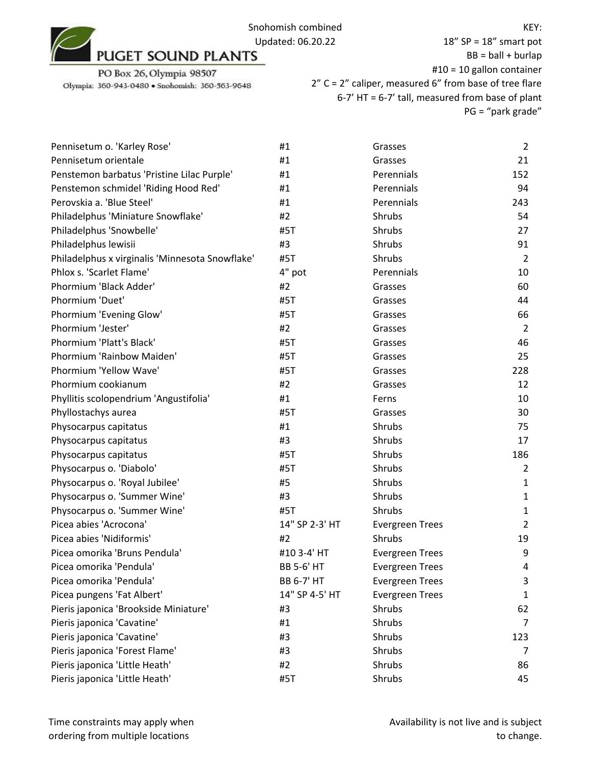PUGET SOUND PLANTS
PO Box 26, Olympia 98507
Olympia: 360-943-0480 • Snohomish: 360-563-9648

Snohomish combined
Updated: 06.20.22

KEY:
18" SP = 18" smart pot
BB = ball + burlap
#10 = 10 gallon container
2" C = 2" caliper, measured 6" from base of tree flare
6-7' HT = 6-7' tall, measured from base of plant
PG = "park grade"

| | | | |
|---|---|---|---|
| Pennisetum o. 'Karley Rose' | #1 | Grasses | 2 |
| Pennisetum orientale | #1 | Grasses | 21 |
| Penstemon barbatus 'Pristine Lilac Purple' | #1 | Perennials | 152 |
| Penstemon schmidel 'Riding Hood Red' | #1 | Perennials | 94 |
| Perovskia a. 'Blue Steel' | #1 | Perennials | 243 |
| Philadelphus 'Miniature Snowflake' | #2 | Shrubs | 54 |
| Philadelphus 'Snowbelle' | #5T | Shrubs | 27 |
| Philadelphus lewisii | #3 | Shrubs | 91 |
| Philadelphus x virginalis 'Minnesota Snowflake' | #5T | Shrubs | 2 |
| Phlox s. 'Scarlet Flame' | 4" pot | Perennials | 10 |
| Phormium 'Black Adder' | #2 | Grasses | 60 |
| Phormium 'Duet' | #5T | Grasses | 44 |
| Phormium 'Evening Glow' | #5T | Grasses | 66 |
| Phormium 'Jester' | #2 | Grasses | 2 |
| Phormium 'Platt's Black' | #5T | Grasses | 46 |
| Phormium 'Rainbow Maiden' | #5T | Grasses | 25 |
| Phormium 'Yellow Wave' | #5T | Grasses | 228 |
| Phormium cookianum | #2 | Grasses | 12 |
| Phyllitis scolopendrium 'Angustifolia' | #1 | Ferns | 10 |
| Phyllostachys aurea | #5T | Grasses | 30 |
| Physocarpus capitatus | #1 | Shrubs | 75 |
| Physocarpus capitatus | #3 | Shrubs | 17 |
| Physocarpus capitatus | #5T | Shrubs | 186 |
| Physocarpus o. 'Diabolo' | #5T | Shrubs | 2 |
| Physocarpus o. 'Royal Jubilee' | #5 | Shrubs | 1 |
| Physocarpus o. 'Summer Wine' | #3 | Shrubs | 1 |
| Physocarpus o. 'Summer Wine' | #5T | Shrubs | 1 |
| Picea abies 'Acrocona' | 14" SP 2-3' HT | Evergreen Trees | 2 |
| Picea abies 'Nidiformis' | #2 | Shrubs | 19 |
| Picea omorika 'Bruns Pendula' | #10 3-4' HT | Evergreen Trees | 9 |
| Picea omorika 'Pendula' | BB 5-6' HT | Evergreen Trees | 4 |
| Picea omorika 'Pendula' | BB 6-7' HT | Evergreen Trees | 3 |
| Picea pungens 'Fat Albert' | 14" SP 4-5' HT | Evergreen Trees | 1 |
| Pieris japonica 'Brookside Miniature' | #3 | Shrubs | 62 |
| Pieris japonica 'Cavatine' | #1 | Shrubs | 7 |
| Pieris japonica 'Cavatine' | #3 | Shrubs | 123 |
| Pieris japonica 'Forest Flame' | #3 | Shrubs | 7 |
| Pieris japonica 'Little Heath' | #2 | Shrubs | 86 |
| Pieris japonica 'Little Heath' | #5T | Shrubs | 45 |

Time constraints may apply when ordering from multiple locations

Availability is not live and is subject to change.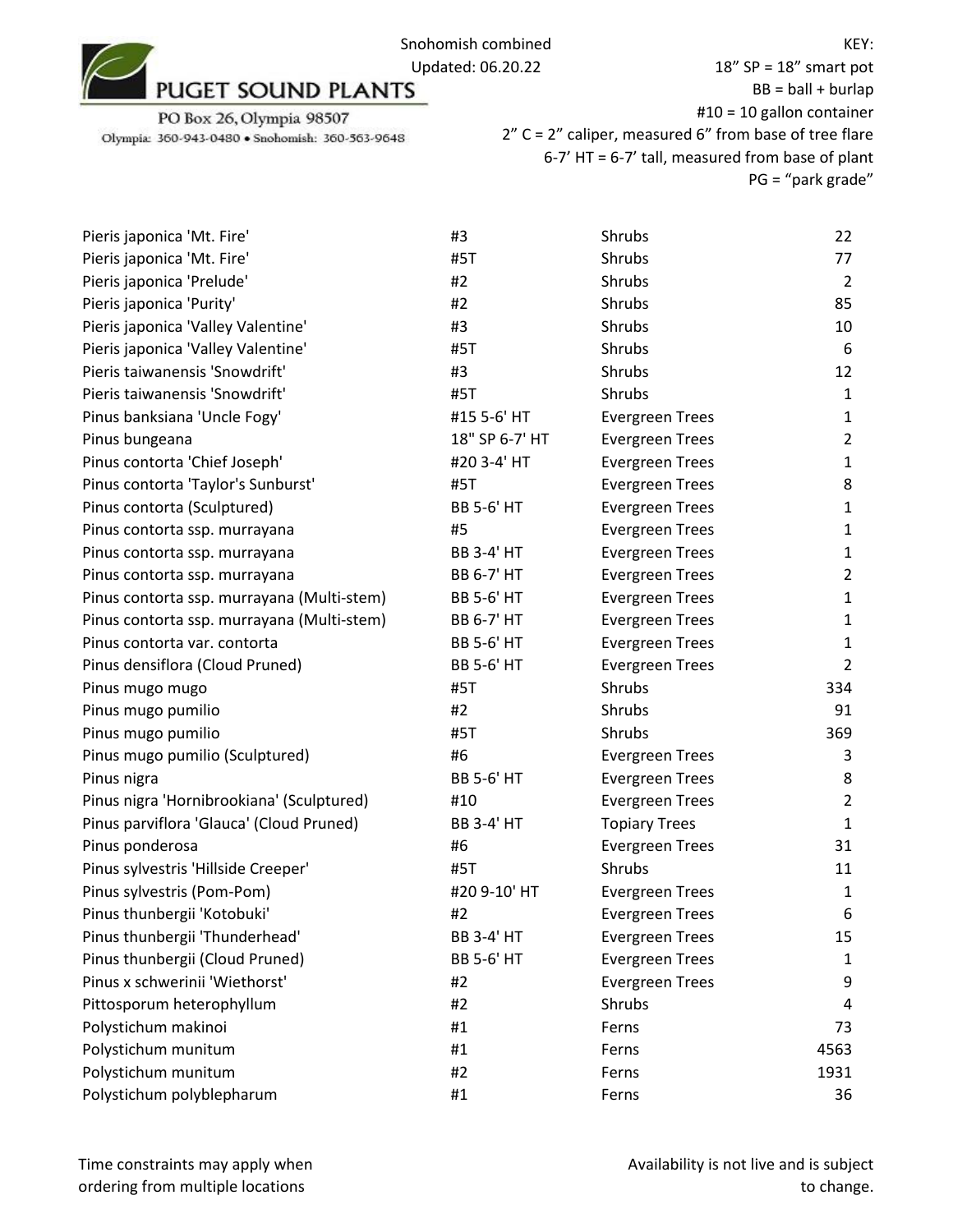PUGET SOUND PLANTS

PO Box 26, Olympia 98507
Olympia: 360-943-0480 • Snohomish: 360-563-9648

Snohomish combined
Updated: 06.20.22

KEY:
18" SP = 18" smart pot
BB = ball + burlap
#10 = 10 gallon container
2" C = 2" caliper, measured 6" from base of tree flare
6-7' HT = 6-7' tall, measured from base of plant
PG = "park grade"

| | | | |
|---|---|---|---|
| Pieris japonica 'Mt. Fire' | #3 | Shrubs | 22 |
| Pieris japonica 'Mt. Fire' | #5T | Shrubs | 77 |
| Pieris japonica 'Prelude' | #2 | Shrubs | 2 |
| Pieris japonica 'Purity' | #2 | Shrubs | 85 |
| Pieris japonica 'Valley Valentine' | #3 | Shrubs | 10 |
| Pieris japonica 'Valley Valentine' | #5T | Shrubs | 6 |
| Pieris taiwanensis 'Snowdrift' | #3 | Shrubs | 12 |
| Pieris taiwanensis 'Snowdrift' | #5T | Shrubs | 1 |
| Pinus banksiana 'Uncle Fogy' | #15 5-6' HT | Evergreen Trees | 1 |
| Pinus bungeana | 18" SP 6-7' HT | Evergreen Trees | 2 |
| Pinus contorta 'Chief Joseph' | #20 3-4' HT | Evergreen Trees | 1 |
| Pinus contorta 'Taylor's Sunburst' | #5T | Evergreen Trees | 8 |
| Pinus contorta (Sculptured) | BB 5-6' HT | Evergreen Trees | 1 |
| Pinus contorta ssp. murrayana | #5 | Evergreen Trees | 1 |
| Pinus contorta ssp. murrayana | BB 3-4' HT | Evergreen Trees | 1 |
| Pinus contorta ssp. murrayana | BB 6-7' HT | Evergreen Trees | 2 |
| Pinus contorta ssp. murrayana (Multi-stem) | BB 5-6' HT | Evergreen Trees | 1 |
| Pinus contorta ssp. murrayana (Multi-stem) | BB 6-7' HT | Evergreen Trees | 1 |
| Pinus contorta var. contorta | BB 5-6' HT | Evergreen Trees | 1 |
| Pinus densiflora (Cloud Pruned) | BB 5-6' HT | Evergreen Trees | 2 |
| Pinus mugo mugo | #5T | Shrubs | 334 |
| Pinus mugo pumilio | #2 | Shrubs | 91 |
| Pinus mugo pumilio | #5T | Shrubs | 369 |
| Pinus mugo pumilio (Sculptured) | #6 | Evergreen Trees | 3 |
| Pinus nigra | BB 5-6' HT | Evergreen Trees | 8 |
| Pinus nigra 'Hornibrookiana' (Sculptured) | #10 | Evergreen Trees | 2 |
| Pinus parviflora 'Glauca' (Cloud Pruned) | BB 3-4' HT | Topiary Trees | 1 |
| Pinus ponderosa | #6 | Evergreen Trees | 31 |
| Pinus sylvestris 'Hillside Creeper' | #5T | Shrubs | 11 |
| Pinus sylvestris (Pom-Pom) | #20 9-10' HT | Evergreen Trees | 1 |
| Pinus thunbergii 'Kotobuki' | #2 | Evergreen Trees | 6 |
| Pinus thunbergii 'Thunderhead' | BB 3-4' HT | Evergreen Trees | 15 |
| Pinus thunbergii (Cloud Pruned) | BB 5-6' HT | Evergreen Trees | 1 |
| Pinus x schwerinii 'Wiethorst' | #2 | Evergreen Trees | 9 |
| Pittosporum heterophyllum | #2 | Shrubs | 4 |
| Polystichum makinoi | #1 | Ferns | 73 |
| Polystichum munitum | #1 | Ferns | 4563 |
| Polystichum munitum | #2 | Ferns | 1931 |
| Polystichum polyblepharum | #1 | Ferns | 36 |

Time constraints may apply when ordering from multiple locations

Availability is not live and is subject to change.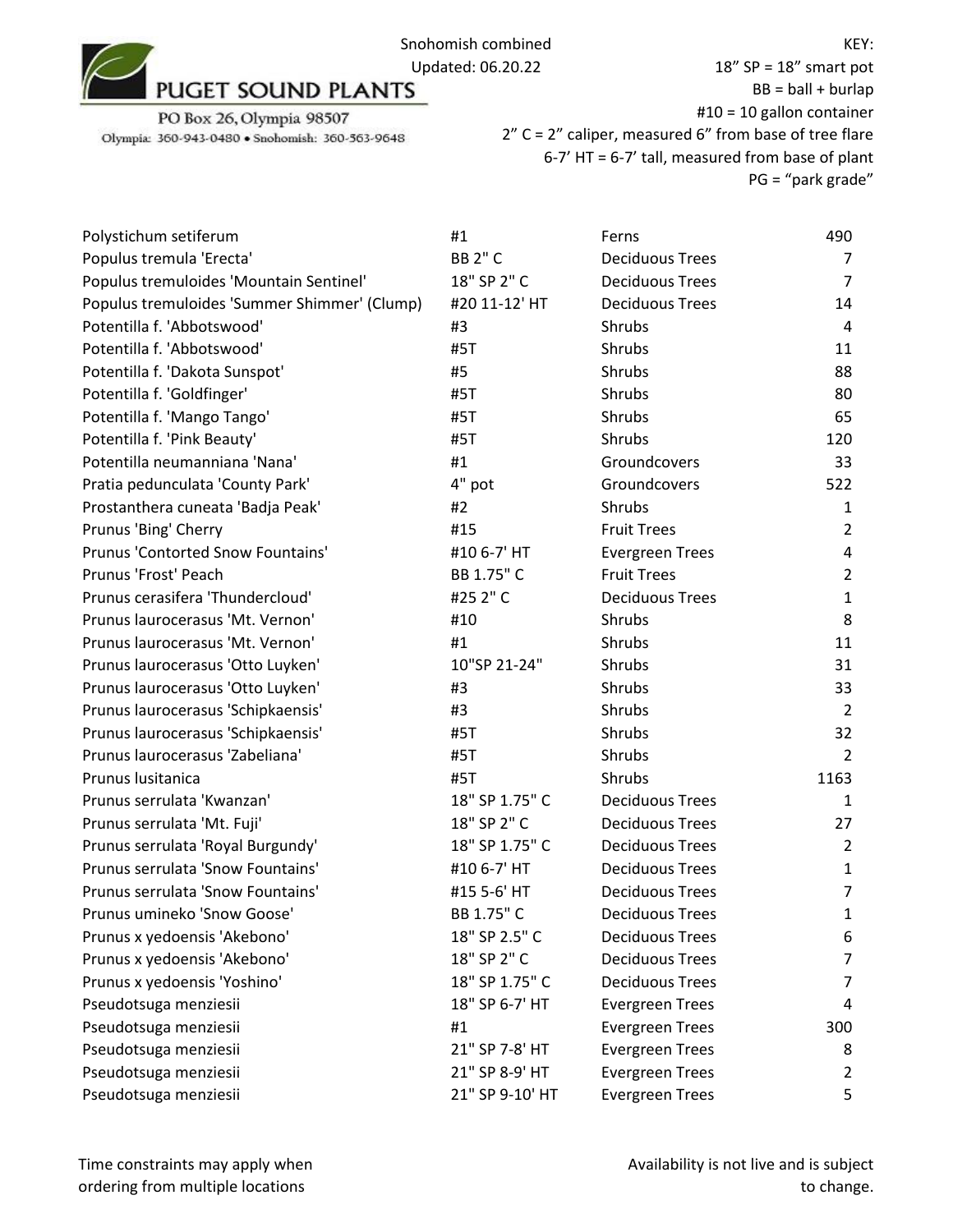PUGET SOUND PLANTS

PO Box 26, Olympia 98507

Olympia: 360-943-0480 • Snohomish: 360-563-9648

Snohomish combined
Updated: 06.20.22

KEY:
18" SP = 18" smart pot
BB = ball + burlap
#10 = 10 gallon container
2" C = 2" caliper, measured 6" from base of tree flare
6-7' HT = 6-7' tall, measured from base of plant
PG = "park grade"

| | | | |
|---|---|---|---|
| Polystichum setiferum | #1 | Ferns | 490 |
| Populus tremula 'Erecta' | BB 2" C | Deciduous Trees | 7 |
| Populus tremuloides 'Mountain Sentinel' | 18" SP 2" C | Deciduous Trees | 7 |
| Populus tremuloides 'Summer Shimmer' (Clump) | #20 11-12' HT | Deciduous Trees | 14 |
| Potentilla f. 'Abbotswood' | #3 | Shrubs | 4 |
| Potentilla f. 'Abbotswood' | #5T | Shrubs | 11 |
| Potentilla f. 'Dakota Sunspot' | #5 | Shrubs | 88 |
| Potentilla f. 'Goldfinger' | #5T | Shrubs | 80 |
| Potentilla f. 'Mango Tango' | #5T | Shrubs | 65 |
| Potentilla f. 'Pink Beauty' | #5T | Shrubs | 120 |
| Potentilla neumanniana 'Nana' | #1 | Groundcovers | 33 |
| Pratia pedunculata 'County Park' | 4" pot | Groundcovers | 522 |
| Prostanthera cuneata 'Badja Peak' | #2 | Shrubs | 1 |
| Prunus 'Bing' Cherry | #15 | Fruit Trees | 2 |
| Prunus 'Contorted Snow Fountains' | #10 6-7' HT | Evergreen Trees | 4 |
| Prunus 'Frost' Peach | BB 1.75" C | Fruit Trees | 2 |
| Prunus cerasifera 'Thundercloud' | #25 2" C | Deciduous Trees | 1 |
| Prunus laurocerasus 'Mt. Vernon' | #10 | Shrubs | 8 |
| Prunus laurocerasus 'Mt. Vernon' | #1 | Shrubs | 11 |
| Prunus laurocerasus 'Otto Luyken' | 10"SP 21-24" | Shrubs | 31 |
| Prunus laurocerasus 'Otto Luyken' | #3 | Shrubs | 33 |
| Prunus laurocerasus 'Schipkaensis' | #3 | Shrubs | 2 |
| Prunus laurocerasus 'Schipkaensis' | #5T | Shrubs | 32 |
| Prunus laurocerasus 'Zabeliana' | #5T | Shrubs | 2 |
| Prunus lusitanica | #5T | Shrubs | 1163 |
| Prunus serrulata 'Kwanzan' | 18" SP 1.75" C | Deciduous Trees | 1 |
| Prunus serrulata 'Mt. Fuji' | 18" SP 2" C | Deciduous Trees | 27 |
| Prunus serrulata 'Royal Burgundy' | 18" SP 1.75" C | Deciduous Trees | 2 |
| Prunus serrulata 'Snow Fountains' | #10 6-7' HT | Deciduous Trees | 1 |
| Prunus serrulata 'Snow Fountains' | #15 5-6' HT | Deciduous Trees | 7 |
| Prunus umineko 'Snow Goose' | BB 1.75" C | Deciduous Trees | 1 |
| Prunus x yedoensis 'Akebono' | 18" SP 2.5" C | Deciduous Trees | 6 |
| Prunus x yedoensis 'Akebono' | 18" SP 2" C | Deciduous Trees | 7 |
| Prunus x yedoensis 'Yoshino' | 18" SP 1.75" C | Deciduous Trees | 7 |
| Pseudotsuga menziesii | 18" SP 6-7' HT | Evergreen Trees | 4 |
| Pseudotsuga menziesii | #1 | Evergreen Trees | 300 |
| Pseudotsuga menziesii | 21" SP 7-8' HT | Evergreen Trees | 8 |
| Pseudotsuga menziesii | 21" SP 8-9' HT | Evergreen Trees | 2 |
| Pseudotsuga menziesii | 21" SP 9-10' HT | Evergreen Trees | 5 |

Time constraints may apply when ordering from multiple locations

Availability is not live and is subject to change.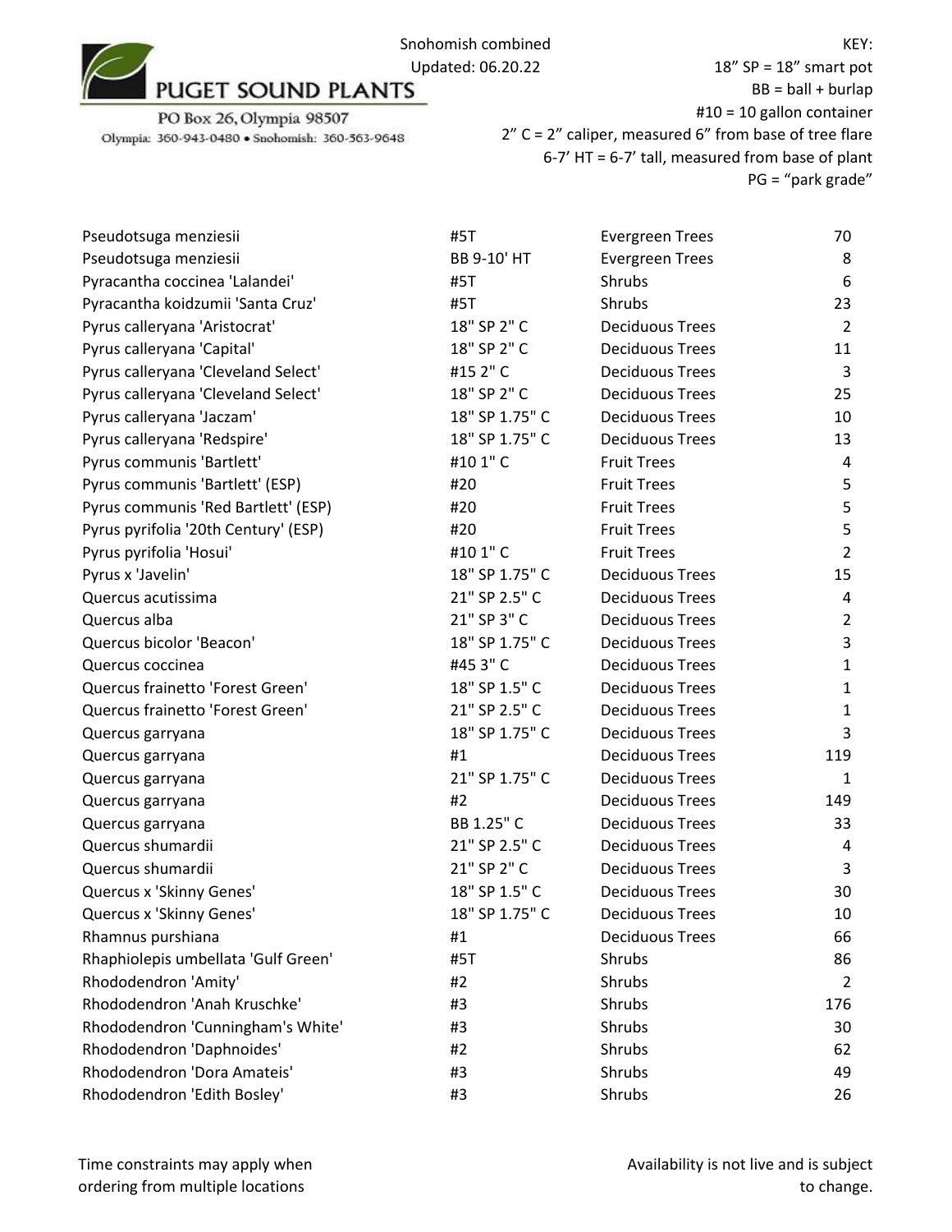PUGET SOUND PLANTS

PO Box 26, Olympia 98507

Olympia: 360-943-0480 • Snohomish: 360-563-9648

Snohomish combined
Updated: 06.20.22

KEY:
18” SP = 18” smart pot
BB = ball + burlap
#10 = 10 gallon container
2” C = 2” caliper, measured 6” from base of tree flare
6-7’ HT = 6-7’ tall, measured from base of plant
PG = “park grade”

| | | | |
|---|---|---|---|
| Pseudotsuga menziesii | #5T | Evergreen Trees | 70 |
| Pseudotsuga menziesii | BB 9-10' HT | Evergreen Trees | 8 |
| Pyracantha coccinea 'Lalandei' | #5T | Shrubs | 6 |
| Pyracantha koidzumii 'Santa Cruz' | #5T | Shrubs | 23 |
| Pyrus calleryana 'Aristocrat' | 18" SP 2" C | Deciduous Trees | 2 |
| Pyrus calleryana 'Capital' | 18" SP 2" C | Deciduous Trees | 11 |
| Pyrus calleryana 'Cleveland Select' | #15 2" C | Deciduous Trees | 3 |
| Pyrus calleryana 'Cleveland Select' | 18" SP 2" C | Deciduous Trees | 25 |
| Pyrus calleryana 'Jaczam' | 18" SP 1.75" C | Deciduous Trees | 10 |
| Pyrus calleryana 'Redspire' | 18" SP 1.75" C | Deciduous Trees | 13 |
| Pyrus communis 'Bartlett' | #10 1" C | Fruit Trees | 4 |
| Pyrus communis 'Bartlett' (ESP) | #20 | Fruit Trees | 5 |
| Pyrus communis 'Red Bartlett' (ESP) | #20 | Fruit Trees | 5 |
| Pyrus pyrifolia '20th Century' (ESP) | #20 | Fruit Trees | 5 |
| Pyrus pyrifolia 'Hosui' | #10 1" C | Fruit Trees | 2 |
| Pyrus x 'Javelin' | 18" SP 1.75" C | Deciduous Trees | 15 |
| Quercus acutissima | 21" SP 2.5" C | Deciduous Trees | 4 |
| Quercus alba | 21" SP 3" C | Deciduous Trees | 2 |
| Quercus bicolor 'Beacon' | 18" SP 1.75" C | Deciduous Trees | 3 |
| Quercus coccinea | #45 3" C | Deciduous Trees | 1 |
| Quercus frainetto 'Forest Green' | 18" SP 1.5" C | Deciduous Trees | 1 |
| Quercus frainetto 'Forest Green' | 21" SP 2.5" C | Deciduous Trees | 1 |
| Quercus garryana | 18" SP 1.75" C | Deciduous Trees | 3 |
| Quercus garryana | #1 | Deciduous Trees | 119 |
| Quercus garryana | 21" SP 1.75" C | Deciduous Trees | 1 |
| Quercus garryana | #2 | Deciduous Trees | 149 |
| Quercus garryana | BB 1.25" C | Deciduous Trees | 33 |
| Quercus shumardii | 21" SP 2.5" C | Deciduous Trees | 4 |
| Quercus shumardii | 21" SP 2" C | Deciduous Trees | 3 |
| Quercus x 'Skinny Genes' | 18" SP 1.5" C | Deciduous Trees | 30 |
| Quercus x 'Skinny Genes' | 18" SP 1.75" C | Deciduous Trees | 10 |
| Rhamnus purshiana | #1 | Deciduous Trees | 66 |
| Rhaphiolepis umbellata 'Gulf Green' | #5T | Shrubs | 86 |
| Rhododendron 'Amity' | #2 | Shrubs | 2 |
| Rhododendron 'Anah Kruschke' | #3 | Shrubs | 176 |
| Rhododendron 'Cunningham's White' | #3 | Shrubs | 30 |
| Rhododendron 'Daphnoides' | #2 | Shrubs | 62 |
| Rhododendron 'Dora Amateis' | #3 | Shrubs | 49 |
| Rhododendron 'Edith Bosley' | #3 | Shrubs | 26 |

Time constraints may apply when ordering from multiple locations

Availability is not live and is subject to change.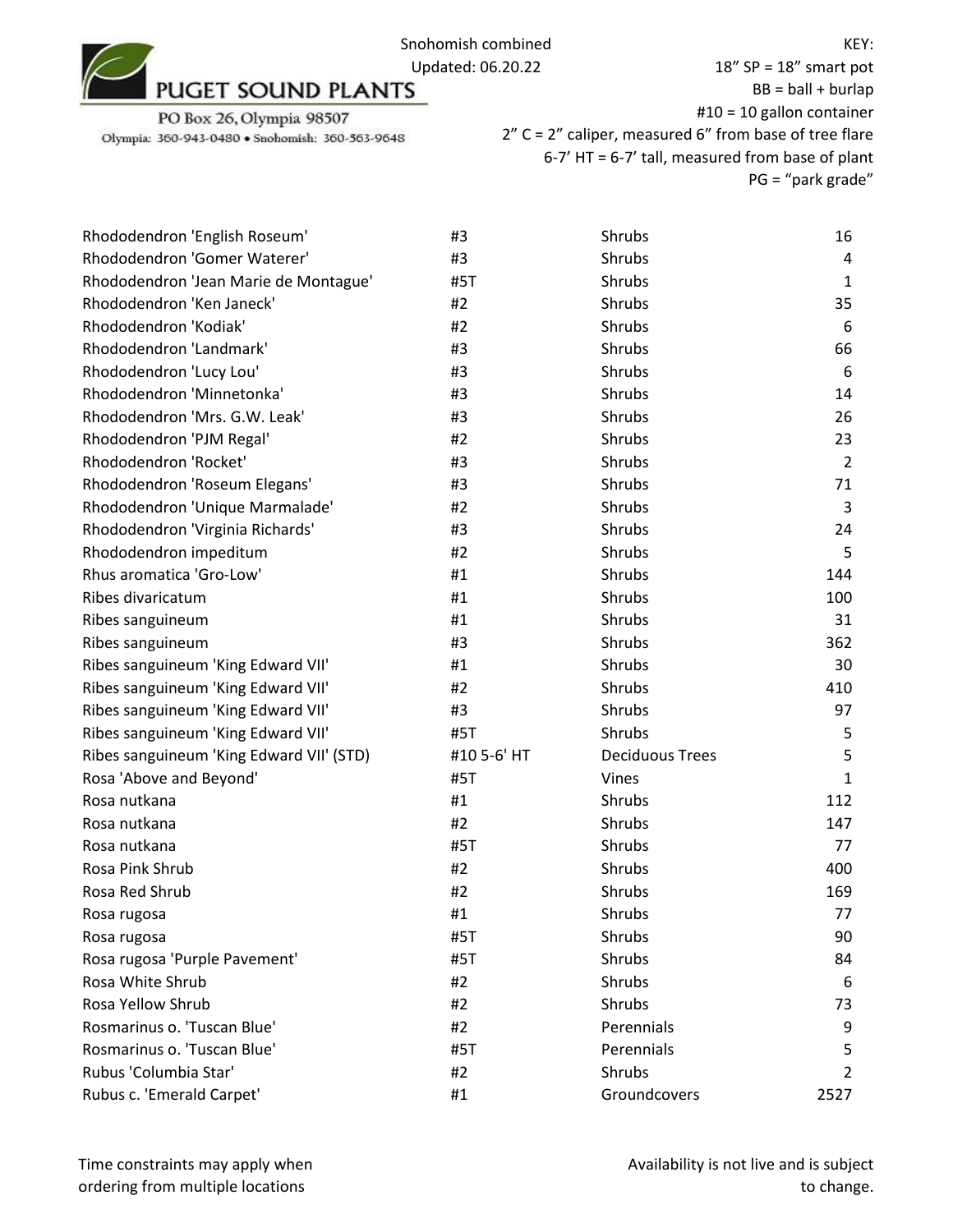| | | | |
|---|---|---|---|
| Rhododendron 'English Roseum' | #3 | Shrubs | 16 |
| Rhododendron 'Gomer Waterer' | #3 | Shrubs | 4 |
| Rhododendron 'Jean Marie de Montague' | #5T | Shrubs | 1 |
| Rhododendron 'Ken Janeck' | #2 | Shrubs | 35 |
| Rhododendron 'Kodiak' | #2 | Shrubs | 6 |
| Rhododendron 'Landmark' | #3 | Shrubs | 66 |
| Rhododendron 'Lucy Lou' | #3 | Shrubs | 6 |
| Rhododendron 'Minnetonka' | #3 | Shrubs | 14 |
| Rhododendron 'Mrs. G.W. Leak' | #3 | Shrubs | 26 |
| Rhododendron 'PJM Regal' | #2 | Shrubs | 23 |
| Rhododendron 'Rocket' | #3 | Shrubs | 2 |
| Rhododendron 'Roseum Elegans' | #3 | Shrubs | 71 |
| Rhododendron 'Unique Marmalade' | #2 | Shrubs | 3 |
| Rhododendron 'Virginia Richards' | #3 | Shrubs | 24 |
| Rhododendron impeditum | #2 | Shrubs | 5 |
| Rhus aromatica 'Gro-Low' | #1 | Shrubs | 144 |
| Ribes divaricatum | #1 | Shrubs | 100 |
| Ribes sanguineum | #1 | Shrubs | 31 |
| Ribes sanguineum | #3 | Shrubs | 362 |
| Ribes sanguineum 'King Edward VII' | #1 | Shrubs | 30 |
| Ribes sanguineum 'King Edward VII' | #2 | Shrubs | 410 |
| Ribes sanguineum 'King Edward VII' | #3 | Shrubs | 97 |
| Ribes sanguineum 'King Edward VII' | #5T | Shrubs | 5 |
| Ribes sanguineum 'King Edward VII' (STD) | #10 5-6' HT | Deciduous Trees | 5 |
| Rosa 'Above and Beyond' | #5T | Vines | 1 |
| Rosa nutkana | #1 | Shrubs | 112 |
| Rosa nutkana | #2 | Shrubs | 147 |
| Rosa nutkana | #5T | Shrubs | 77 |
| Rosa Pink Shrub | #2 | Shrubs | 400 |
| Rosa Red Shrub | #2 | Shrubs | 169 |
| Rosa rugosa | #1 | Shrubs | 77 |
| Rosa rugosa | #5T | Shrubs | 90 |
| Rosa rugosa 'Purple Pavement' | #5T | Shrubs | 84 |
| Rosa White Shrub | #2 | Shrubs | 6 |
| Rosa Yellow Shrub | #2 | Shrubs | 73 |
| Rosmarinus o. 'Tuscan Blue' | #2 | Perennials | 9 |
| Rosmarinus o. 'Tuscan Blue' | #5T | Perennials | 5 |
| Rubus 'Columbia Star' | #2 | Shrubs | 2 |
| Rubus c. 'Emerald Carpet' | #1 | Groundcovers | 2527 |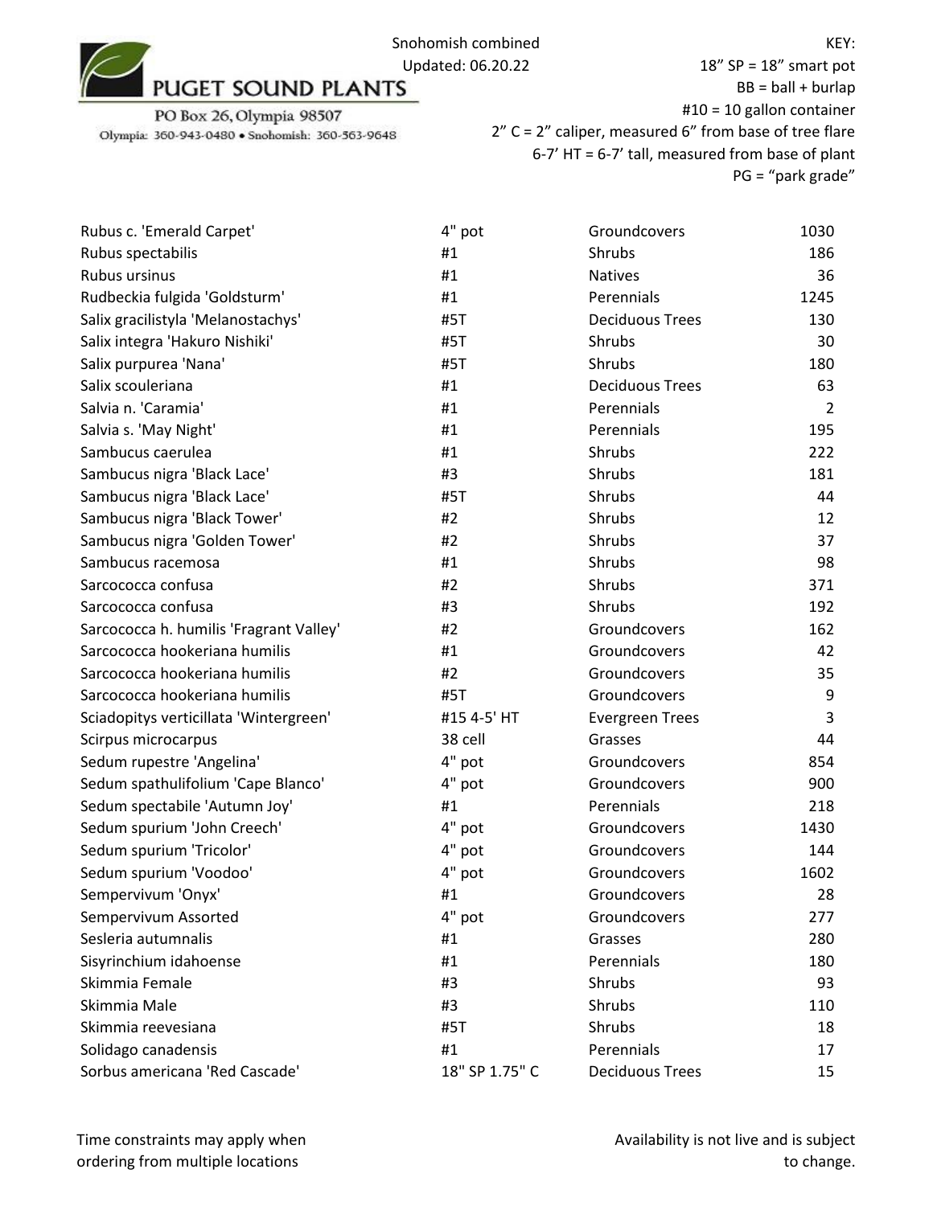PUGET SOUND PLANTS

PO Box 26, Olympia 98507

Olympia: 360-943-0480 • Snohomish: 360-563-9648

Snohomish combined
Updated: 06.20.22

KEY:
18" SP = 18" smart pot
BB = ball + burlap
#10 = 10 gallon container
2" C = 2" caliper, measured 6" from base of tree flare
6-7' HT = 6-7' tall, measured from base of plant
PG = "park grade"

| | | | |
|---|---|---|---|
| Rubus c. 'Emerald Carpet' | 4" pot | Groundcovers | 1030 |
| Rubus spectabilis | #1 | Shrubs | 186 |
| Rubus ursinus | #1 | Natives | 36 |
| Rudbeckia fulgida 'Goldsturm' | #1 | Perennials | 1245 |
| Salix gracilistyla 'Melanostachys' | #5T | Deciduous Trees | 130 |
| Salix integra 'Hakuro Nishiki' | #5T | Shrubs | 30 |
| Salix purpurea 'Nana' | #5T | Shrubs | 180 |
| Salix scouleriana | #1 | Deciduous Trees | 63 |
| Salvia n. 'Caramia' | #1 | Perennials | 2 |
| Salvia s. 'May Night' | #1 | Perennials | 195 |
| Sambucus caerulea | #1 | Shrubs | 222 |
| Sambucus nigra 'Black Lace' | #3 | Shrubs | 181 |
| Sambucus nigra 'Black Lace' | #5T | Shrubs | 44 |
| Sambucus nigra 'Black Tower' | #2 | Shrubs | 12 |
| Sambucus nigra 'Golden Tower' | #2 | Shrubs | 37 |
| Sambucus racemosa | #1 | Shrubs | 98 |
| Sarcococca confusa | #2 | Shrubs | 371 |
| Sarcococca confusa | #3 | Shrubs | 192 |
| Sarcococca h. humilis 'Fragrant Valley' | #2 | Groundcovers | 162 |
| Sarcococca hookeriana humilis | #1 | Groundcovers | 42 |
| Sarcococca hookeriana humilis | #2 | Groundcovers | 35 |
| Sarcococca hookeriana humilis | #5T | Groundcovers | 9 |
| Sciadopitys verticillata 'Wintergreen' | #15 4-5' HT | Evergreen Trees | 3 |
| Scirpus microcarpus | 38 cell | Grasses | 44 |
| Sedum rupestre 'Angelina' | 4" pot | Groundcovers | 854 |
| Sedum spathulifolium 'Cape Blanco' | 4" pot | Groundcovers | 900 |
| Sedum spectabile 'Autumn Joy' | #1 | Perennials | 218 |
| Sedum spurium 'John Creech' | 4" pot | Groundcovers | 1430 |
| Sedum spurium 'Tricolor' | 4" pot | Groundcovers | 144 |
| Sedum spurium 'Voodoo' | 4" pot | Groundcovers | 1602 |
| Sempervivum 'Onyx' | #1 | Groundcovers | 28 |
| Sempervivum Assorted | 4" pot | Groundcovers | 277 |
| Sesleria autumnalis | #1 | Grasses | 280 |
| Sisyrinchium idahoense | #1 | Perennials | 180 |
| Skimmia Female | #3 | Shrubs | 93 |
| Skimmia Male | #3 | Shrubs | 110 |
| Skimmia reevesiana | #5T | Shrubs | 18 |
| Solidago canadensis | #1 | Perennials | 17 |
| Sorbus americana 'Red Cascade' | 18" SP 1.75" C | Deciduous Trees | 15 |

Time constraints may apply when ordering from multiple locations

Availability is not live and is subject to change.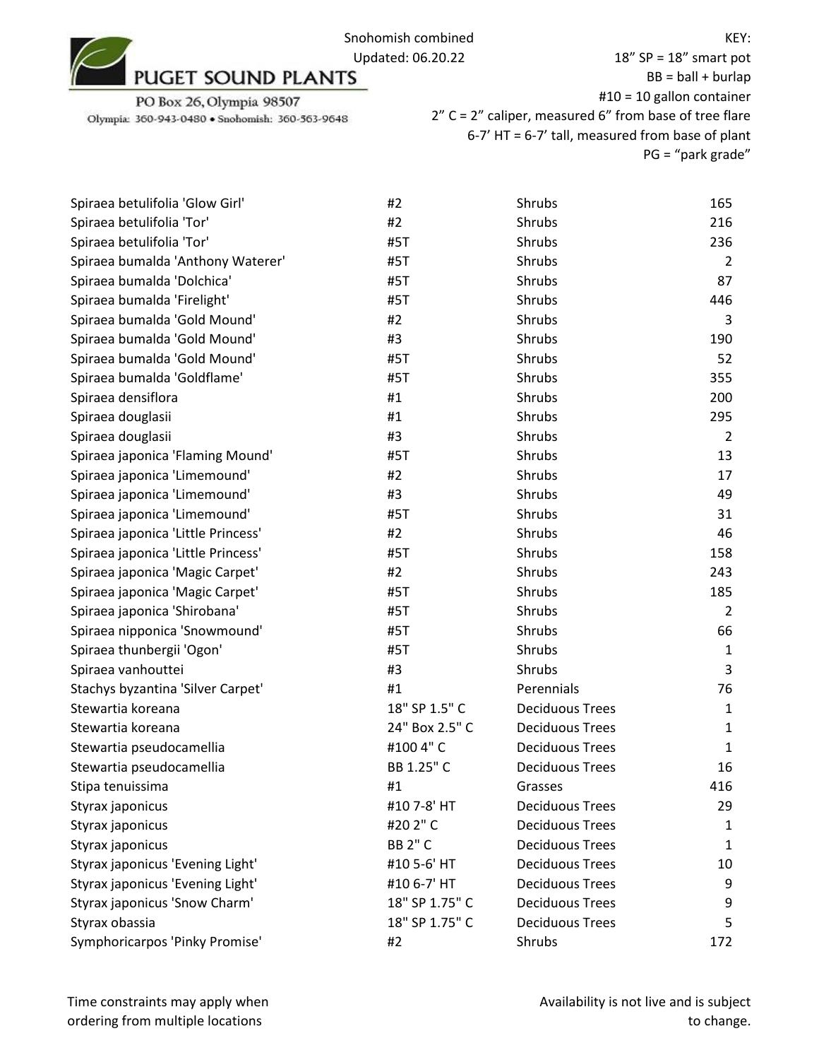PUGET SOUND PLANTS

PO Box 26, Olympia 98507

Olympia: 360-943-0480 • Snohomish: 360-563-9648

Snohomish combined
Updated: 06.20.22

KEY:
18" SP = 18" smart pot
BB = ball + burlap
#10 = 10 gallon container
2" C = 2" caliper, measured 6" from base of tree flare
6-7' HT = 6-7' tall, measured from base of plant
PG = "park grade"

| | | | |
|---|---|---|---|
| Spiraea betulifolia 'Glow Girl' | #2 | Shrubs | 165 |
| Spiraea betulifolia 'Tor' | #2 | Shrubs | 216 |
| Spiraea betulifolia 'Tor' | #5T | Shrubs | 236 |
| Spiraea bumalda 'Anthony Waterer' | #5T | Shrubs | 2 |
| Spiraea bumalda 'Dolchica' | #5T | Shrubs | 87 |
| Spiraea bumalda 'Firelight' | #5T | Shrubs | 446 |
| Spiraea bumalda 'Gold Mound' | #2 | Shrubs | 3 |
| Spiraea bumalda 'Gold Mound' | #3 | Shrubs | 190 |
| Spiraea bumalda 'Gold Mound' | #5T | Shrubs | 52 |
| Spiraea bumalda 'Goldflame' | #5T | Shrubs | 355 |
| Spiraea densiflora | #1 | Shrubs | 200 |
| Spiraea douglasii | #1 | Shrubs | 295 |
| Spiraea douglasii | #3 | Shrubs | 2 |
| Spiraea japonica 'Flaming Mound' | #5T | Shrubs | 13 |
| Spiraea japonica 'Limemound' | #2 | Shrubs | 17 |
| Spiraea japonica 'Limemound' | #3 | Shrubs | 49 |
| Spiraea japonica 'Limemound' | #5T | Shrubs | 31 |
| Spiraea japonica 'Little Princess' | #2 | Shrubs | 46 |
| Spiraea japonica 'Little Princess' | #5T | Shrubs | 158 |
| Spiraea japonica 'Magic Carpet' | #2 | Shrubs | 243 |
| Spiraea japonica 'Magic Carpet' | #5T | Shrubs | 185 |
| Spiraea japonica 'Shirobana' | #5T | Shrubs | 2 |
| Spiraea nipponica 'Snowmound' | #5T | Shrubs | 66 |
| Spiraea thunbergii 'Ogon' | #5T | Shrubs | 1 |
| Spiraea vanhouttei | #3 | Shrubs | 3 |
| Stachys byzantina 'Silver Carpet' | #1 | Perennials | 76 |
| Stewartia koreana | 18" SP 1.5" C | Deciduous Trees | 1 |
| Stewartia koreana | 24" Box 2.5" C | Deciduous Trees | 1 |
| Stewartia pseudocamellia | #100 4" C | Deciduous Trees | 1 |
| Stewartia pseudocamellia | BB 1.25" C | Deciduous Trees | 16 |
| Stipa tenuissima | #1 | Grasses | 416 |
| Styrax japonicus | #10 7-8' HT | Deciduous Trees | 29 |
| Styrax japonicus | #20 2" C | Deciduous Trees | 1 |
| Styrax japonicus | BB 2" C | Deciduous Trees | 1 |
| Styrax japonicus 'Evening Light' | #10 5-6' HT | Deciduous Trees | 10 |
| Styrax japonicus 'Evening Light' | #10 6-7' HT | Deciduous Trees | 9 |
| Styrax japonicus 'Snow Charm' | 18" SP 1.75" C | Deciduous Trees | 9 |
| Styrax obassia | 18" SP 1.75" C | Deciduous Trees | 5 |
| Symphoricarpos 'Pinky Promise' | #2 | Shrubs | 172 |

Time constraints may apply when ordering from multiple locations

Availability is not live and is subject to change.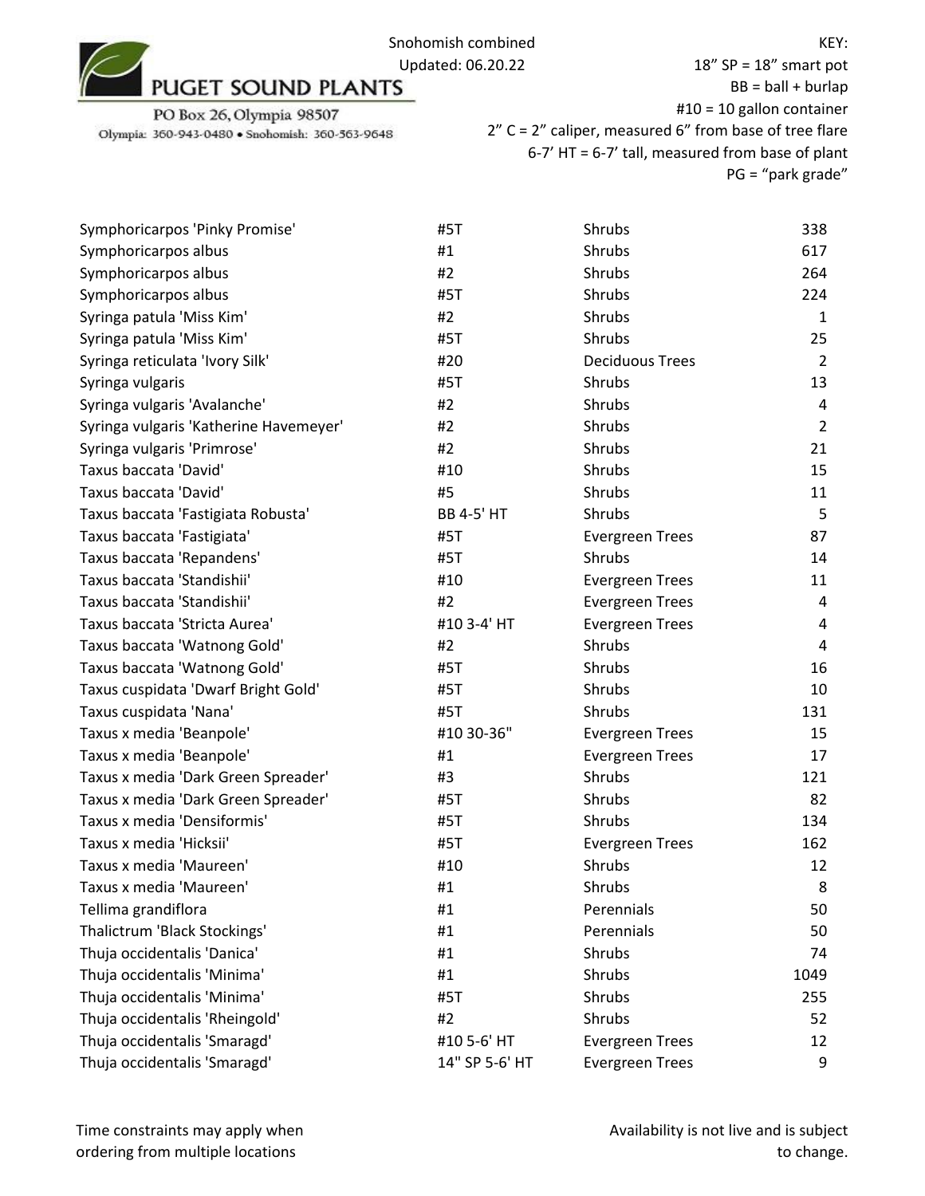PUGET SOUND PLANTS

PO Box 26, Olympia 98507

Olympia: 360-943-0480 • Snohomish: 360-563-9648

Snohomish combined
Updated: 06.20.22

KEY:
18" SP = 18" smart pot
BB = ball + burlap
#10 = 10 gallon container
2" C = 2" caliper, measured 6" from base of tree flare
6-7' HT = 6-7' tall, measured from base of plant
PG = "park grade"

| | | | |
|---|---|---|---|
| Symphoricarpos 'Pinky Promise' | #5T | Shrubs | 338 |
| Symphoricarpos albus | #1 | Shrubs | 617 |
| Symphoricarpos albus | #2 | Shrubs | 264 |
| Symphoricarpos albus | #5T | Shrubs | 224 |
| Syringa patula 'Miss Kim' | #2 | Shrubs | 1 |
| Syringa patula 'Miss Kim' | #5T | Shrubs | 25 |
| Syringa reticulata 'Ivory Silk' | #20 | Deciduous Trees | 2 |
| Syringa vulgaris | #5T | Shrubs | 13 |
| Syringa vulgaris 'Avalanche' | #2 | Shrubs | 4 |
| Syringa vulgaris 'Katherine Havemeyer' | #2 | Shrubs | 2 |
| Syringa vulgaris 'Primrose' | #2 | Shrubs | 21 |
| Taxus baccata 'David' | #10 | Shrubs | 15 |
| Taxus baccata 'David' | #5 | Shrubs | 11 |
| Taxus baccata 'Fastigiata Robusta' | BB 4-5' HT | Shrubs | 5 |
| Taxus baccata 'Fastigiata' | #5T | Evergreen Trees | 87 |
| Taxus baccata 'Repandens' | #5T | Shrubs | 14 |
| Taxus baccata 'Standishii' | #10 | Evergreen Trees | 11 |
| Taxus baccata 'Standishii' | #2 | Evergreen Trees | 4 |
| Taxus baccata 'Stricta Aurea' | #10 3-4' HT | Evergreen Trees | 4 |
| Taxus baccata 'Watnong Gold' | #2 | Shrubs | 4 |
| Taxus baccata 'Watnong Gold' | #5T | Shrubs | 16 |
| Taxus cuspidata 'Dwarf Bright Gold' | #5T | Shrubs | 10 |
| Taxus cuspidata 'Nana' | #5T | Shrubs | 131 |
| Taxus x media 'Beanpole' | #10 30-36" | Evergreen Trees | 15 |
| Taxus x media 'Beanpole' | #1 | Evergreen Trees | 17 |
| Taxus x media 'Dark Green Spreader' | #3 | Shrubs | 121 |
| Taxus x media 'Dark Green Spreader' | #5T | Shrubs | 82 |
| Taxus x media 'Densiformis' | #5T | Shrubs | 134 |
| Taxus x media 'Hicksii' | #5T | Evergreen Trees | 162 |
| Taxus x media 'Maureen' | #10 | Shrubs | 12 |
| Taxus x media 'Maureen' | #1 | Shrubs | 8 |
| Tellima grandiflora | #1 | Perennials | 50 |
| Thalictrum 'Black Stockings' | #1 | Perennials | 50 |
| Thuja occidentalis 'Danica' | #1 | Shrubs | 74 |
| Thuja occidentalis 'Minima' | #1 | Shrubs | 1049 |
| Thuja occidentalis 'Minima' | #5T | Shrubs | 255 |
| Thuja occidentalis 'Rheingold' | #2 | Shrubs | 52 |
| Thuja occidentalis 'Smaragd' | #10 5-6' HT | Evergreen Trees | 12 |
| Thuja occidentalis 'Smaragd' | 14" SP 5-6' HT | Evergreen Trees | 9 |

Time constraints may apply when ordering from multiple locations

Availability is not live and is subject to change.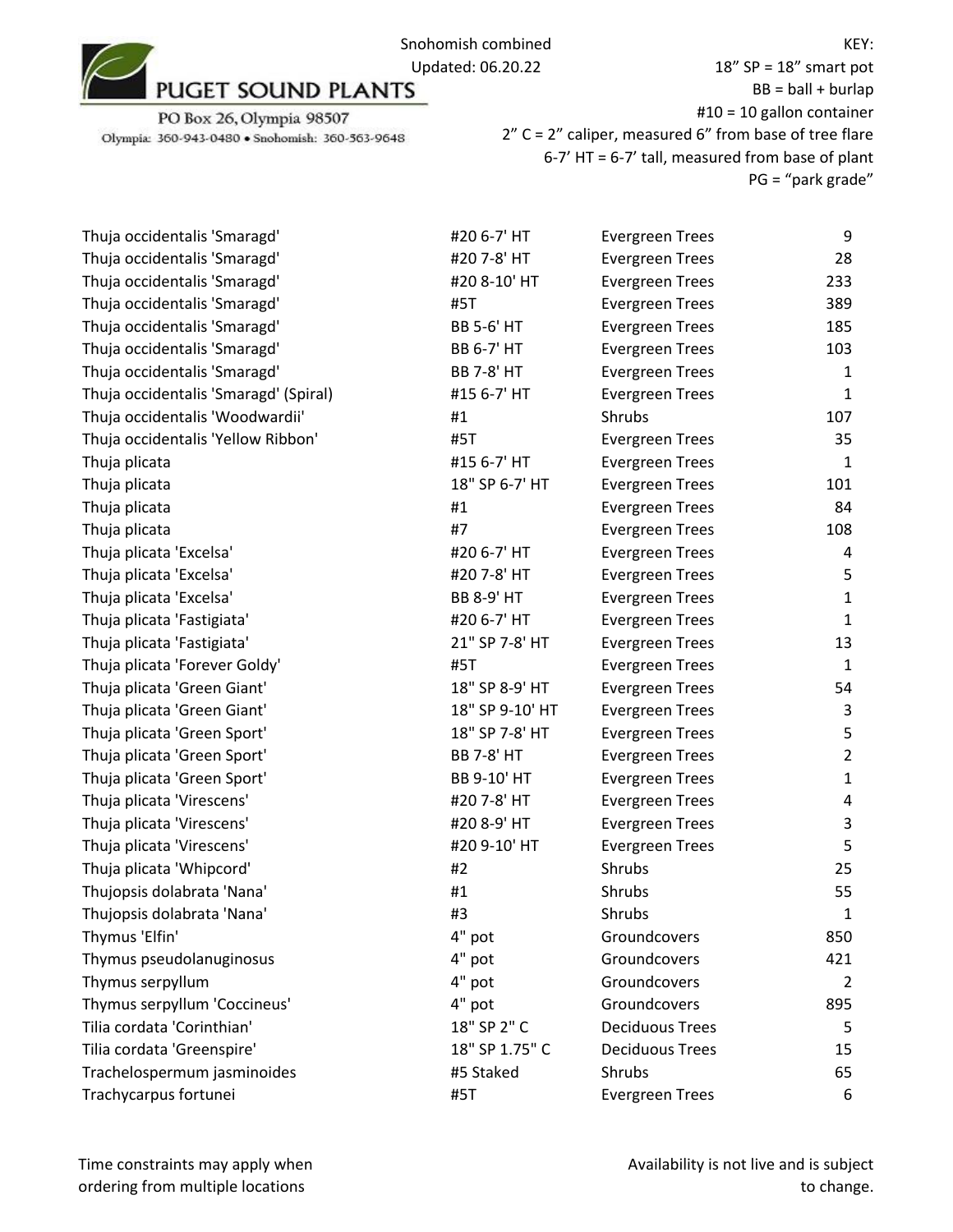PUGET SOUND PLANTS
PO Box 26, Olympia 98507
Olympia: 360-943-0480 • Snohomish: 360-563-9648

Snohomish combined
Updated: 06.20.22

KEY:
18" SP = 18" smart pot
BB = ball + burlap
#10 = 10 gallon container
2" C = 2" caliper, measured 6" from base of tree flare
6-7' HT = 6-7' tall, measured from base of plant
PG = "park grade"

| | | | |
|---|---|---|---|
| Thuja occidentalis 'Smaragd' | #20 6-7' HT | Evergreen Trees | 9 |
| Thuja occidentalis 'Smaragd' | #20 7-8' HT | Evergreen Trees | 28 |
| Thuja occidentalis 'Smaragd' | #20 8-10' HT | Evergreen Trees | 233 |
| Thuja occidentalis 'Smaragd' | #5T | Evergreen Trees | 389 |
| Thuja occidentalis 'Smaragd' | BB 5-6' HT | Evergreen Trees | 185 |
| Thuja occidentalis 'Smaragd' | BB 6-7' HT | Evergreen Trees | 103 |
| Thuja occidentalis 'Smaragd' | BB 7-8' HT | Evergreen Trees | 1 |
| Thuja occidentalis 'Smaragd' (Spiral) | #15 6-7' HT | Evergreen Trees | 1 |
| Thuja occidentalis 'Woodwardii' | #1 | Shrubs | 107 |
| Thuja occidentalis 'Yellow Ribbon' | #5T | Evergreen Trees | 35 |
| Thuja plicata | #15 6-7' HT | Evergreen Trees | 1 |
| Thuja plicata | 18" SP 6-7' HT | Evergreen Trees | 101 |
| Thuja plicata | #1 | Evergreen Trees | 84 |
| Thuja plicata | #7 | Evergreen Trees | 108 |
| Thuja plicata 'Excelsa' | #20 6-7' HT | Evergreen Trees | 4 |
| Thuja plicata 'Excelsa' | #20 7-8' HT | Evergreen Trees | 5 |
| Thuja plicata 'Excelsa' | BB 8-9' HT | Evergreen Trees | 1 |
| Thuja plicata 'Fastigiata' | #20 6-7' HT | Evergreen Trees | 1 |
| Thuja plicata 'Fastigiata' | 21" SP 7-8' HT | Evergreen Trees | 13 |
| Thuja plicata 'Forever Goldy' | #5T | Evergreen Trees | 1 |
| Thuja plicata 'Green Giant' | 18" SP 8-9' HT | Evergreen Trees | 54 |
| Thuja plicata 'Green Giant' | 18" SP 9-10' HT | Evergreen Trees | 3 |
| Thuja plicata 'Green Sport' | 18" SP 7-8' HT | Evergreen Trees | 5 |
| Thuja plicata 'Green Sport' | BB 7-8' HT | Evergreen Trees | 2 |
| Thuja plicata 'Green Sport' | BB 9-10' HT | Evergreen Trees | 1 |
| Thuja plicata 'Virescens' | #20 7-8' HT | Evergreen Trees | 4 |
| Thuja plicata 'Virescens' | #20 8-9' HT | Evergreen Trees | 3 |
| Thuja plicata 'Virescens' | #20 9-10' HT | Evergreen Trees | 5 |
| Thuja plicata 'Whipcord' | #2 | Shrubs | 25 |
| Thujopsis dolabrata 'Nana' | #1 | Shrubs | 55 |
| Thujopsis dolabrata 'Nana' | #3 | Shrubs | 1 |
| Thymus 'Elfin' | 4" pot | Groundcovers | 850 |
| Thymus pseudolanuginosus | 4" pot | Groundcovers | 421 |
| Thymus serpyllum | 4" pot | Groundcovers | 2 |
| Thymus serpyllum 'Coccineus' | 4" pot | Groundcovers | 895 |
| Tilia cordata 'Corinthian' | 18" SP 2" C | Deciduous Trees | 5 |
| Tilia cordata 'Greenspire' | 18" SP 1.75" C | Deciduous Trees | 15 |
| Trachelospermum jasminoides | #5 Staked | Shrubs | 65 |
| Trachycarpus fortunei | #5T | Evergreen Trees | 6 |

Time constraints may apply when ordering from multiple locations

Availability is not live and is subject to change.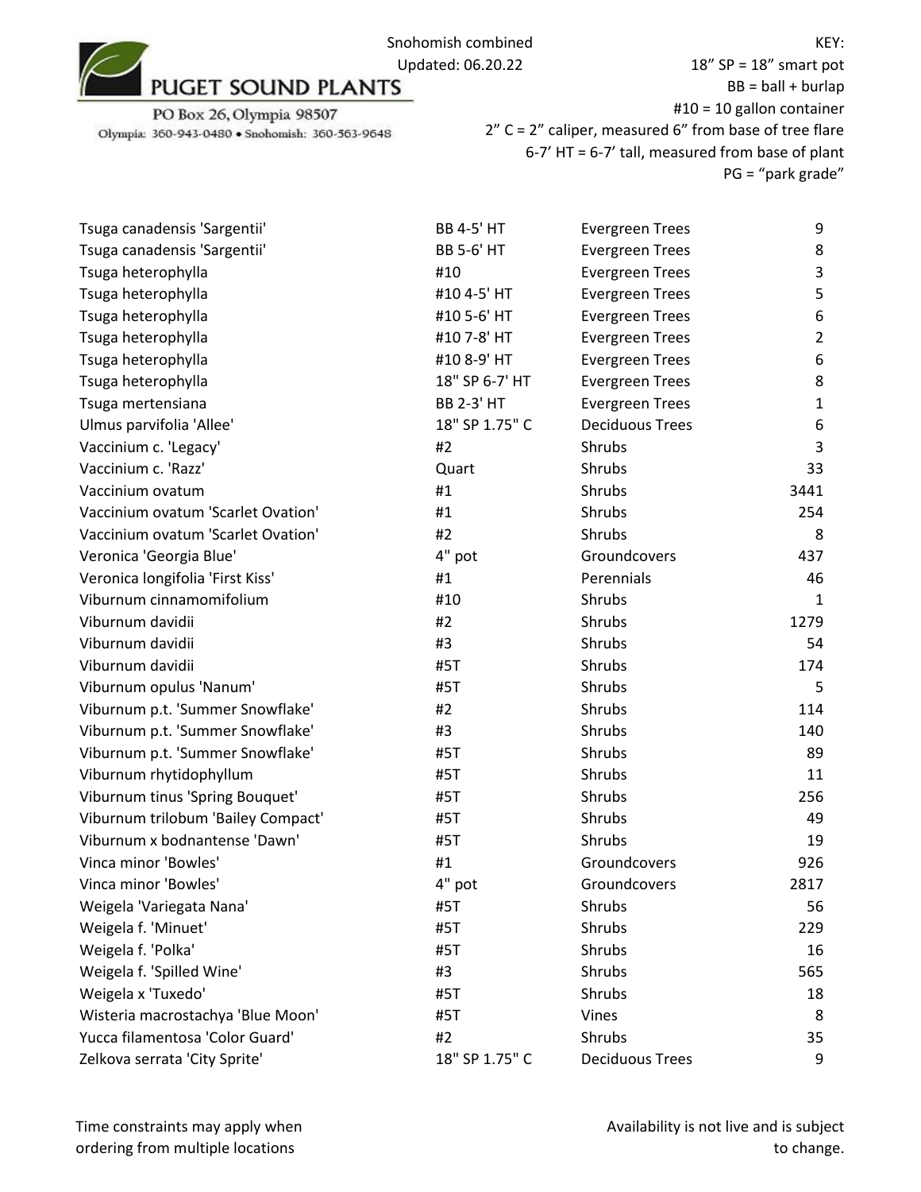PUGET SOUND PLANTS

PO Box 26, Olympia 98507

Olympia: 360-943-0480 • Snohomish: 360-563-9648

Snohomish combined
Updated: 06.20.22

KEY:
18" SP = 18" smart pot
BB = ball + burlap
#10 = 10 gallon container
2" C = 2" caliper, measured 6" from base of tree flare
6-7' HT = 6-7' tall, measured from base of plant
PG = "park grade"

| | | | |
|---|---|---|---|
| Tsuga canadensis 'Sargentii' | BB 4-5' HT | Evergreen Trees | 9 |
| Tsuga canadensis 'Sargentii' | BB 5-6' HT | Evergreen Trees | 8 |
| Tsuga heterophylla | #10 | Evergreen Trees | 3 |
| Tsuga heterophylla | #10 4-5' HT | Evergreen Trees | 5 |
| Tsuga heterophylla | #10 5-6' HT | Evergreen Trees | 6 |
| Tsuga heterophylla | #10 7-8' HT | Evergreen Trees | 2 |
| Tsuga heterophylla | #10 8-9' HT | Evergreen Trees | 6 |
| Tsuga heterophylla | 18" SP 6-7' HT | Evergreen Trees | 8 |
| Tsuga mertensiana | BB 2-3' HT | Evergreen Trees | 1 |
| Ulmus parvifolia 'Allee' | 18" SP 1.75" C | Deciduous Trees | 6 |
| Vaccinium c. 'Legacy' | #2 | Shrubs | 3 |
| Vaccinium c. 'Razz' | Quart | Shrubs | 33 |
| Vaccinium ovatum | #1 | Shrubs | 3441 |
| Vaccinium ovatum 'Scarlet Ovation' | #1 | Shrubs | 254 |
| Vaccinium ovatum 'Scarlet Ovation' | #2 | Shrubs | 8 |
| Veronica 'Georgia Blue' | 4" pot | Groundcovers | 437 |
| Veronica longifolia 'First Kiss' | #1 | Perennials | 46 |
| Viburnum cinnamomifolium | #10 | Shrubs | 1 |
| Viburnum davidii | #2 | Shrubs | 1279 |
| Viburnum davidii | #3 | Shrubs | 54 |
| Viburnum davidii | #5T | Shrubs | 174 |
| Viburnum opulus 'Nanum' | #5T | Shrubs | 5 |
| Viburnum p.t. 'Summer Snowflake' | #2 | Shrubs | 114 |
| Viburnum p.t. 'Summer Snowflake' | #3 | Shrubs | 140 |
| Viburnum p.t. 'Summer Snowflake' | #5T | Shrubs | 89 |
| Viburnum rhytidophyllum | #5T | Shrubs | 11 |
| Viburnum tinus 'Spring Bouquet' | #5T | Shrubs | 256 |
| Viburnum trilobum 'Bailey Compact' | #5T | Shrubs | 49 |
| Viburnum x bodnantense 'Dawn' | #5T | Shrubs | 19 |
| Vinca minor 'Bowles' | #1 | Groundcovers | 926 |
| Vinca minor 'Bowles' | 4" pot | Groundcovers | 2817 |
| Weigela 'Variegata Nana' | #5T | Shrubs | 56 |
| Weigela f. 'Minuet' | #5T | Shrubs | 229 |
| Weigela f. 'Polka' | #5T | Shrubs | 16 |
| Weigela f. 'Spilled Wine' | #3 | Shrubs | 565 |
| Weigela x 'Tuxedo' | #5T | Shrubs | 18 |
| Wisteria macrostachya 'Blue Moon' | #5T | Vines | 8 |
| Yucca filamentosa 'Color Guard' | #2 | Shrubs | 35 |
| Zelkova serrata 'City Sprite' | 18" SP 1.75" C | Deciduous Trees | 9 |

Time constraints may apply when ordering from multiple locations

Availability is not live and is subject to change.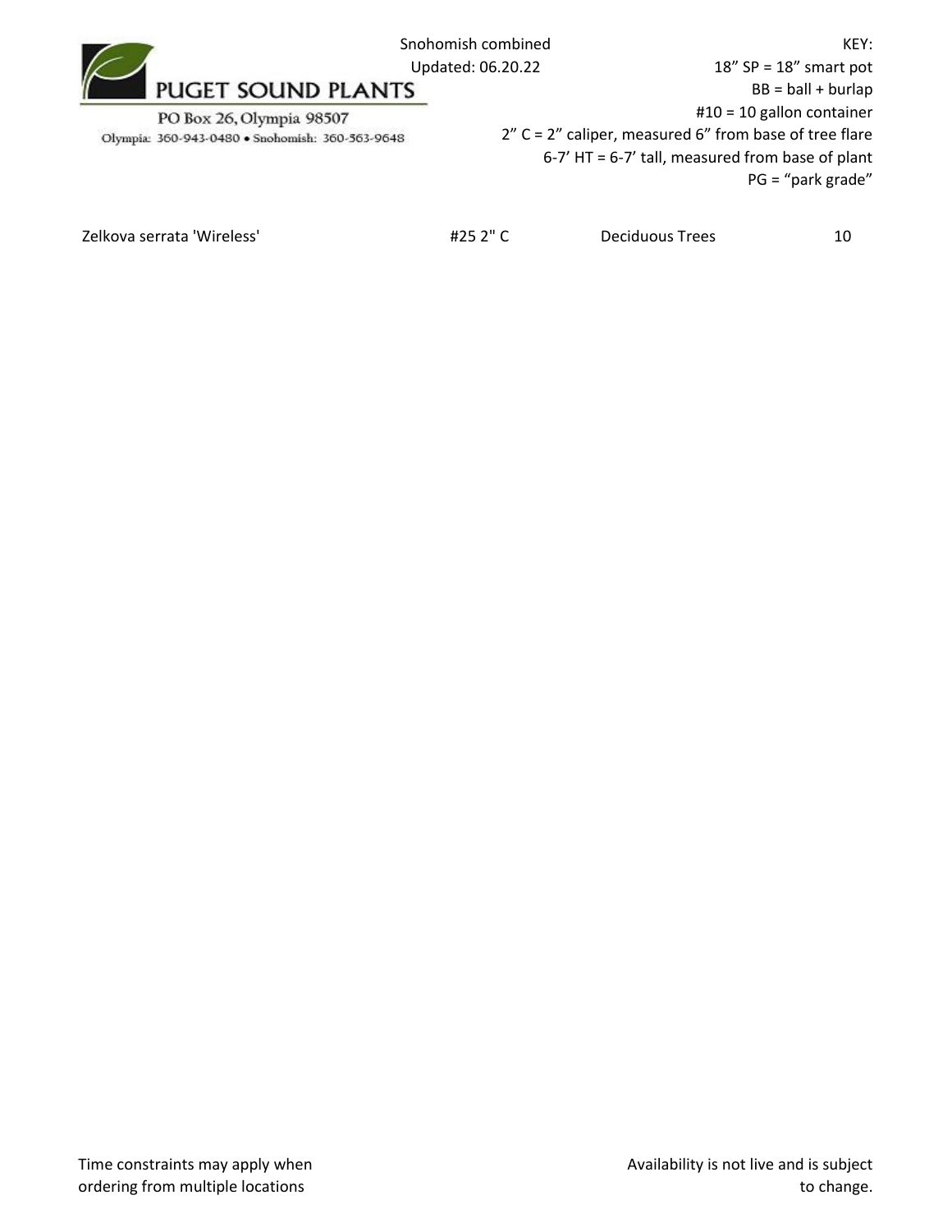PUGET SOUND PLANTS

PO Box 26, Olympia 98507

Olympia: 360-943-0480 • Snohomish: 360-563-9648

Snohomish combined

Updated: 06.20.22

KEY:

18” SP = 18” smart pot

BB = ball + burlap

#10 = 10 gallon container

2” C = 2” caliper, measured 6” from base of tree flare

6-7’ HT = 6-7’ tall, measured from base of plant

PG = “park grade”

| | | | |
|---|---|---|---|
| Zelkova serrata 'Wireless' | #25 2" C | Deciduous Trees | 10 |

Time constraints may apply when ordering from multiple locations

Availability is not live and is subject to change.